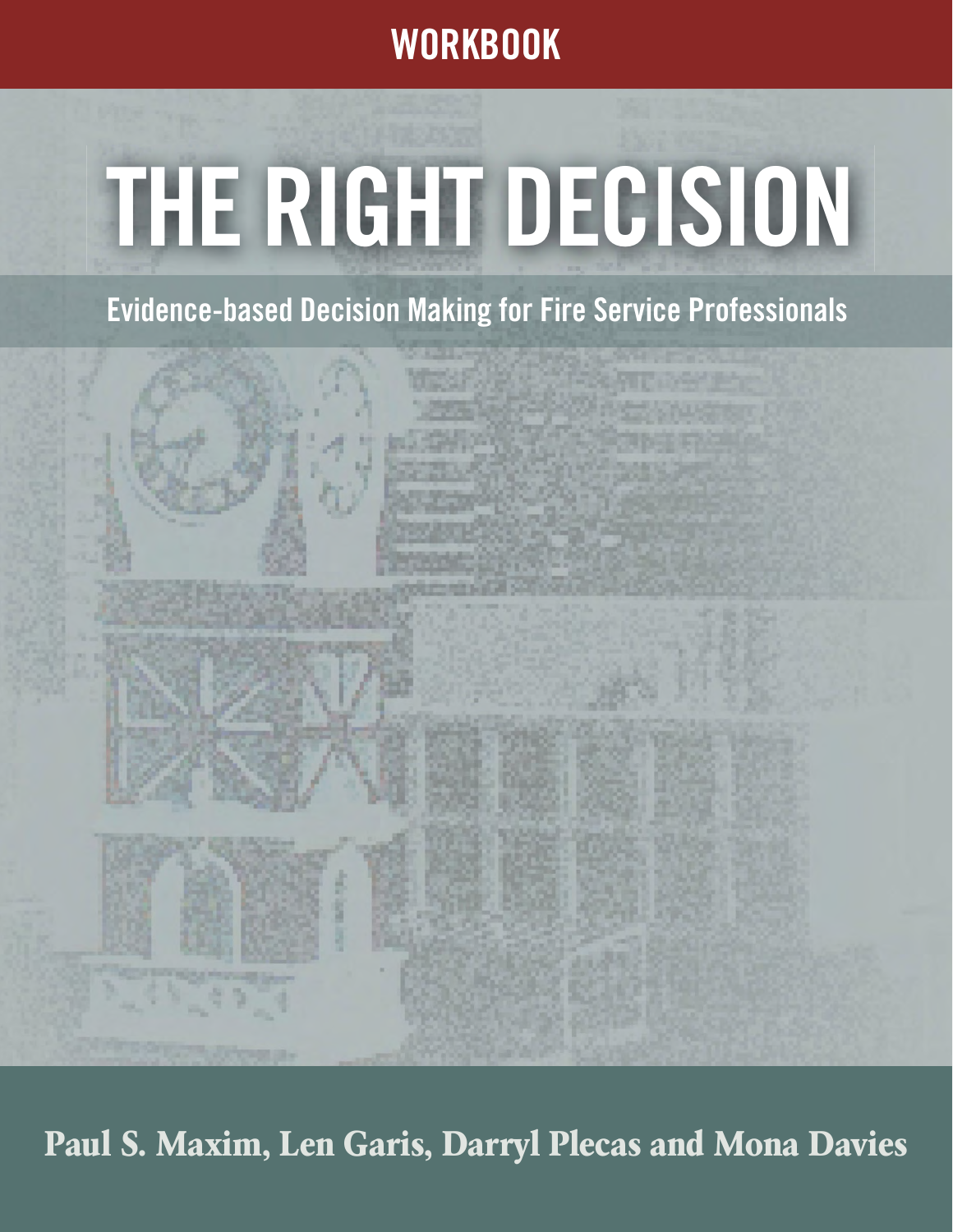WORKBOOK

# THE RIGHT DECISION

## Evidence-based Decision Making for Fire Service Professionals

**Paul S. Maxim, Len Garis, Darryl Plecas and Mona Davies**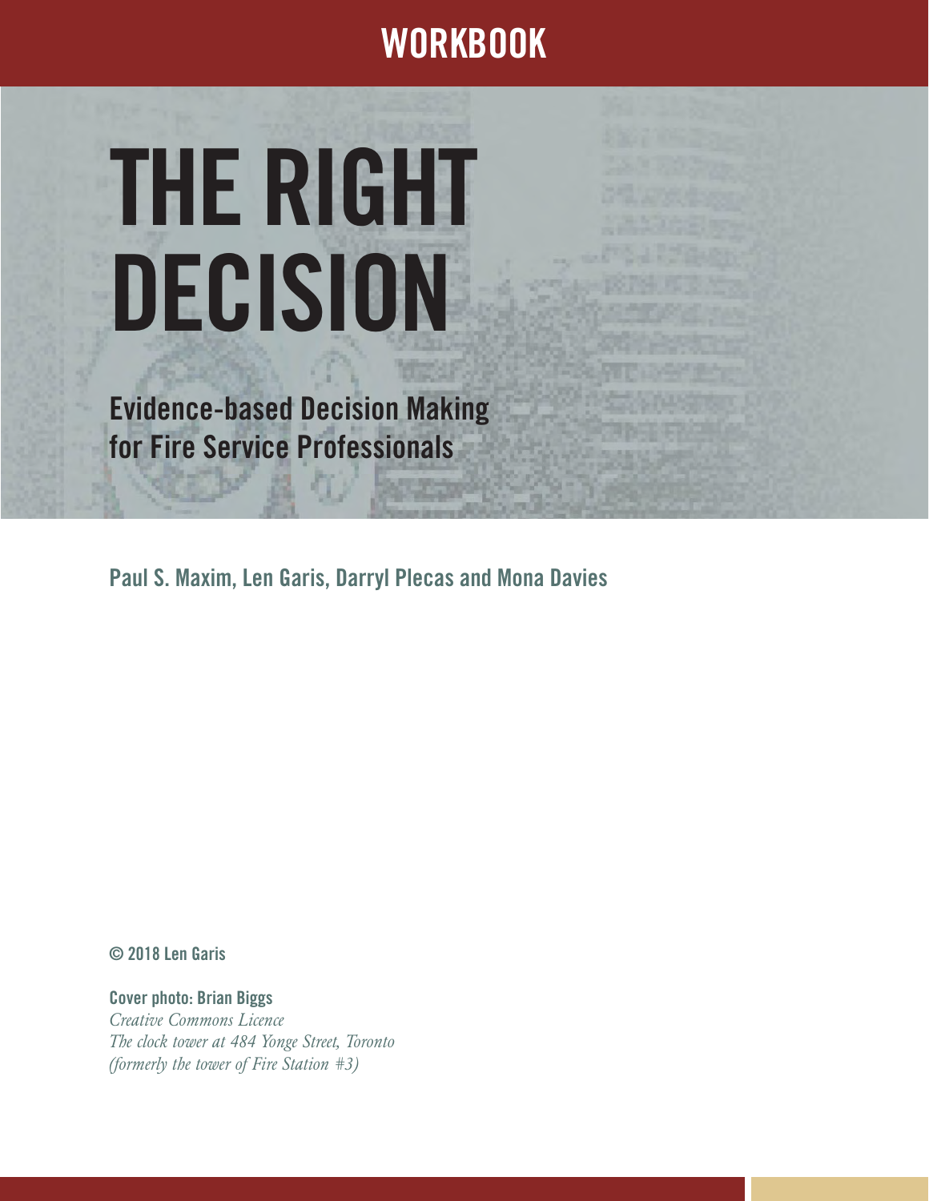# WORKBOOK

# THE RIGHT DECISION

## Evidence-based Decision Making for Fire Service Professionals

**Paul S. Maxim, Len Garis, Darryl Plecas and Mona Davies**

**© 2018 Len Garis**

**Cover photo: Brian Biggs**
*Creative Commons Licence*
*The clock tower at 484 Yonge Street, Toronto*
*(formerly the tower of Fire Station #3)*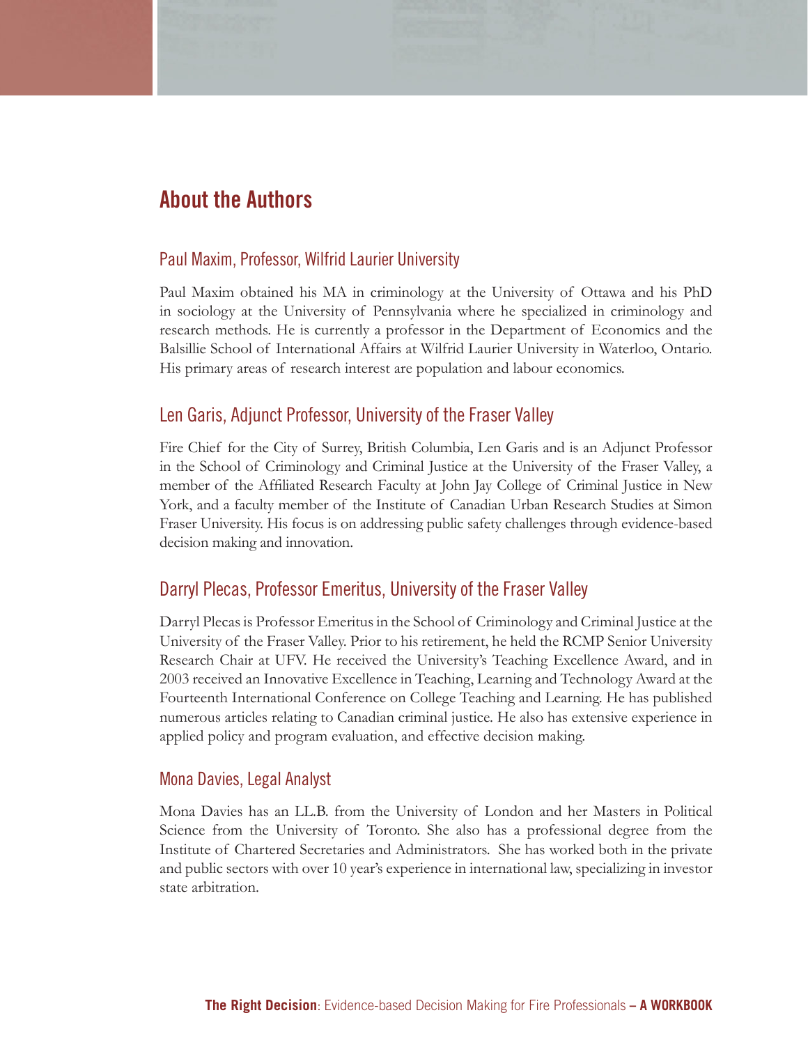## About the Authors

### Paul Maxim, Professor, Wilfrid Laurier University

Paul Maxim obtained his MA in criminology at the University of Ottawa and his PhD in sociology at the University of Pennsylvania where he specialized in criminology and research methods. He is currently a professor in the Department of Economics and the Balsillie School of International Affairs at Wilfrid Laurier University in Waterloo, Ontario. His primary areas of research interest are population and labour economics.

### Len Garis, Adjunct Professor, University of the Fraser Valley

Fire Chief for the City of Surrey, British Columbia, Len Garis and is an Adjunct Professor in the School of Criminology and Criminal Justice at the University of the Fraser Valley, a member of the Affiliated Research Faculty at John Jay College of Criminal Justice in New York, and a faculty member of the Institute of Canadian Urban Research Studies at Simon Fraser University. His focus is on addressing public safety challenges through evidence-based decision making and innovation.

### Darryl Plecas, Professor Emeritus, University of the Fraser Valley

Darryl Plecas is Professor Emeritus in the School of Criminology and Criminal Justice at the University of the Fraser Valley. Prior to his retirement, he held the RCMP Senior University Research Chair at UFV. He received the University's Teaching Excellence Award, and in 2003 received an Innovative Excellence in Teaching, Learning and Technology Award at the Fourteenth International Conference on College Teaching and Learning. He has published numerous articles relating to Canadian criminal justice. He also has extensive experience in applied policy and program evaluation, and effective decision making.

### Mona Davies, Legal Analyst

Mona Davies has an LL.B. from the University of London and her Masters in Political Science from the University of Toronto. She also has a professional degree from the Institute of Chartered Secretaries and Administrators. She has worked both in the private and public sectors with over 10 year's experience in international law, specializing in investor state arbitration.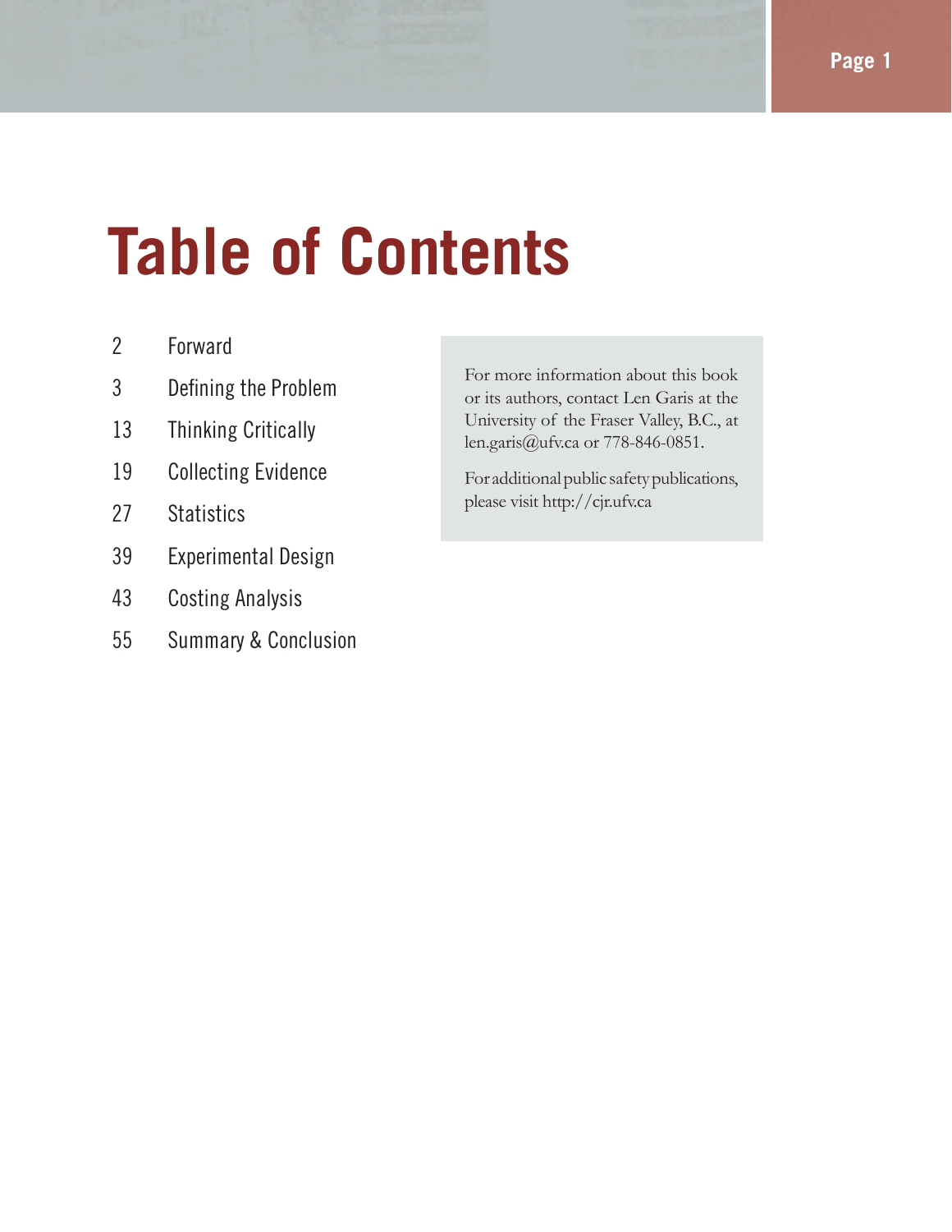# Table of Contents

| | |
|---|---|
| 2 | Forward |
| 3 | Defining the Problem |
| 13 | Thinking Critically |
| 19 | Collecting Evidence |
| 27 | Statistics |
| 39 | Experimental Design |
| 43 | Costing Analysis |
| 55 | Summary & Conclusion |

For more information about this book or its authors, contact Len Garis at the University of the Fraser Valley, B.C., at len.garis@ufv.ca or 778-846-0851.

For additional public safety publications, please visit http://cjr.ufv.ca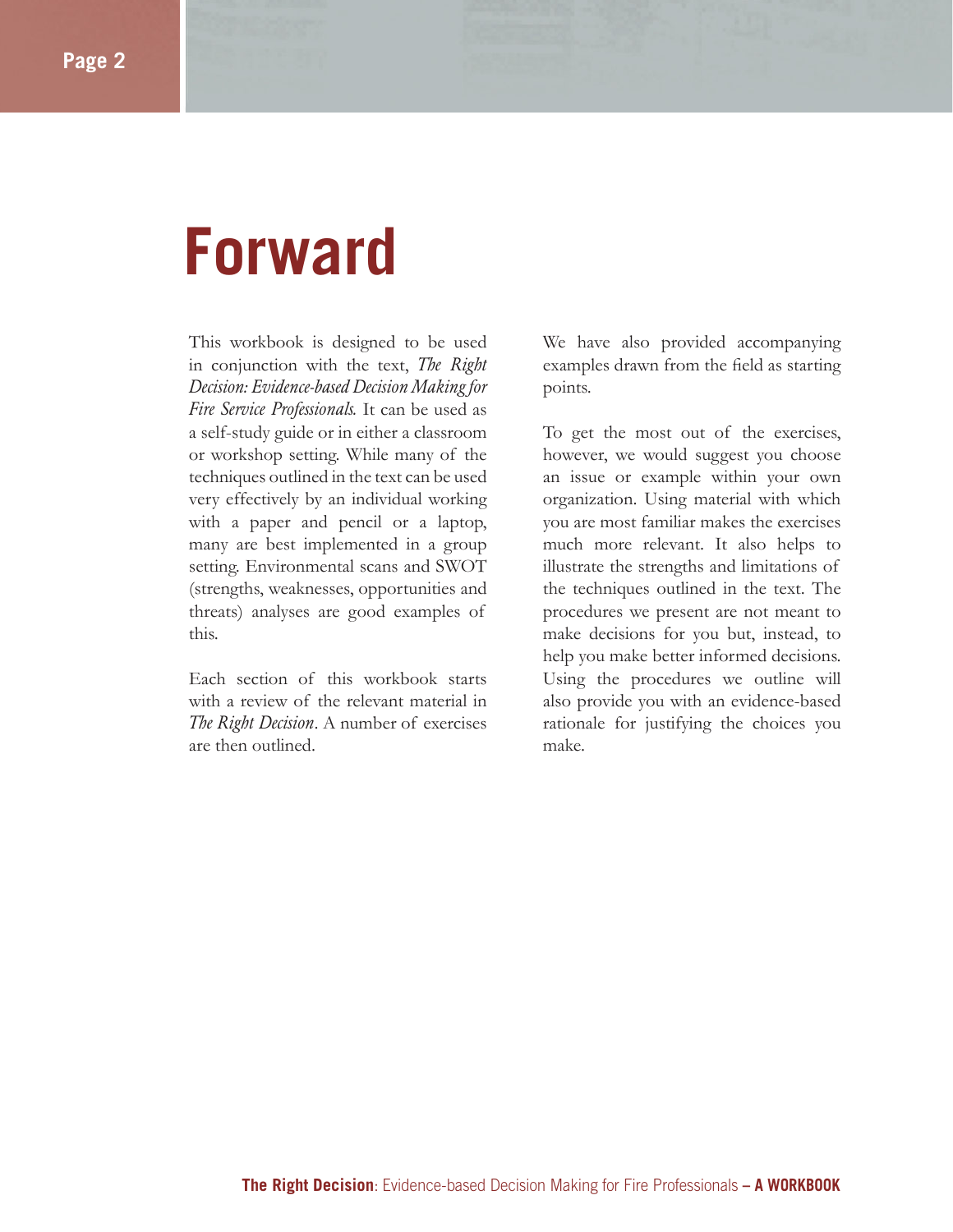# Forward

This workbook is designed to be used in conjunction with the text, *The Right Decision: Evidence-based Decision Making for Fire Service Professionals.* It can be used as a self-study guide or in either a classroom or workshop setting. While many of the techniques outlined in the text can be used very effectively by an individual working with a paper and pencil or a laptop, many are best implemented in a group setting. Environmental scans and SWOT (strengths, weaknesses, opportunities and threats) analyses are good examples of this.

Each section of this workbook starts with a review of the relevant material in *The Right Decision*. A number of exercises are then outlined.

We have also provided accompanying examples drawn from the field as starting points.

To get the most out of the exercises, however, we would suggest you choose an issue or example within your own organization. Using material with which you are most familiar makes the exercises much more relevant. It also helps to illustrate the strengths and limitations of the techniques outlined in the text. The procedures we present are not meant to make decisions for you but, instead, to help you make better informed decisions. Using the procedures we outline will also provide you with an evidence-based rationale for justifying the choices you make.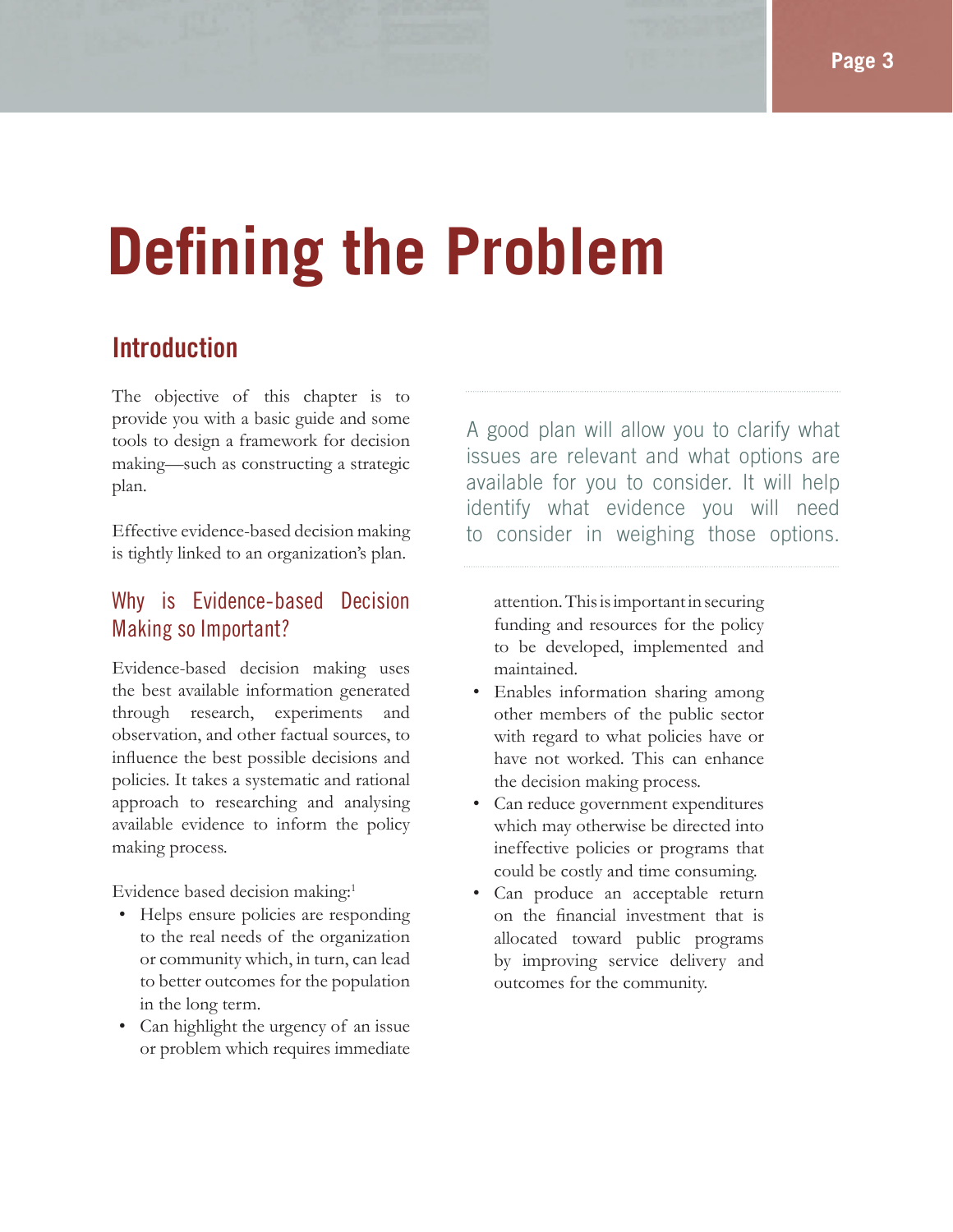# Defining the Problem

## Introduction

The objective of this chapter is to provide you with a basic guide and some tools to design a framework for decision making—such as constructing a strategic plan.

Effective evidence-based decision making is tightly linked to an organization's plan.

> A good plan will allow you to clarify what issues are relevant and what options are available for you to consider. It will help identify what evidence you will need to consider in weighing those options.

### Why is Evidence-based Decision Making so Important?

Evidence-based decision making uses the best available information generated through research, experiments and observation, and other factual sources, to influence the best possible decisions and policies. It takes a systematic and rational approach to researching and analysing available evidence to inform the policy making process.

Evidence based decision making:[1]

- Helps ensure policies are responding to the real needs of the organization or community which, in turn, can lead to better outcomes for the population in the long term.
- Can highlight the urgency of an issue or problem which requires immediate attention. This is important in securing funding and resources for the policy to be developed, implemented and maintained.
- Enables information sharing among other members of the public sector with regard to what policies have or have not worked. This can enhance the decision making process.
- Can reduce government expenditures which may otherwise be directed into ineffective policies or programs that could be costly and time consuming.
- Can produce an acceptable return on the financial investment that is allocated toward public programs by improving service delivery and outcomes for the community.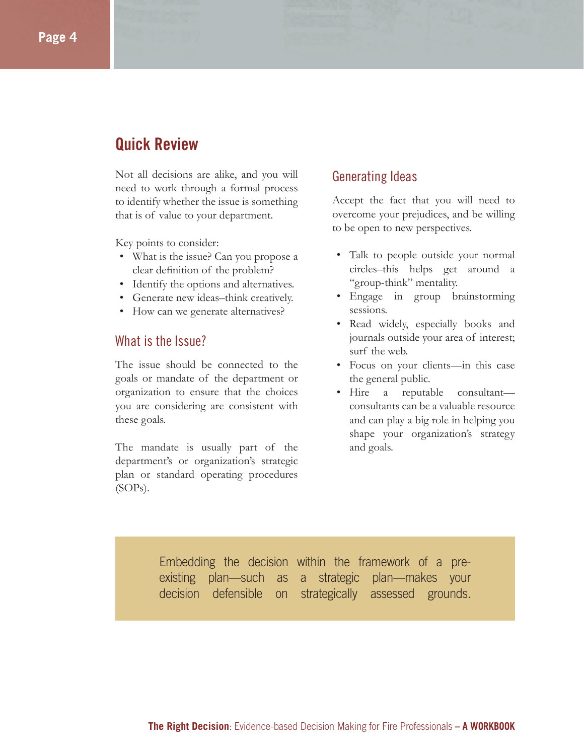## Quick Review

Not all decisions are alike, and you will need to work through a formal process to identify whether the issue is something that is of value to your department.

Key points to consider:

- What is the issue? Can you propose a clear definition of the problem?
- Identify the options and alternatives.
- Generate new ideas–think creatively.
- How can we generate alternatives?

### What is the Issue?

The issue should be connected to the goals or mandate of the department or organization to ensure that the choices you are considering are consistent with these goals.

The mandate is usually part of the department's or organization's strategic plan or standard operating procedures (SOPs).

### Generating Ideas

Accept the fact that you will need to overcome your prejudices, and be willing to be open to new perspectives.

- Talk to people outside your normal circles–this helps get around a "group-think" mentality.
- Engage in group brainstorming sessions.
- Read widely, especially books and journals outside your area of interest; surf the web.
- Focus on your clients—in this case the general public.
- Hire a reputable consultant—consultants can be a valuable resource and can play a big role in helping you shape your organization's strategy and goals.

Embedding the decision within the framework of a pre-existing plan—such as a strategic plan—makes your decision defensible on strategically assessed grounds.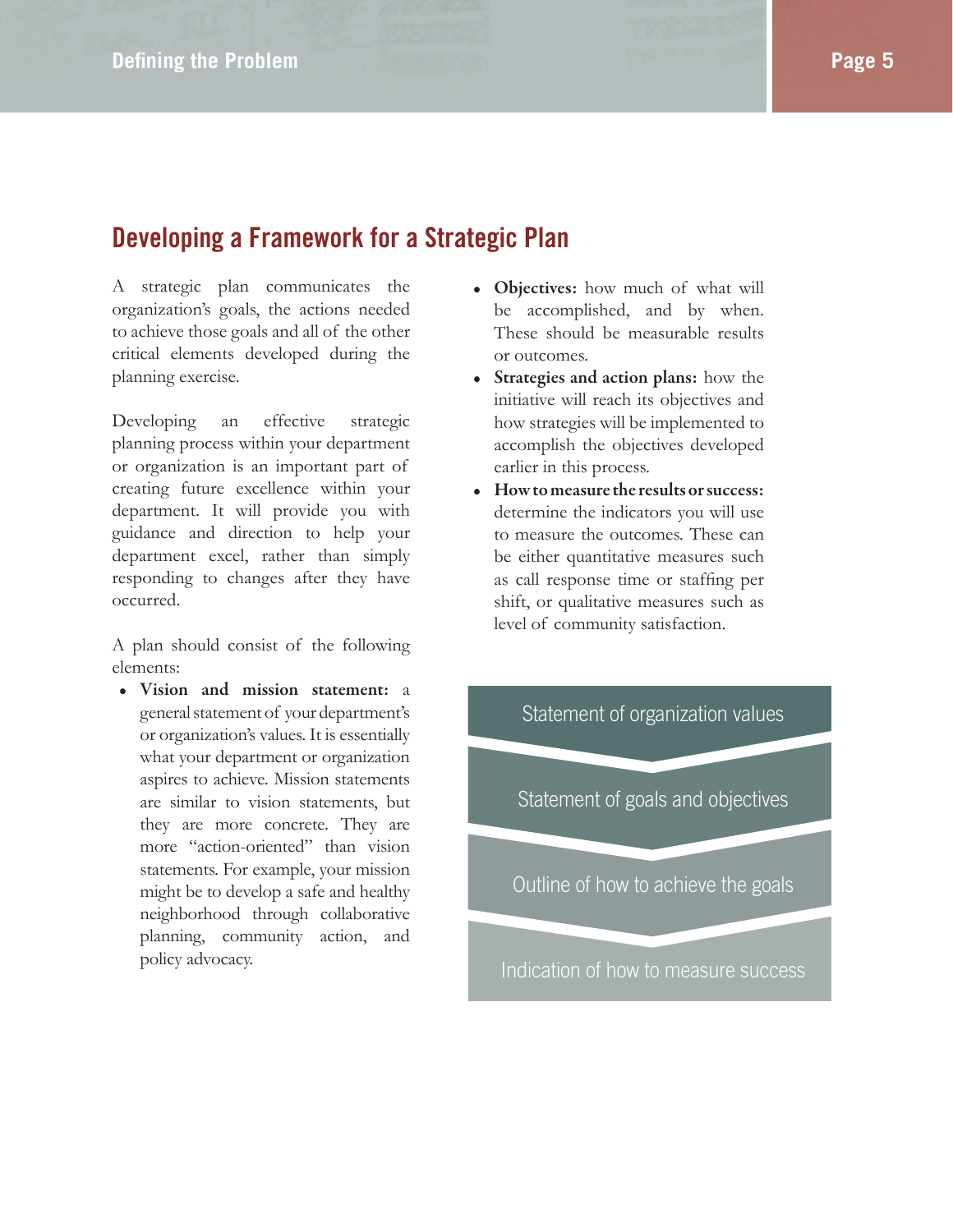## Developing a Framework for a Strategic Plan

A strategic plan communicates the organization's goals, the actions needed to achieve those goals and all of the other critical elements developed during the planning exercise.

Developing an effective strategic planning process within your department or organization is an important part of creating future excellence within your department. It will provide you with guidance and direction to help your department excel, rather than simply responding to changes after they have occurred.

A plan should consist of the following elements:

- **Vision and mission statement:** a general statement of your department's or organization's values. It is essentially what your department or organization aspires to achieve. Mission statements are similar to vision statements, but they are more concrete. They are more "action-oriented" than vision statements. For example, your mission might be to develop a safe and healthy neighborhood through collaborative planning, community action, and policy advocacy.
- **Objectives:** how much of what will be accomplished, and by when. These should be measurable results or outcomes.
- **Strategies and action plans:** how the initiative will reach its objectives and how strategies will be implemented to accomplish the objectives developed earlier in this process.
- **How to measure the results or success:** determine the indicators you will use to measure the outcomes. These can be either quantitative measures such as call response time or staffing per shift, or qualitative measures such as level of community satisfaction.

Statement of organization values

Statement of goals and objectives

Outline of how to achieve the goals

Indication of how to measure success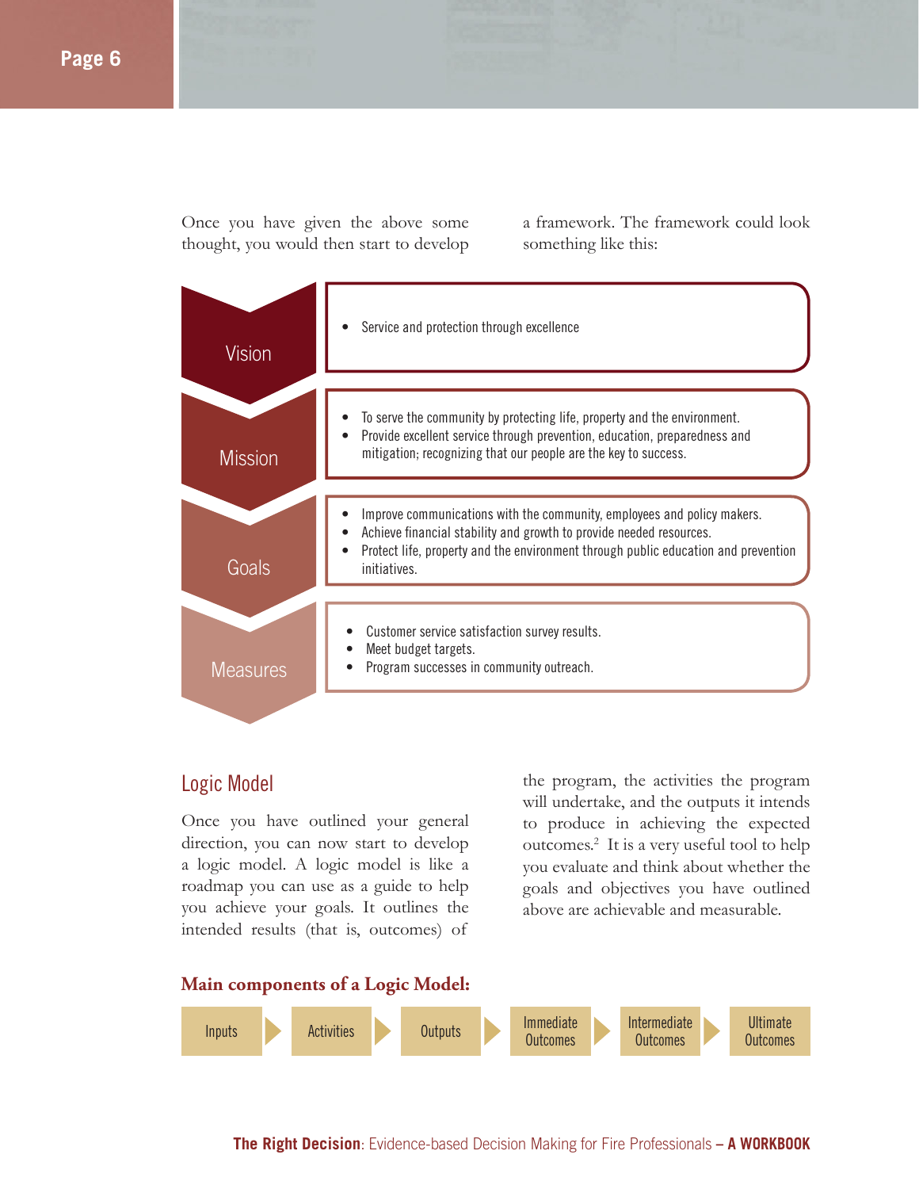Once you have given the above some thought, you would then start to develop a framework. The framework could look something like this:

**Vision**

- Service and protection through excellence

**Mission**

- To serve the community by protecting life, property and the environment.
- Provide excellent service through prevention, education, preparedness and mitigation; recognizing that our people are the key to success.

**Goals**

- Improve communications with the community, employees and policy makers.
- Achieve financial stability and growth to provide needed resources.
- Protect life, property and the environment through public education and prevention initiatives.

**Measures**

- Customer service satisfaction survey results.
- Meet budget targets.
- Program successes in community outreach.

## Logic Model

Once you have outlined your general direction, you can now start to develop a logic model. A logic model is like a roadmap you can use as a guide to help you achieve your goals. It outlines the intended results (that is, outcomes) of the program, the activities the program will undertake, and the outputs it intends to produce in achieving the expected outcomes.[2] It is a very useful tool to help you evaluate and think about whether the goals and objectives you have outlined above are achievable and measurable.

**Main components of a Logic Model:**

Inputs → Activities → Outputs → Immediate Outcomes → Intermediate Outcomes → Ultimate Outcomes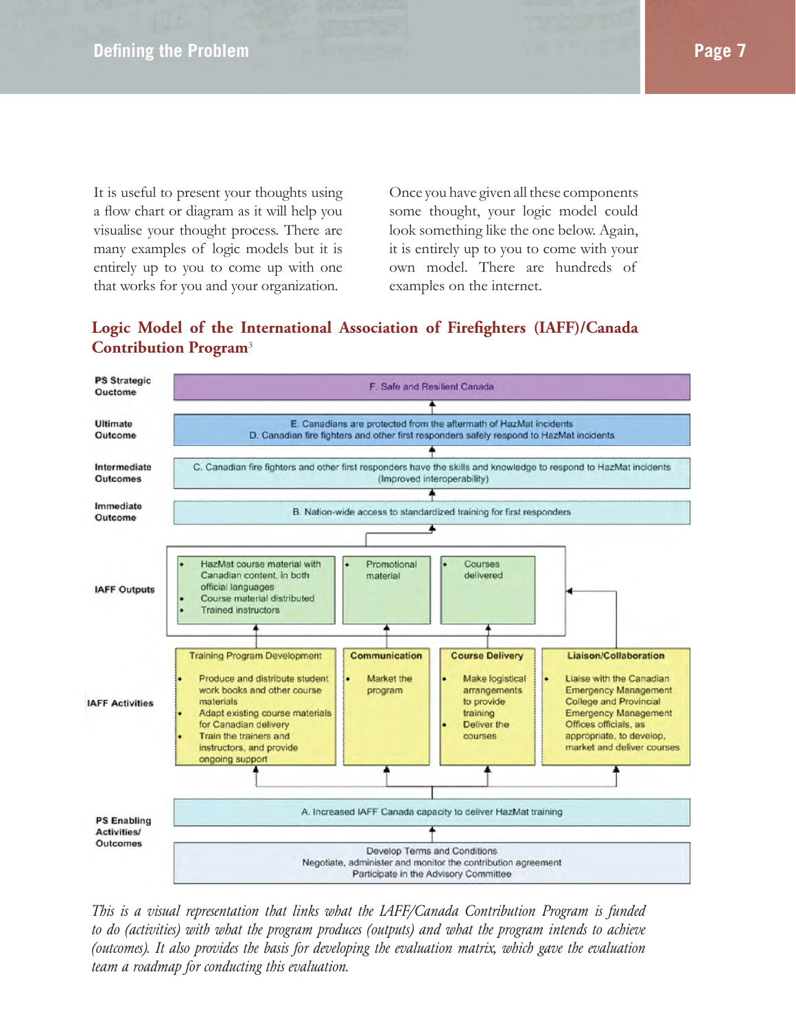It is useful to present your thoughts using a flow chart or diagram as it will help you visualise your thought process. There are many examples of logic models but it is entirely up to you to come up with one that works for you and your organization.

Once you have given all these components some thought, your logic model could look something like the one below. Again, it is entirely up to you to come with your own model. There are hundreds of examples on the internet.

## Logic Model of the International Association of Firefighters (IAFF)/Canada Contribution Program[3]

**PS Strategic Outcome**
F. Safe and Resilient Canada

**Ultimate Outcome**
E. Canadians are protected from the aftermath of HazMat incidents
D. Canadian fire fighters and other first responders safely respond to HazMat incidents

**Intermediate Outcomes**
C. Canadian fire fighters and other first responders have the skills and knowledge to respond to HazMat incidents (Improved interoperability)

**Immediate Outcome**
B. Nation-wide access to standardized training for first responders

**IAFF Outputs**

- HazMat course material with Canadian content, in both official languages
- Course material distributed
- Trained instructors

- Promotional material

- Courses delivered

**IAFF Activities**

Training Program Development
- Produce and distribute student work books and other course materials
- Adapt existing course materials for Canadian delivery
- Train the trainers and instructors, and provide ongoing support

**Communication**
- Market the program

**Course Delivery**
- Make logistical arrangements to provide training
- Deliver the courses

**Liaison/Collaboration**
- Liaise with the Canadian Emergency Management College and Provincial Emergency Management Offices officials, as appropriate, to develop, market and deliver courses

**PS Enabling Activities/ Outcomes**
A. Increased IAFF Canada capacity to deliver HazMat training

Develop Terms and Conditions
Negotiate, administer and monitor the contribution agreement
Participate in the Advisory Committee

*This is a visual representation that links what the IAFF/Canada Contribution Program is funded to do (activities) with what the program produces (outputs) and what the program intends to achieve (outcomes). It also provides the basis for developing the evaluation matrix, which gave the evaluation team a roadmap for conducting this evaluation.*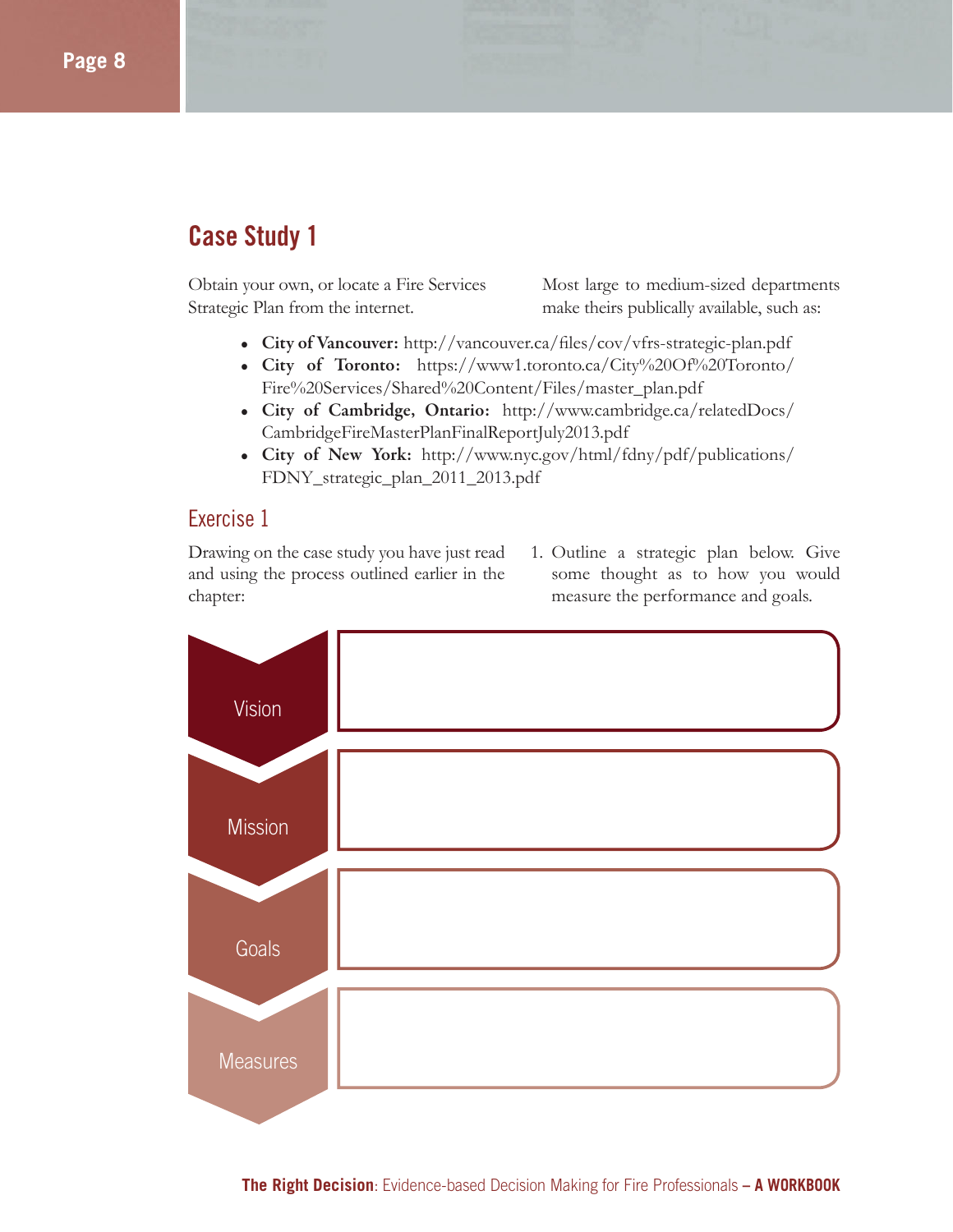## Case Study 1

Obtain your own, or locate a Fire Services Strategic Plan from the internet. Most large to medium-sized departments make theirs publically available, such as:

- **City of Vancouver:** http://vancouver.ca/files/cov/vfrs-strategic-plan.pdf
- **City of Toronto:** https://www1.toronto.ca/City%20Of%20Toronto/Fire%20Services/Shared%20Content/Files/master_plan.pdf
- **City of Cambridge, Ontario:** http://www.cambridge.ca/relatedDocs/CambridgeFireMasterPlanFinalReportJuly2013.pdf
- **City of New York:** http://www.nyc.gov/html/fdny/pdf/publications/FDNY_strategic_plan_2011_2013.pdf

### Exercise 1

Drawing on the case study you have just read and using the process outlined earlier in the chapter:

1. Outline a strategic plan below. Give some thought as to how you would measure the performance and goals.

| | |
|---|---|
| Vision | |
| Mission | |
| Goals | |
| Measures | |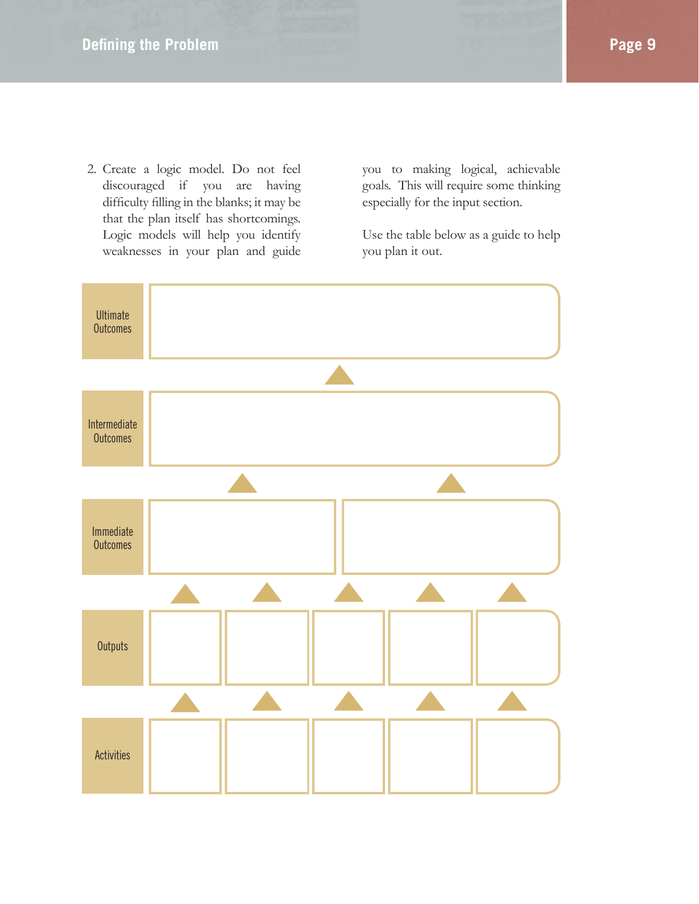2. Create a logic model. Do not feel discouraged if you are having difficulty filling in the blanks; it may be that the plan itself has shortcomings. Logic models will help you identify weaknesses in your plan and guide you to making logical, achievable goals. This will require some thinking especially for the input section.

   Use the table below as a guide to help you plan it out.

| | | | | | |
|---|---|---|---|---|---|
| Ultimate Outcomes | | | | | |
| Intermediate Outcomes | | | | | |
| Immediate Outcomes | | | | | |
| Outputs | | | | | |
| Activities | | | | | |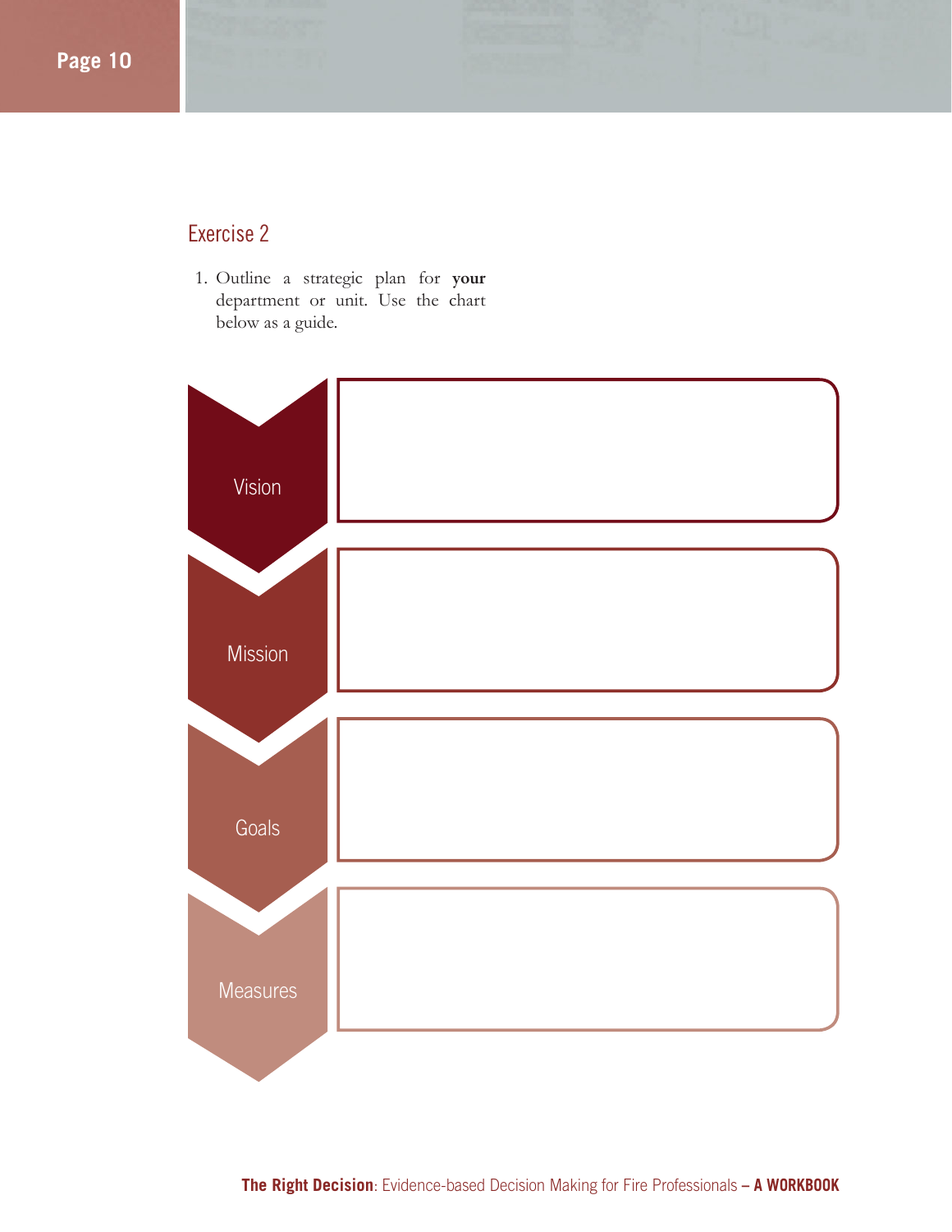## Exercise 2

1. Outline a strategic plan for **your** department or unit. Use the chart below as a guide.

| | |
|---|---|
| Vision | |
| Mission | |
| Goals | |
| Measures | |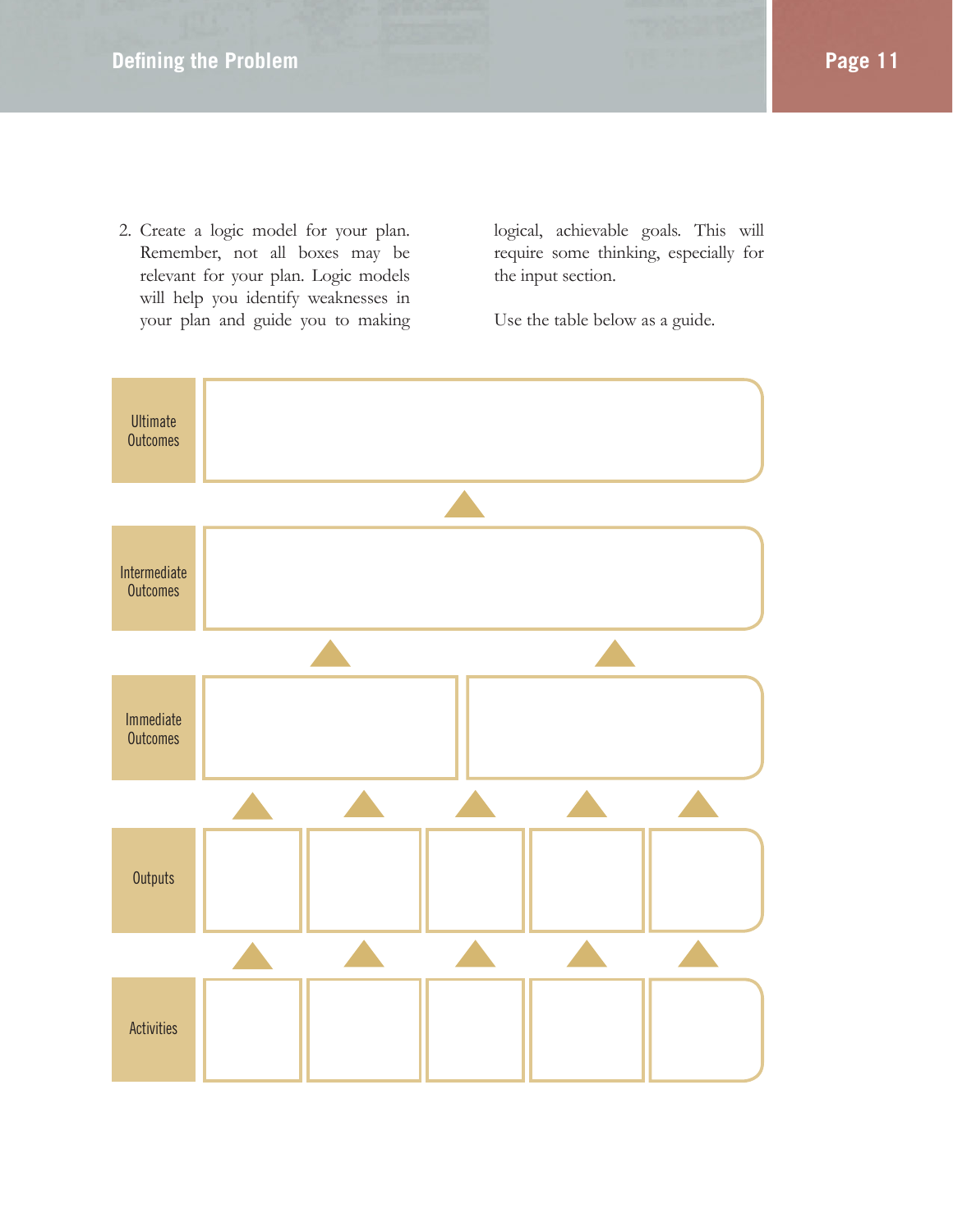2. Create a logic model for your plan. Remember, not all boxes may be relevant for your plan. Logic models will help you identify weaknesses in your plan and guide you to making logical, achievable goals. This will require some thinking, especially for the input section.

   Use the table below as a guide.

| | | | | | |
|---|---|---|---|---|---|
| Ultimate Outcomes | | | | | |
| Intermediate Outcomes | | | | | |
| Immediate Outcomes | | | | | |
| Outputs | | | | | |
| Activities | | | | | |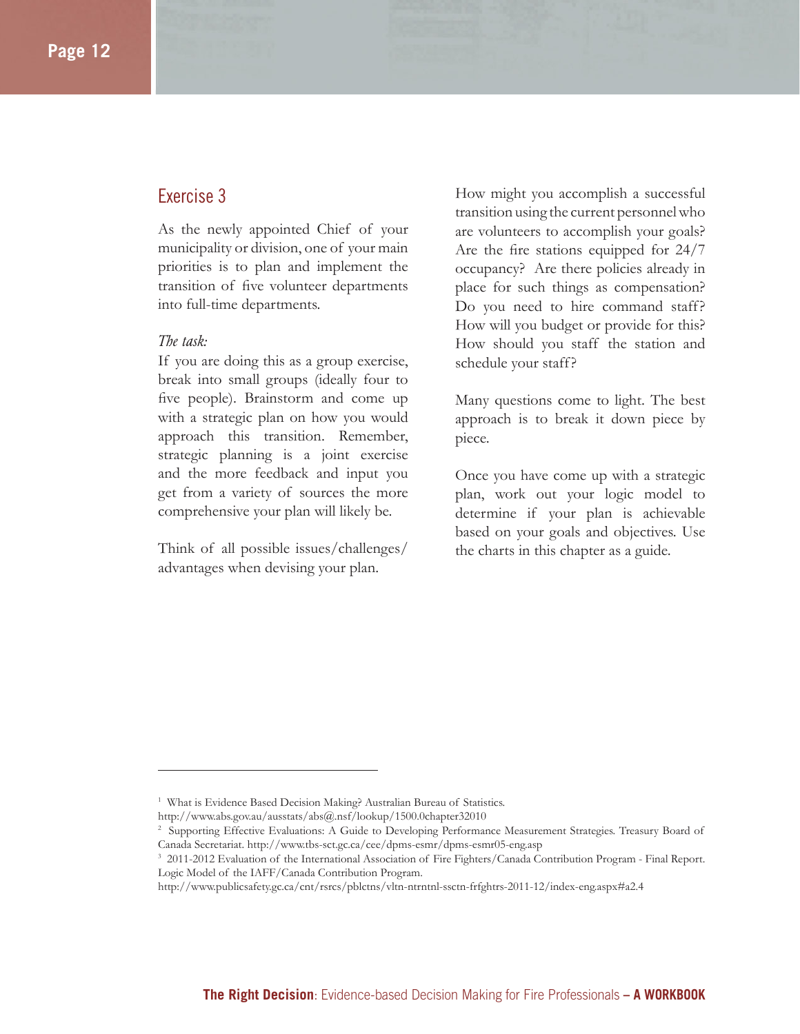## Exercise 3

As the newly appointed Chief of your municipality or division, one of your main priorities is to plan and implement the transition of five volunteer departments into full-time departments.

*The task:*
If you are doing this as a group exercise, break into small groups (ideally four to five people). Brainstorm and come up with a strategic plan on how you would approach this transition. Remember, strategic planning is a joint exercise and the more feedback and input you get from a variety of sources the more comprehensive your plan will likely be.

Think of all possible issues/challenges/advantages when devising your plan.

How might you accomplish a successful transition using the current personnel who are volunteers to accomplish your goals? Are the fire stations equipped for 24/7 occupancy? Are there policies already in place for such things as compensation? Do you need to hire command staff? How will you budget or provide for this? How should you staff the station and schedule your staff?

Many questions come to light. The best approach is to break it down piece by piece.

Once you have come up with a strategic plan, work out your logic model to determine if your plan is achievable based on your goals and objectives. Use the charts in this chapter as a guide.

---

[1] What is Evidence Based Decision Making? Australian Bureau of Statistics. http://www.abs.gov.au/ausstats/abs@.nsf/lookup/1500.0chapter32010

[2] Supporting Effective Evaluations: A Guide to Developing Performance Measurement Strategies. Treasury Board of Canada Secretariat. http://www.tbs-sct.gc.ca/cee/dpms-esmr/dpms-esmr05-eng.asp

[3] 2011-2012 Evaluation of the International Association of Fire Fighters/Canada Contribution Program - Final Report. Logic Model of the IAFF/Canada Contribution Program. http://www.publicsafety.gc.ca/cnt/rsrcs/pblctns/vltn-ntrntnl-ssctn-frfghtrs-2011-12/index-eng.aspx#a2.4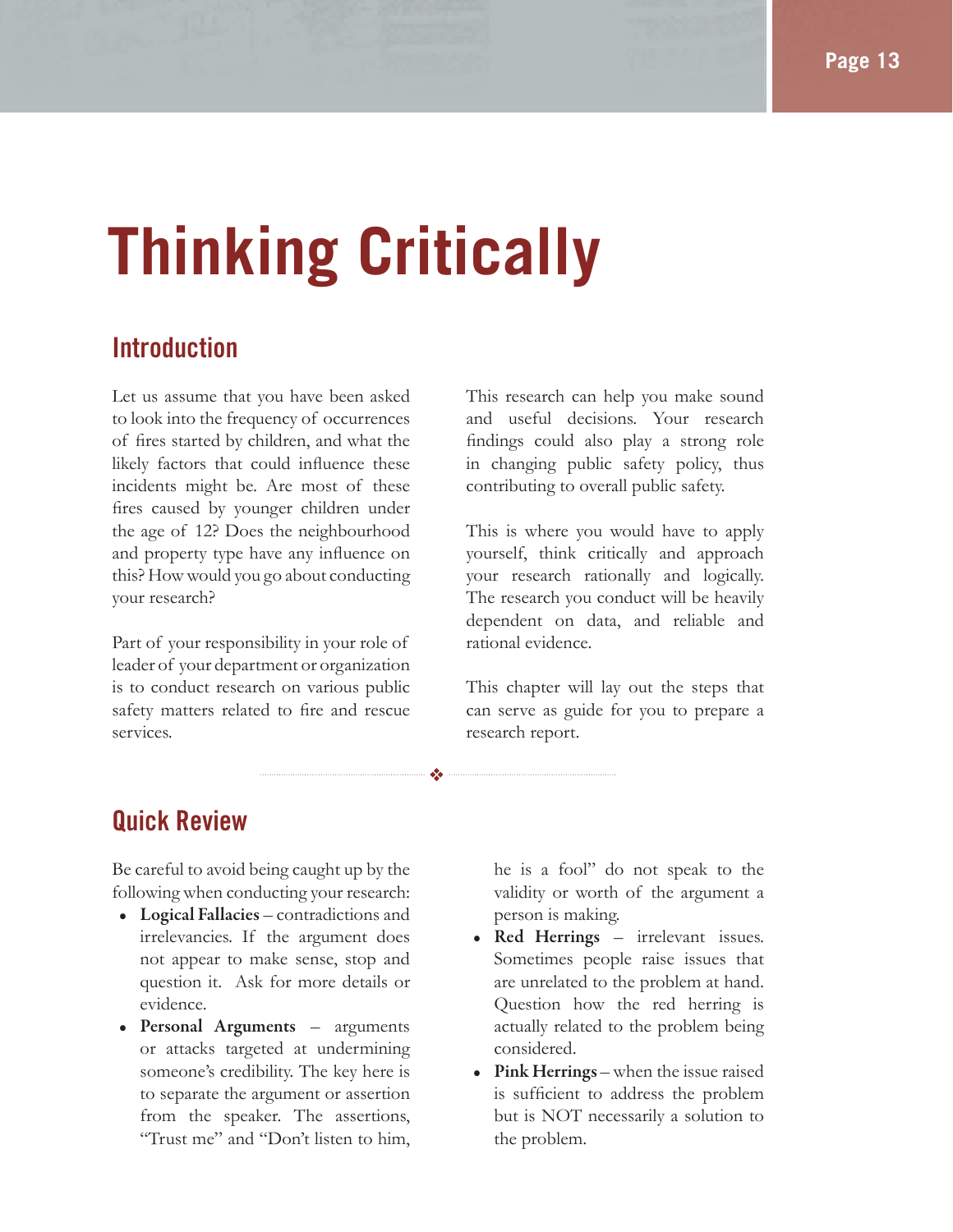# Thinking Critically

## Introduction

Let us assume that you have been asked to look into the frequency of occurrences of fires started by children, and what the likely factors that could influence these incidents might be. Are most of these fires caused by younger children under the age of 12? Does the neighbourhood and property type have any influence on this? How would you go about conducting your research?

Part of your responsibility in your role of leader of your department or organization is to conduct research on various public safety matters related to fire and rescue services.

This research can help you make sound and useful decisions. Your research findings could also play a strong role in changing public safety policy, thus contributing to overall public safety.

This is where you would have to apply yourself, think critically and approach your research rationally and logically. The research you conduct will be heavily dependent on data, and reliable and rational evidence.

This chapter will lay out the steps that can serve as guide for you to prepare a research report.

## Quick Review

Be careful to avoid being caught up by the following when conducting your research:

- **Logical Fallacies** – contradictions and irrelevancies. If the argument does not appear to make sense, stop and question it. Ask for more details or evidence.
- **Personal Arguments** – arguments or attacks targeted at undermining someone's credibility. The key here is to separate the argument or assertion from the speaker. The assertions, "Trust me" and "Don't listen to him, he is a fool" do not speak to the validity or worth of the argument a person is making.
- **Red Herrings** – irrelevant issues. Sometimes people raise issues that are unrelated to the problem at hand. Question how the red herring is actually related to the problem being considered.
- **Pink Herrings** – when the issue raised is sufficient to address the problem but is NOT necessarily a solution to the problem.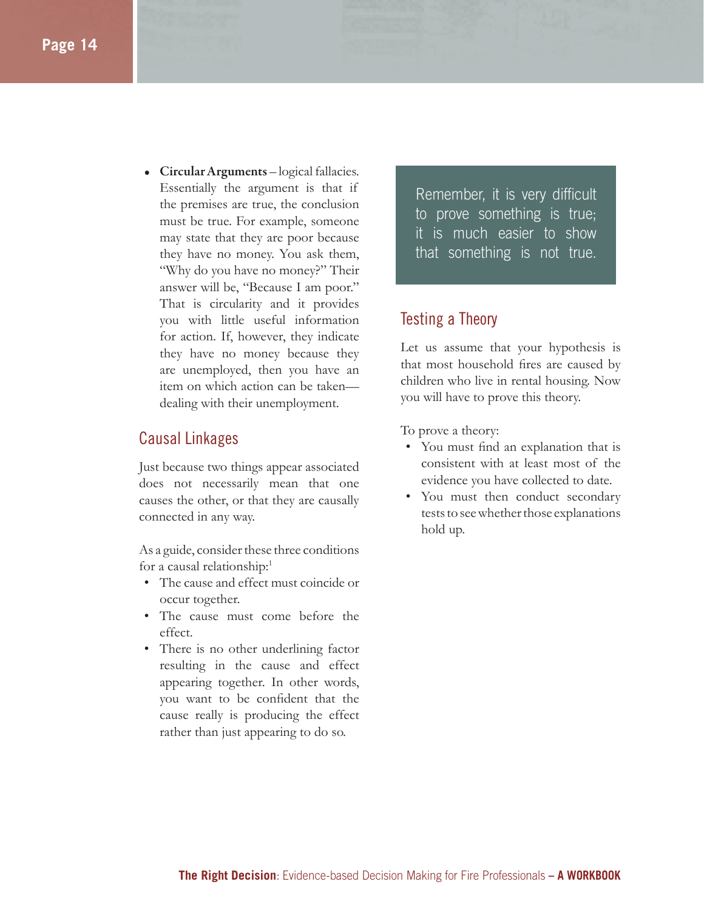- **Circular Arguments** – logical fallacies. Essentially the argument is that if the premises are true, the conclusion must be true. For example, someone may state that they are poor because they have no money. You ask them, "Why do you have no money?" Their answer will be, "Because I am poor." That is circularity and it provides you with little useful information for action. If, however, they indicate they have no money because they are unemployed, then you have an item on which action can be taken—dealing with their unemployment.

## Causal Linkages

Just because two things appear associated does not necessarily mean that one causes the other, or that they are causally connected in any way.

As a guide, consider these three conditions for a causal relationship:[1]

- The cause and effect must coincide or occur together.
- The cause must come before the effect.
- There is no other underlining factor resulting in the cause and effect appearing together. In other words, you want to be confident that the cause really is producing the effect rather than just appearing to do so.

> Remember, it is very difficult to prove something is true; it is much easier to show that something is not true.

## Testing a Theory

Let us assume that your hypothesis is that most household fires are caused by children who live in rental housing. Now you will have to prove this theory.

To prove a theory:

- You must find an explanation that is consistent with at least most of the evidence you have collected to date.
- You must then conduct secondary tests to see whether those explanations hold up.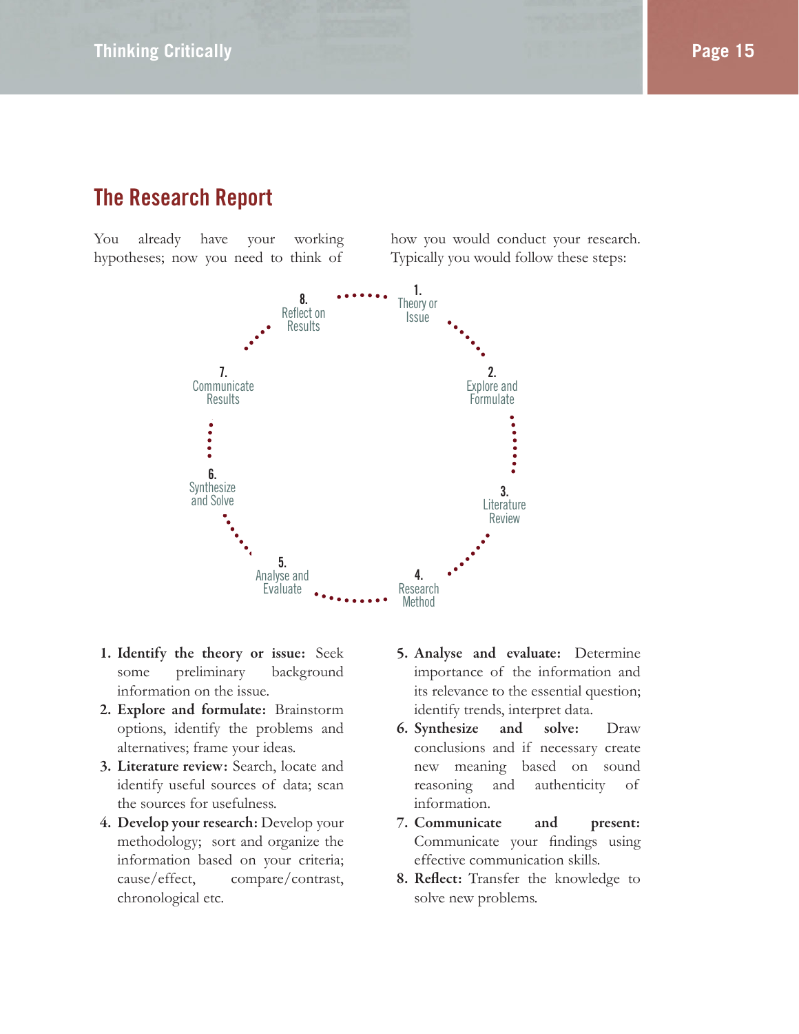## The Research Report

You already have your working hypotheses; now you need to think of how you would conduct your research. Typically you would follow these steps:

1. Theory or Issue
2. Explore and Formulate
3. Literature Review
4. Research Method
5. Analyse and Evaluate
6. Synthesize and Solve
7. Communicate Results
8. Reflect on Results

1. **Identify the theory or issue:** Seek some preliminary background information on the issue.
2. **Explore and formulate:** Brainstorm options, identify the problems and alternatives; frame your ideas.
3. **Literature review:** Search, locate and identify useful sources of data; scan the sources for usefulness.
4. **Develop your research:** Develop your methodology; sort and organize the information based on your criteria; cause/effect, compare/contrast, chronological etc.
5. **Analyse and evaluate:** Determine importance of the information and its relevance to the essential question; identify trends, interpret data.
6. **Synthesize and solve:** Draw conclusions and if necessary create new meaning based on sound reasoning and authenticity of information.
7. **Communicate and present:** Communicate your findings using effective communication skills.
8. **Reflect:** Transfer the knowledge to solve new problems.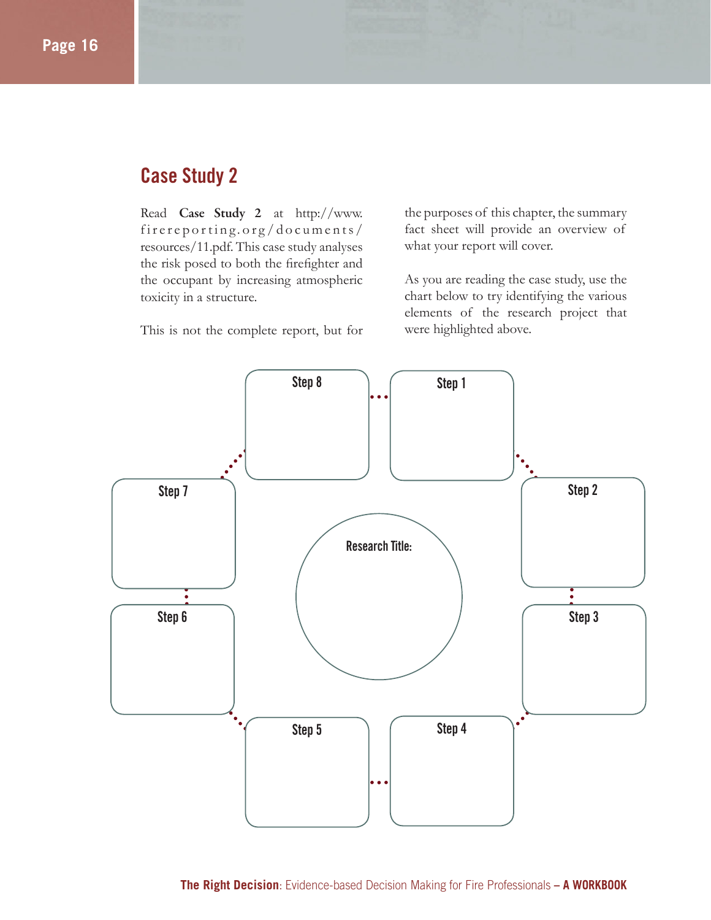## Case Study 2

Read **Case Study 2** at http://www.firereporting.org/documents/resources/11.pdf. This case study analyses the risk posed to both the firefighter and the occupant by increasing atmospheric toxicity in a structure.

This is not the complete report, but for the purposes of this chapter, the summary fact sheet will provide an overview of what your report will cover.

As you are reading the case study, use the chart below to try identifying the various elements of the research project that were highlighted above.

Research Title:

Step 1

Step 2

Step 3

Step 4

Step 5

Step 6

Step 7

Step 8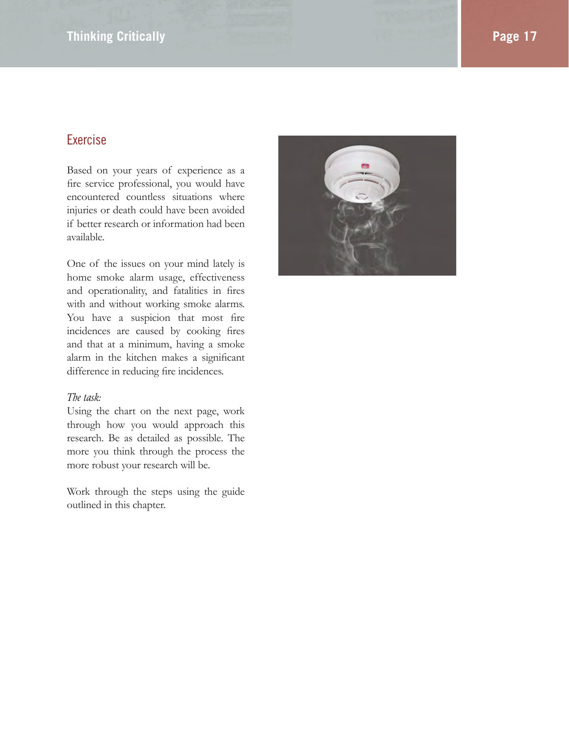## Exercise

Based on your years of experience as a fire service professional, you would have encountered countless situations where injuries or death could have been avoided if better research or information had been available.

One of the issues on your mind lately is home smoke alarm usage, effectiveness and operationality, and fatalities in fires with and without working smoke alarms. You have a suspicion that most fire incidences are caused by cooking fires and that at a minimum, having a smoke alarm in the kitchen makes a significant difference in reducing fire incidences.

*The task:*
Using the chart on the next page, work through how you would approach this research. Be as detailed as possible. The more you think through the process the more robust your research will be.

Work through the steps using the guide outlined in this chapter.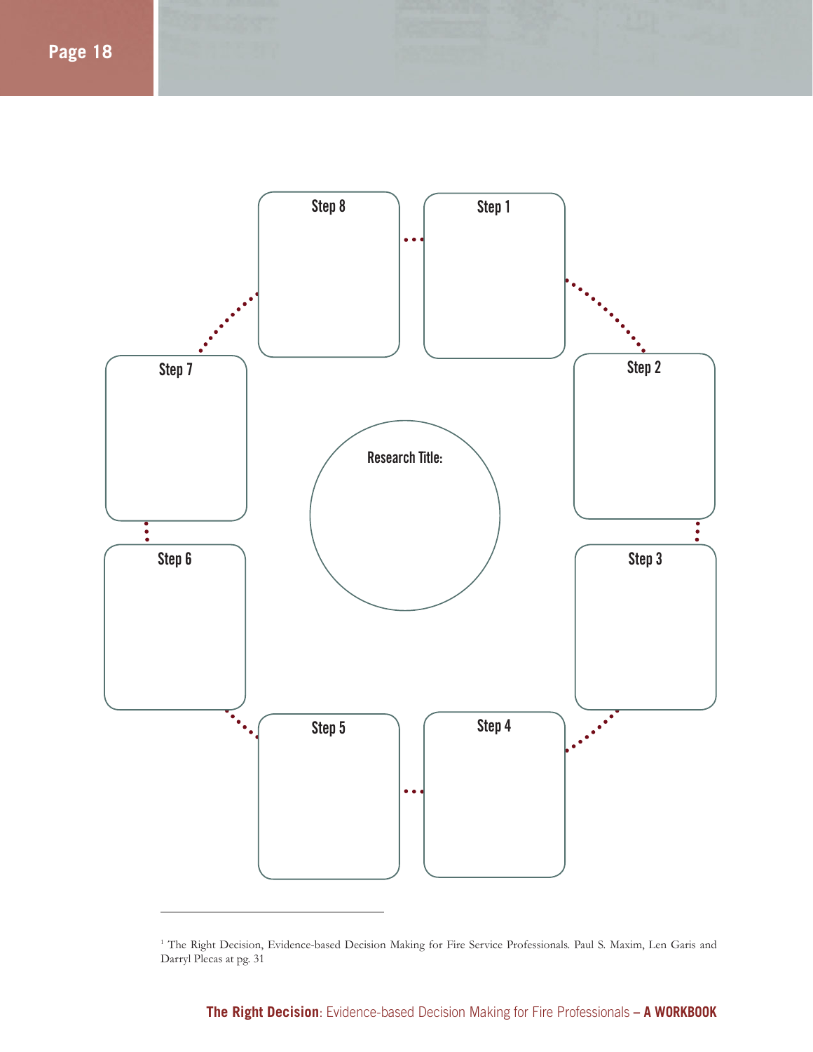Step 8

Step 1

Step 7

Step 2

Research Title:

Step 6

Step 3

Step 5

Step 4

---

[1] The Right Decision, Evidence-based Decision Making for Fire Service Professionals. Paul S. Maxim, Len Garis and Darryl Plecas at pg. 31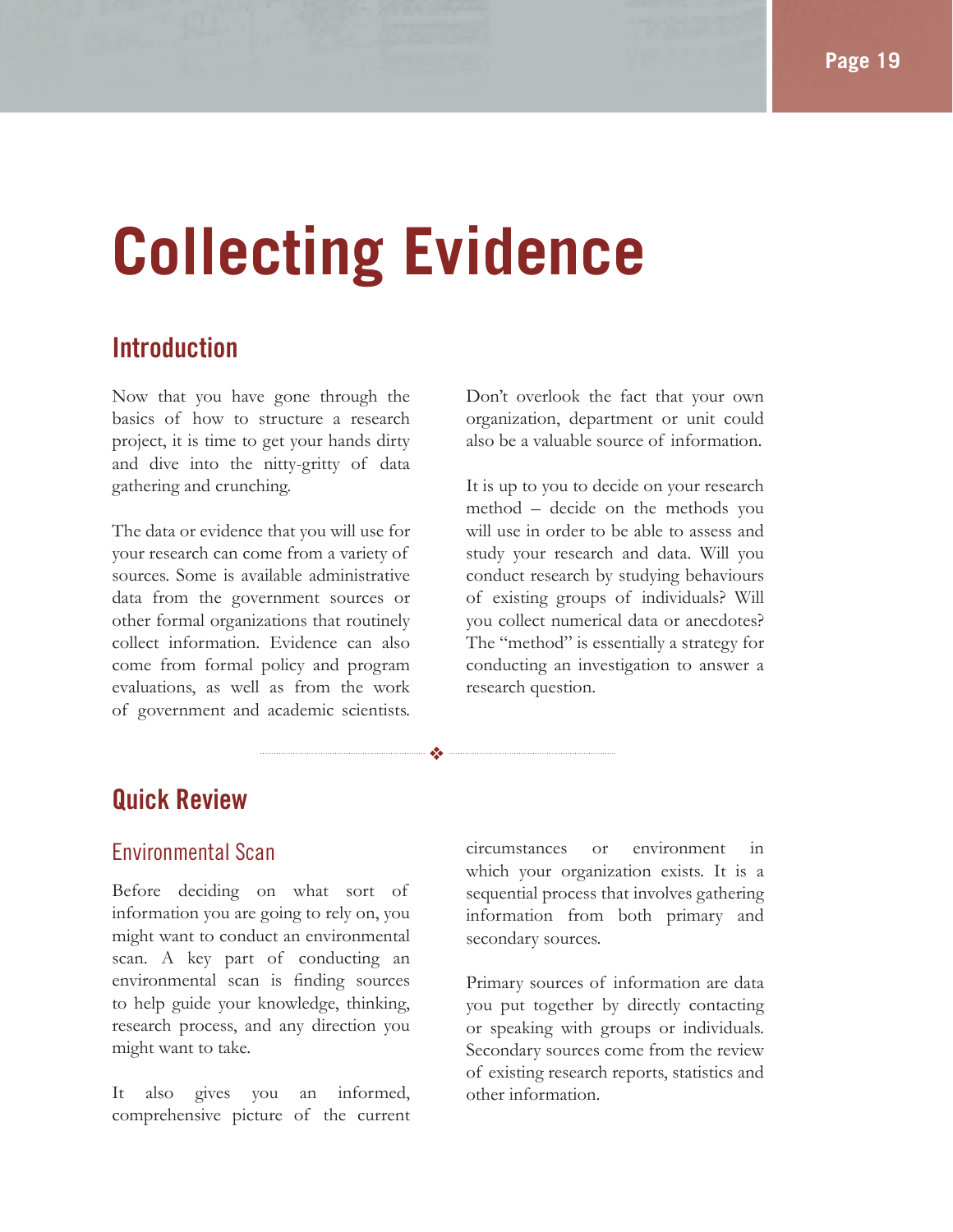# Collecting Evidence

## Introduction

Now that you have gone through the basics of how to structure a research project, it is time to get your hands dirty and dive into the nitty-gritty of data gathering and crunching.

The data or evidence that you will use for your research can come from a variety of sources. Some is available administrative data from the government sources or other formal organizations that routinely collect information. Evidence can also come from formal policy and program evaluations, as well as from the work of government and academic scientists.

Don't overlook the fact that your own organization, department or unit could also be a valuable source of information.

It is up to you to decide on your research method – decide on the methods you will use in order to be able to assess and study your research and data. Will you conduct research by studying behaviours of existing groups of individuals? Will you collect numerical data or anecdotes? The "method" is essentially a strategy for conducting an investigation to answer a research question.

❖

## Quick Review

### Environmental Scan

Before deciding on what sort of information you are going to rely on, you might want to conduct an environmental scan. A key part of conducting an environmental scan is finding sources to help guide your knowledge, thinking, research process, and any direction you might want to take.

It also gives you an informed, comprehensive picture of the current circumstances or environment in which your organization exists. It is a sequential process that involves gathering information from both primary and secondary sources.

Primary sources of information are data you put together by directly contacting or speaking with groups or individuals. Secondary sources come from the review of existing research reports, statistics and other information.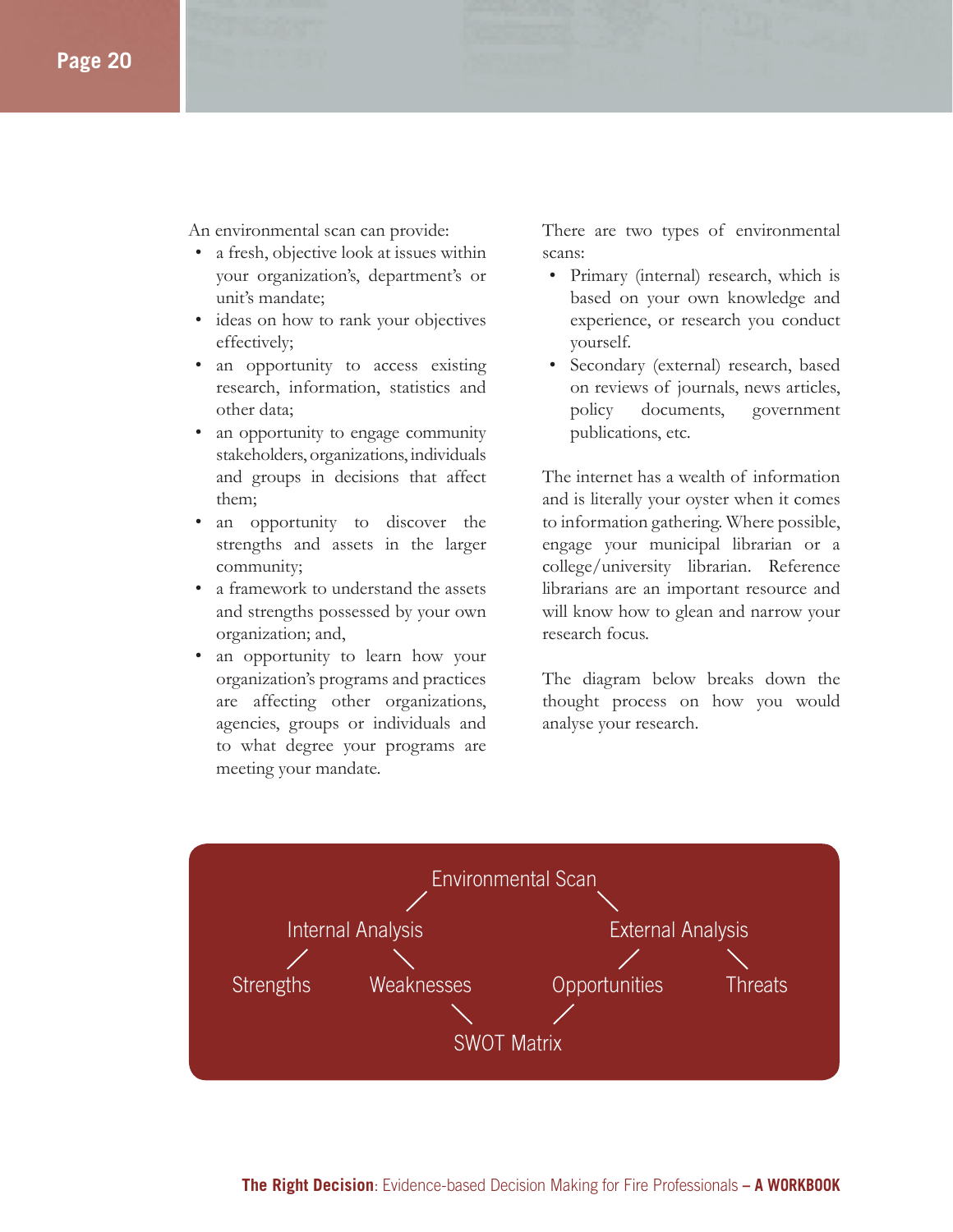An environmental scan can provide:

- a fresh, objective look at issues within your organization's, department's or unit's mandate;
- ideas on how to rank your objectives effectively;
- an opportunity to access existing research, information, statistics and other data;
- an opportunity to engage community stakeholders, organizations, individuals and groups in decisions that affect them;
- an opportunity to discover the strengths and assets in the larger community;
- a framework to understand the assets and strengths possessed by your own organization; and,
- an opportunity to learn how your organization's programs and practices are affecting other organizations, agencies, groups or individuals and to what degree your programs are meeting your mandate.

There are two types of environmental scans:

- Primary (internal) research, which is based on your own knowledge and experience, or research you conduct yourself.
- Secondary (external) research, based on reviews of journals, news articles, policy documents, government publications, etc.

The internet has a wealth of information and is literally your oyster when it comes to information gathering. Where possible, engage your municipal librarian or a college/university librarian. Reference librarians are an important resource and will know how to glean and narrow your research focus.

The diagram below breaks down the thought process on how you would analyse your research.

```
                    Environmental Scan
                   /                  \
        Internal Analysis          External Analysis
         /          \               /           \
   Strengths    Weaknesses   Opportunities    Threats
                      \           /
                       SWOT Matrix
```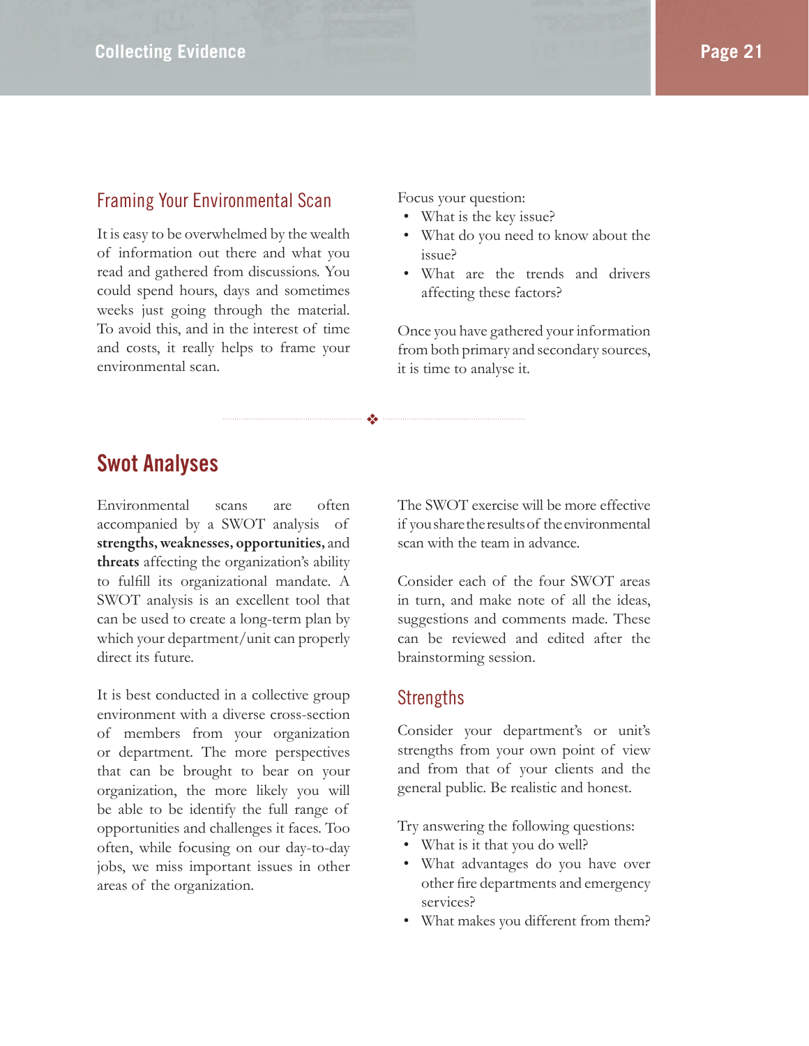## Framing Your Environmental Scan

It is easy to be overwhelmed by the wealth of information out there and what you read and gathered from discussions. You could spend hours, days and sometimes weeks just going through the material. To avoid this, and in the interest of time and costs, it really helps to frame your environmental scan.

Focus your question:

- What is the key issue?
- What do you need to know about the issue?
- What are the trends and drivers affecting these factors?

Once you have gathered your information from both primary and secondary sources, it is time to analyse it.

❖

# Swot Analyses

Environmental scans are often accompanied by a SWOT analysis of **strengths, weaknesses, opportunities,** and **threats** affecting the organization's ability to fulfill its organizational mandate. A SWOT analysis is an excellent tool that can be used to create a long-term plan by which your department/unit can properly direct its future.

It is best conducted in a collective group environment with a diverse cross-section of members from your organization or department. The more perspectives that can be brought to bear on your organization, the more likely you will be able to be identify the full range of opportunities and challenges it faces. Too often, while focusing on our day-to-day jobs, we miss important issues in other areas of the organization.

The SWOT exercise will be more effective if you share the results of the environmental scan with the team in advance.

Consider each of the four SWOT areas in turn, and make note of all the ideas, suggestions and comments made. These can be reviewed and edited after the brainstorming session.

## Strengths

Consider your department's or unit's strengths from your own point of view and from that of your clients and the general public. Be realistic and honest.

Try answering the following questions:

- What is it that you do well?
- What advantages do you have over other fire departments and emergency services?
- What makes you different from them?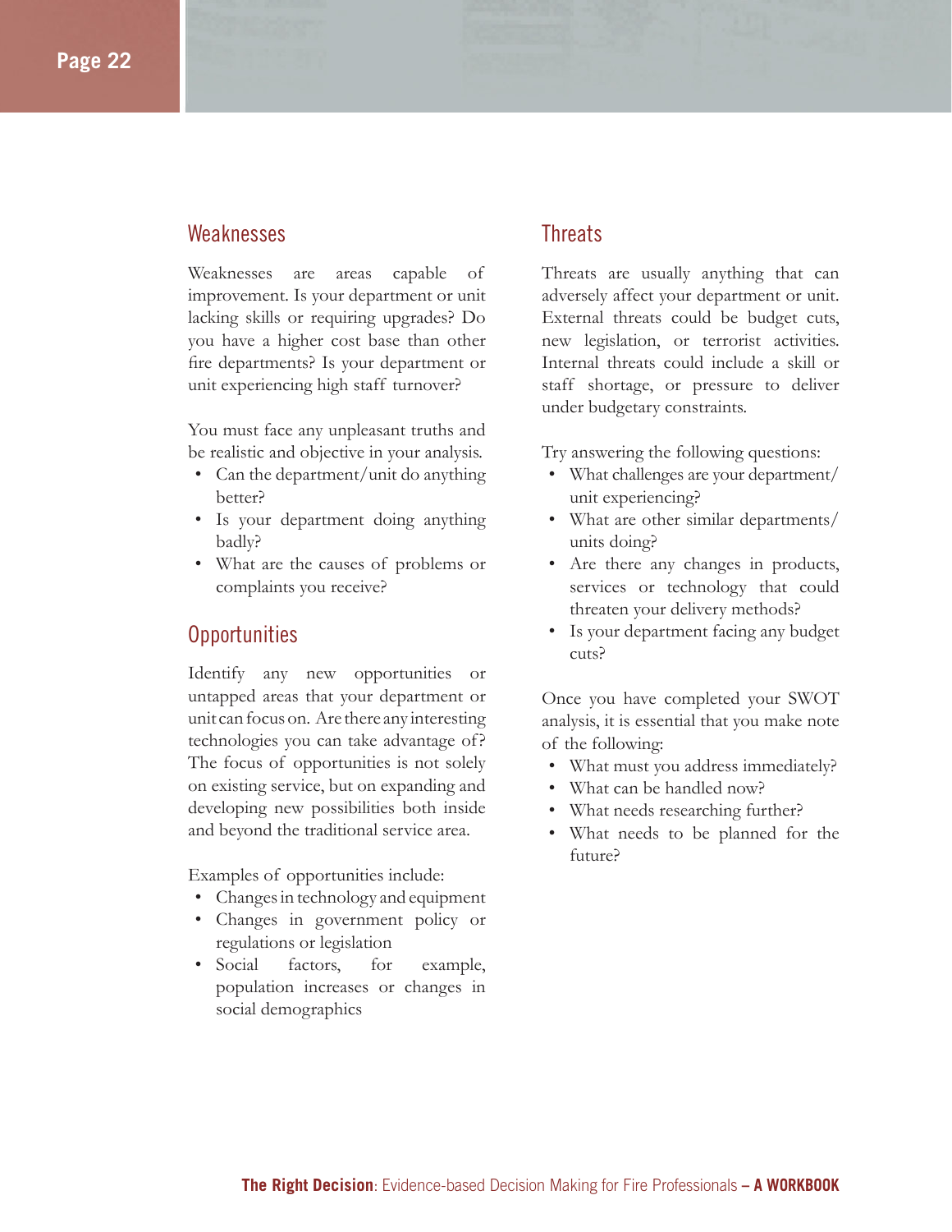## Weaknesses

Weaknesses are areas capable of improvement. Is your department or unit lacking skills or requiring upgrades? Do you have a higher cost base than other fire departments? Is your department or unit experiencing high staff turnover?

You must face any unpleasant truths and be realistic and objective in your analysis.

- Can the department/unit do anything better?
- Is your department doing anything badly?
- What are the causes of problems or complaints you receive?

## Opportunities

Identify any new opportunities or untapped areas that your department or unit can focus on. Are there any interesting technologies you can take advantage of? The focus of opportunities is not solely on existing service, but on expanding and developing new possibilities both inside and beyond the traditional service area.

Examples of opportunities include:

- Changes in technology and equipment
- Changes in government policy or regulations or legislation
- Social factors, for example, population increases or changes in social demographics

## Threats

Threats are usually anything that can adversely affect your department or unit. External threats could be budget cuts, new legislation, or terrorist activities. Internal threats could include a skill or staff shortage, or pressure to deliver under budgetary constraints.

Try answering the following questions:

- What challenges are your department/unit experiencing?
- What are other similar departments/units doing?
- Are there any changes in products, services or technology that could threaten your delivery methods?
- Is your department facing any budget cuts?

Once you have completed your SWOT analysis, it is essential that you make note of the following:

- What must you address immediately?
- What can be handled now?
- What needs researching further?
- What needs to be planned for the future?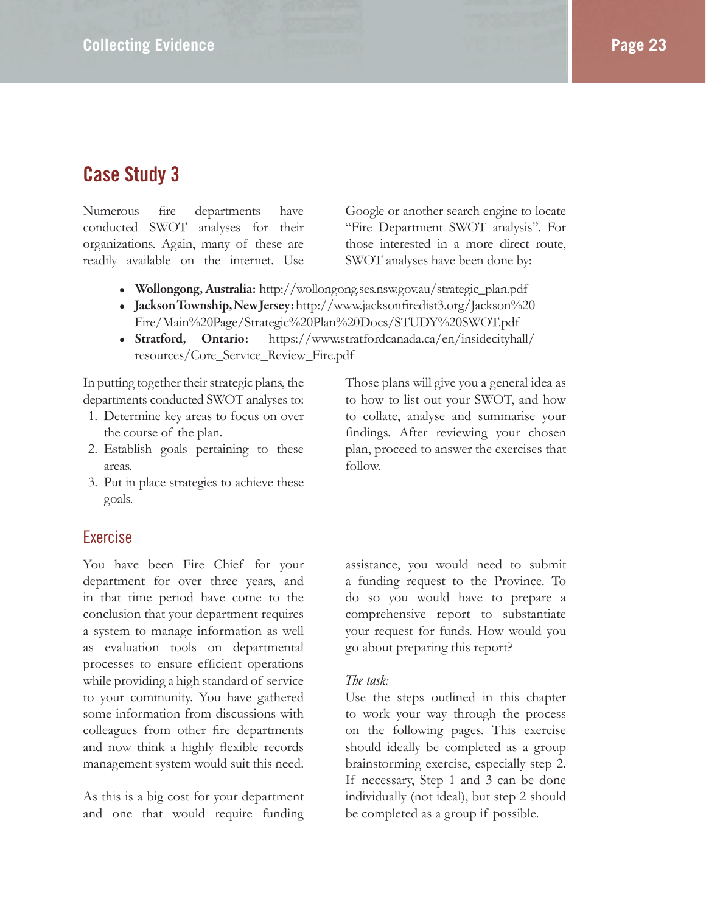## Case Study 3

Numerous fire departments have conducted SWOT analyses for their organizations. Again, many of these are readily available on the internet. Use Google or another search engine to locate "Fire Department SWOT analysis". For those interested in a more direct route, SWOT analyses have been done by:

- **Wollongong, Australia:** http://wollongong.ses.nsw.gov.au/strategic_plan.pdf
- **Jackson Township, New Jersey:** http://www.jacksonfiredist3.org/Jackson%20Fire/Main%20Page/Strategic%20Plan%20Docs/STUDY%20SWOT.pdf
- **Stratford, Ontario:** https://www.stratfordcanada.ca/en/insidecityhall/resources/Core_Service_Review_Fire.pdf

In putting together their strategic plans, the departments conducted SWOT analyses to:

1. Determine key areas to focus on over the course of the plan.
2. Establish goals pertaining to these areas.
3. Put in place strategies to achieve these goals.

Those plans will give you a general idea as to how to list out your SWOT, and how to collate, analyse and summarise your findings. After reviewing your chosen plan, proceed to answer the exercises that follow.

### Exercise

You have been Fire Chief for your department for over three years, and in that time period have come to the conclusion that your department requires a system to manage information as well as evaluation tools on departmental processes to ensure efficient operations while providing a high standard of service to your community. You have gathered some information from discussions with colleagues from other fire departments and now think a highly flexible records management system would suit this need.

As this is a big cost for your department and one that would require funding assistance, you would need to submit a funding request to the Province. To do so you would have to prepare a comprehensive report to substantiate your request for funds. How would you go about preparing this report?

*The task:*
Use the steps outlined in this chapter to work your way through the process on the following pages. This exercise should ideally be completed as a group brainstorming exercise, especially step 2. If necessary, Step 1 and 3 can be done individually (not ideal), but step 2 should be completed as a group if possible.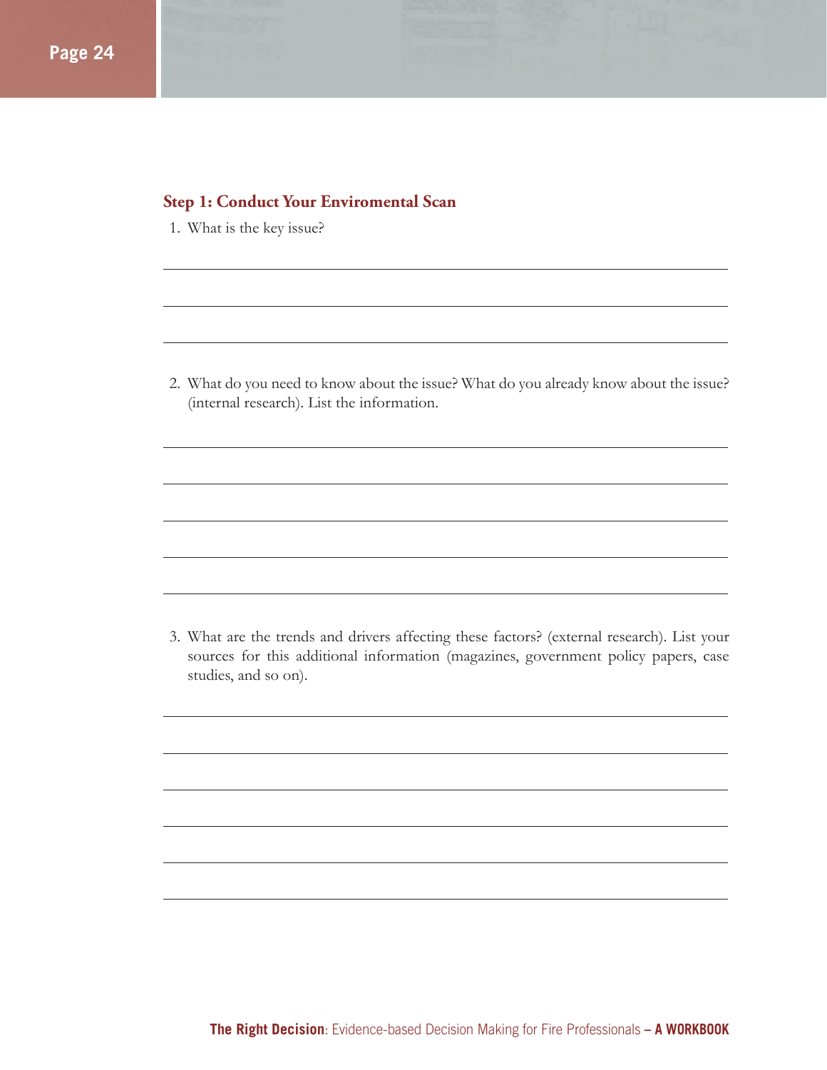### Step 1: Conduct Your Enviromental Scan

1. What is the key issue?

2. What do you need to know about the issue? What do you already know about the issue? (internal research). List the information.

3. What are the trends and drivers affecting these factors? (external research). List your sources for this additional information (magazines, government policy papers, case studies, and so on).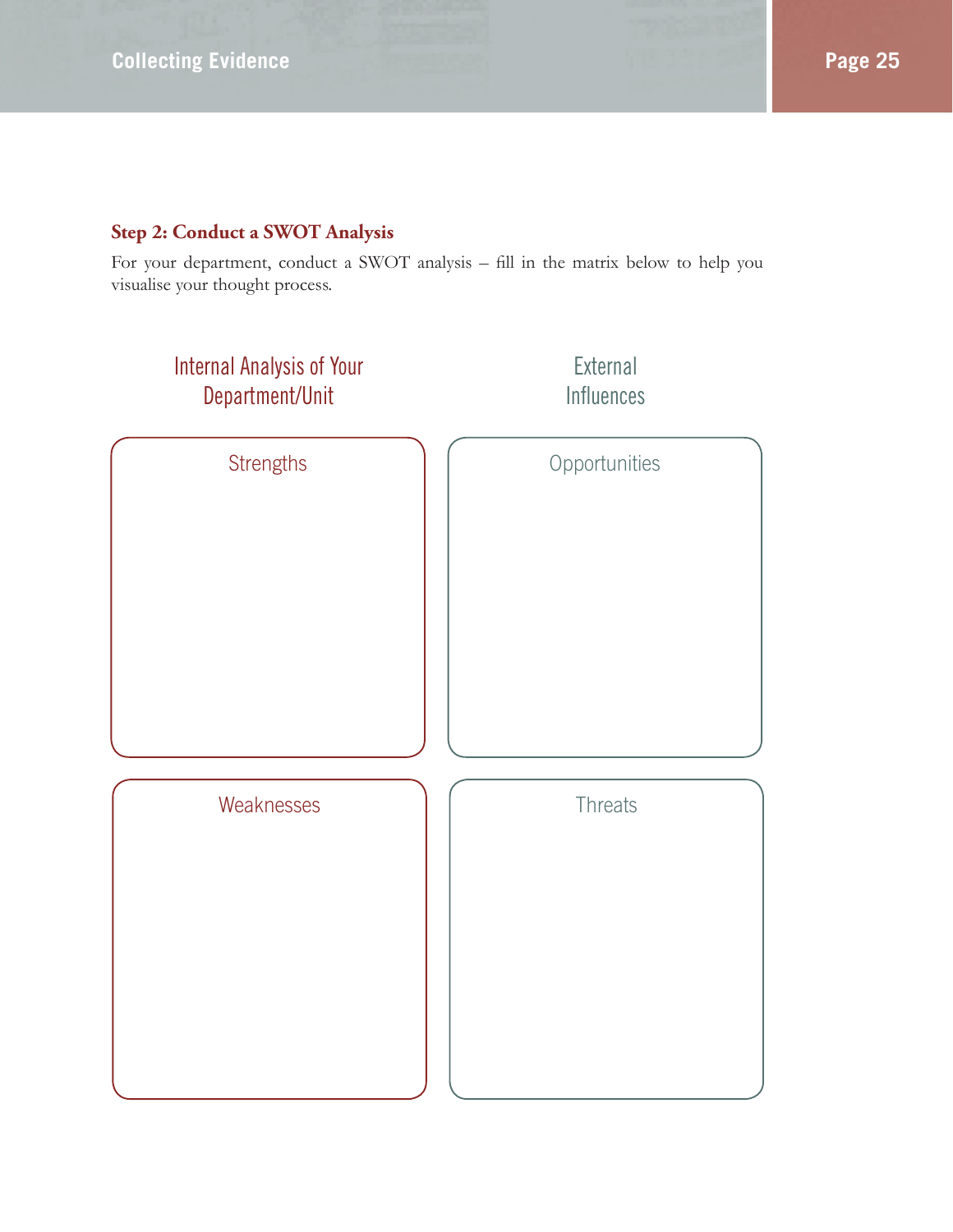### Step 2: Conduct a SWOT Analysis

For your department, conduct a SWOT analysis – fill in the matrix below to help you visualise your thought process.

| Internal Analysis of Your Department/Unit | External Influences |
| --- | --- |
| Strengths | Opportunities |
| | |
| Weaknesses | Threats |
| | |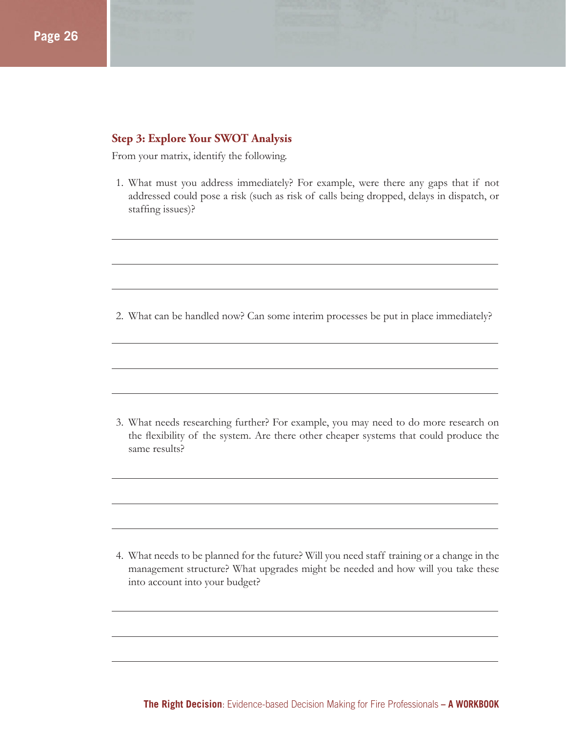### Step 3: Explore Your SWOT Analysis

From your matrix, identify the following.

1. What must you address immediately? For example, were there any gaps that if not addressed could pose a risk (such as risk of calls being dropped, delays in dispatch, or staffing issues)?

2. What can be handled now? Can some interim processes be put in place immediately?

3. What needs researching further? For example, you may need to do more research on the flexibility of the system. Are there other cheaper systems that could produce the same results?

4. What needs to be planned for the future? Will you need staff training or a change in the management structure? What upgrades might be needed and how will you take these into account into your budget?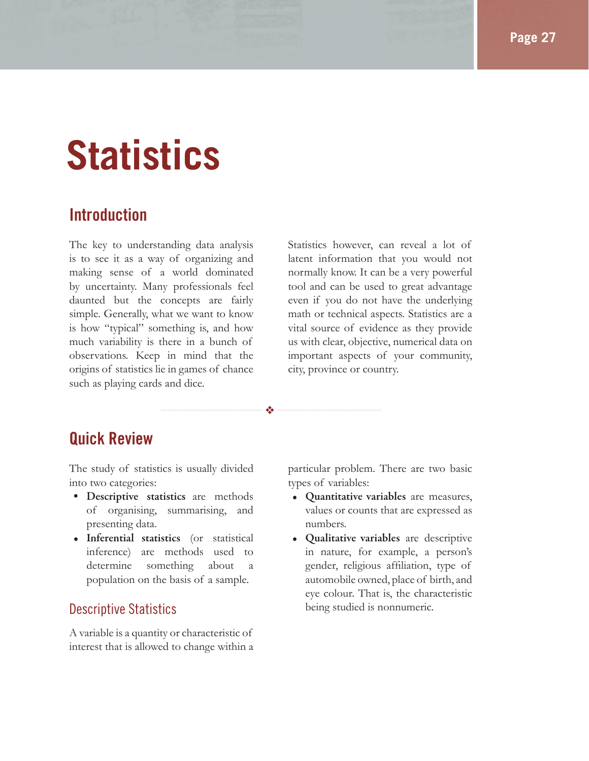# Statistics

## Introduction

The key to understanding data analysis is to see it as a way of organizing and making sense of a world dominated by uncertainty. Many professionals feel daunted but the concepts are fairly simple. Generally, what we want to know is how "typical" something is, and how much variability is there in a bunch of observations. Keep in mind that the origins of statistics lie in games of chance such as playing cards and dice.

Statistics however, can reveal a lot of latent information that you would not normally know. It can be a very powerful tool and can be used to great advantage even if you do not have the underlying math or technical aspects. Statistics are a vital source of evidence as they provide us with clear, objective, numerical data on important aspects of your community, city, province or country.

## Quick Review

The study of statistics is usually divided into two categories:

- **Descriptive statistics** are methods of organising, summarising, and presenting data.
- **Inferential statistics** (or statistical inference) are methods used to determine something about a population on the basis of a sample.

### Descriptive Statistics

A variable is a quantity or characteristic of interest that is allowed to change within a particular problem. There are two basic types of variables:

- **Quantitative variables** are measures, values or counts that are expressed as numbers.
- **Qualitative variables** are descriptive in nature, for example, a person's gender, religious affiliation, type of automobile owned, place of birth, and eye colour. That is, the characteristic being studied is nonnumeric.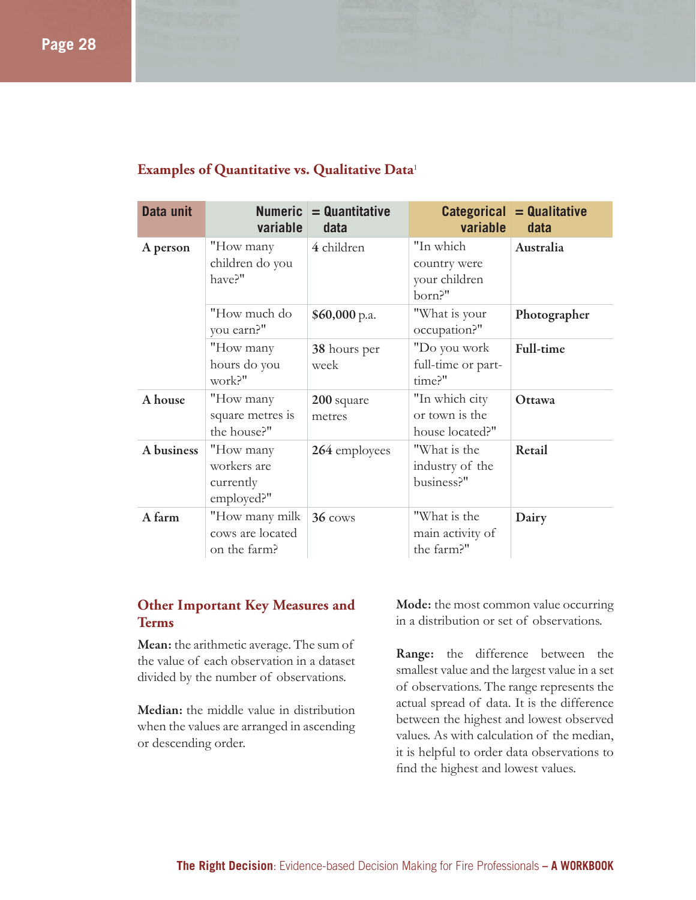## Examples of Quantitative vs. Qualitative Data[1]

| Data unit | Numeric variable | = Quantitative data | Categorical variable | = Qualitative data |
|---|---|---|---|---|
| **A person** | "How many children do you have?" | **4** children | "In which country were your children born?" | **Australia** |
| | "How much do you earn?" | **$60,000** p.a. | "What is your occupation?" | **Photographer** |
| | "How many hours do you work?" | **38** hours per week | "Do you work full-time or part-time?" | **Full-time** |
| **A house** | "How many square metres is the house?" | **200** square metres | "In which city or town is the house located?" | **Ottawa** |
| **A business** | "How many workers are currently employed?" | **264** employees | "What is the industry of the business?" | **Retail** |
| **A farm** | "How many milk cows are located on the farm? | **36** cows | "What is the main activity of the farm?" | **Dairy** |

## Other Important Key Measures and Terms

**Mean:** the arithmetic average. The sum of the value of each observation in a dataset divided by the number of observations.

**Median:** the middle value in distribution when the values are arranged in ascending or descending order.

**Mode:** the most common value occurring in a distribution or set of observations.

**Range:** the difference between the smallest value and the largest value in a set of observations. The range represents the actual spread of data. It is the difference between the highest and lowest observed values. As with calculation of the median, it is helpful to order data observations to find the highest and lowest values.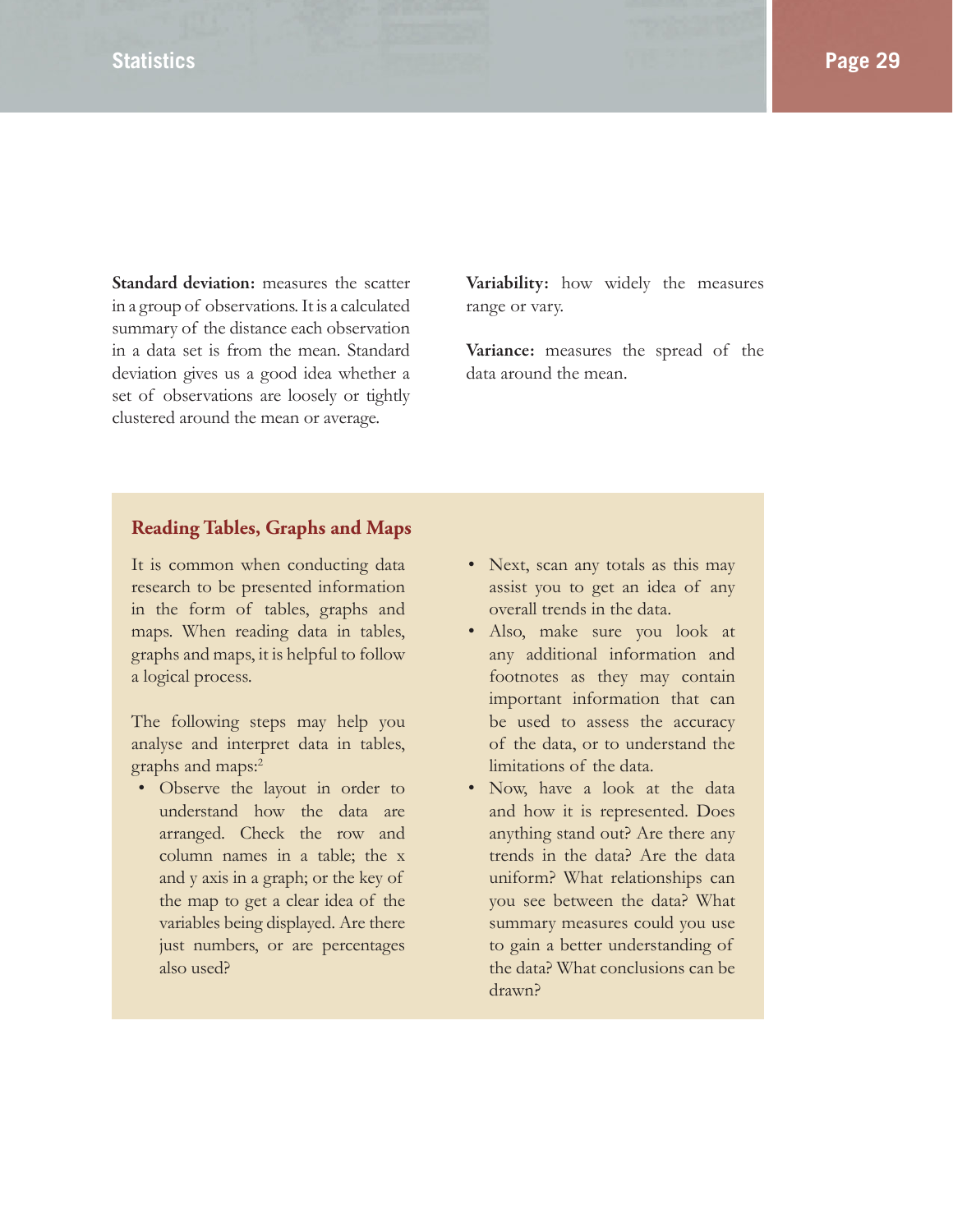**Standard deviation:** measures the scatter in a group of observations. It is a calculated summary of the distance each observation in a data set is from the mean. Standard deviation gives us a good idea whether a set of observations are loosely or tightly clustered around the mean or average.

**Variability:** how widely the measures range or vary.

**Variance:** measures the spread of the data around the mean.

## Reading Tables, Graphs and Maps

It is common when conducting data research to be presented information in the form of tables, graphs and maps. When reading data in tables, graphs and maps, it is helpful to follow a logical process.

The following steps may help you analyse and interpret data in tables, graphs and maps:[2]

- Observe the layout in order to understand how the data are arranged. Check the row and column names in a table; the x and y axis in a graph; or the key of the map to get a clear idea of the variables being displayed. Are there just numbers, or are percentages also used?
- Next, scan any totals as this may assist you to get an idea of any overall trends in the data.
- Also, make sure you look at any additional information and footnotes as they may contain important information that can be used to assess the accuracy of the data, or to understand the limitations of the data.
- Now, have a look at the data and how it is represented. Does anything stand out? Are there any trends in the data? Are the data uniform? What relationships can you see between the data? What summary measures could you use to gain a better understanding of the data? What conclusions can be drawn?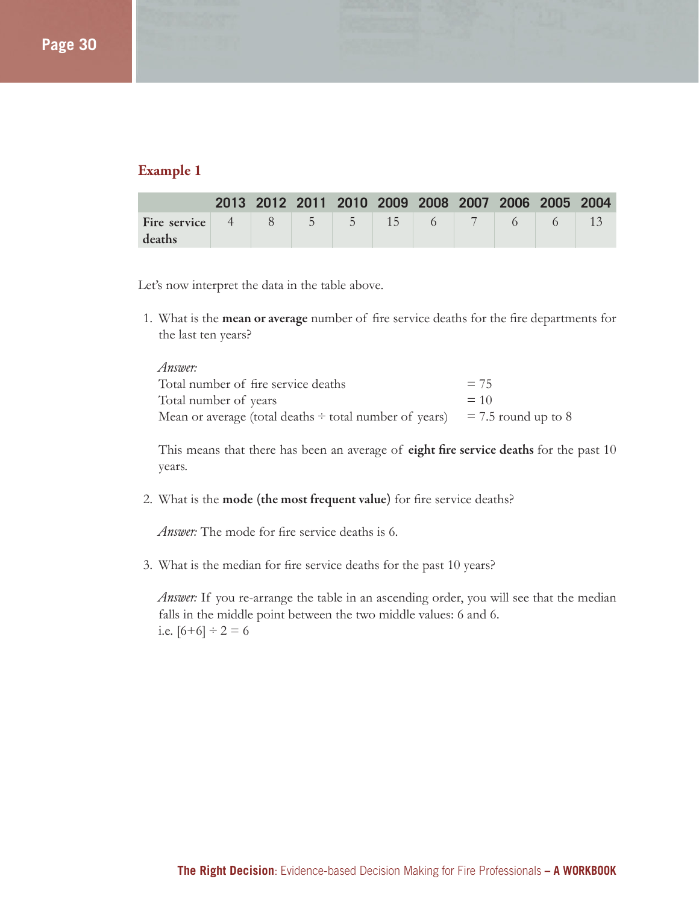### Example 1

| | 2013 | 2012 | 2011 | 2010 | 2009 | 2008 | 2007 | 2006 | 2005 | 2004 |
|---|---|---|---|---|---|---|---|---|---|---|
| Fire service deaths | 4 | 8 | 5 | 5 | 15 | 6 | 7 | 6 | 6 | 13 |

Let's now interpret the data in the table above.

1. What is the **mean or average** number of fire service deaths for the fire departments for the last ten years?

   *Answer:*
   Total number of fire service deaths = 75
   Total number of years = 10
   Mean or average (total deaths ÷ total number of years) = 7.5 round up to 8

   This means that there has been an average of **eight fire service deaths** for the past 10 years.

2. What is the **mode (the most frequent value)** for fire service deaths?

   *Answer:* The mode for fire service deaths is 6.

3. What is the median for fire service deaths for the past 10 years?

   *Answer:* If you re-arrange the table in an ascending order, you will see that the median falls in the middle point between the two middle values: 6 and 6.
   i.e. [6+6] ÷ 2 = 6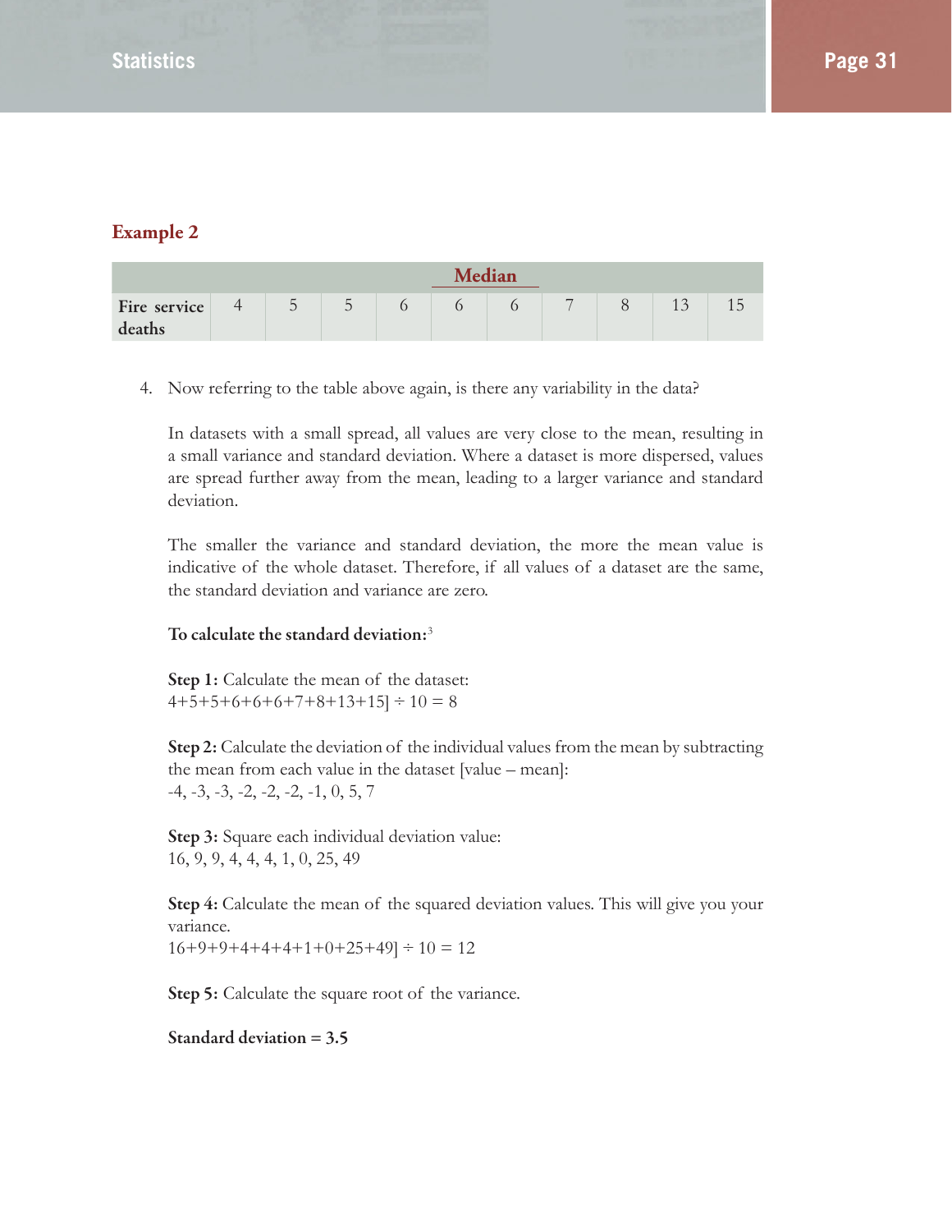## Example 2

| | | | | | Median | | | | | |
|---|---|---|---|---|---|---|---|---|---|---|
| Fire service deaths | 4 | 5 | 5 | 6 | 6 | 6 | 7 | 8 | 13 | 15 |

4. Now referring to the table above again, is there any variability in the data?

   In datasets with a small spread, all values are very close to the mean, resulting in a small variance and standard deviation. Where a dataset is more dispersed, values are spread further away from the mean, leading to a larger variance and standard deviation.

   The smaller the variance and standard deviation, the more the mean value is indicative of the whole dataset. Therefore, if all values of a dataset are the same, the standard deviation and variance are zero.

   **To calculate the standard deviation:**[3]

   **Step 1:** Calculate the mean of the dataset:
   4+5+5+6+6+6+7+8+13+15] ÷ 10 = 8

   **Step 2:** Calculate the deviation of the individual values from the mean by subtracting the mean from each value in the dataset [value – mean]:
   -4, -3, -3, -2, -2, -2, -1, 0, 5, 7

   **Step 3:** Square each individual deviation value:
   16, 9, 9, 4, 4, 4, 1, 0, 25, 49

   **Step 4:** Calculate the mean of the squared deviation values. This will give you your variance.
   16+9+9+4+4+4+1+0+25+49] ÷ 10 = 12

   **Step 5:** Calculate the square root of the variance.

   **Standard deviation = 3.5**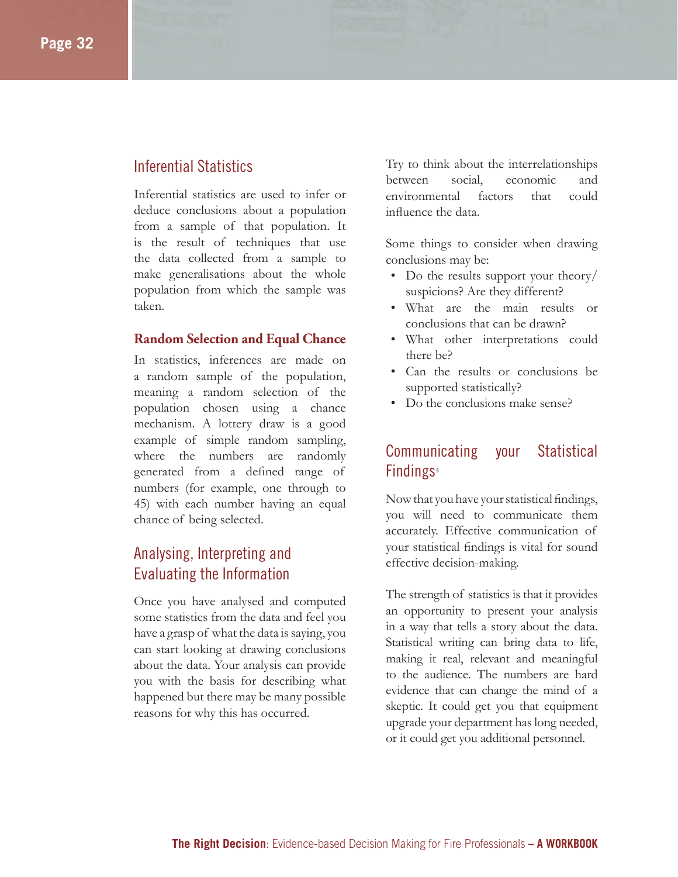## Inferential Statistics

Inferential statistics are used to infer or deduce conclusions about a population from a sample of that population. It is the result of techniques that use the data collected from a sample to make generalisations about the whole population from which the sample was taken.

### Random Selection and Equal Chance

In statistics, inferences are made on a random sample of the population, meaning a random selection of the population chosen using a chance mechanism. A lottery draw is a good example of simple random sampling, where the numbers are randomly generated from a defined range of numbers (for example, one through to 45) with each number having an equal chance of being selected.

## Analysing, Interpreting and Evaluating the Information

Once you have analysed and computed some statistics from the data and feel you have a grasp of what the data is saying, you can start looking at drawing conclusions about the data. Your analysis can provide you with the basis for describing what happened but there may be many possible reasons for why this has occurred.

Try to think about the interrelationships between social, economic and environmental factors that could influence the data.

Some things to consider when drawing conclusions may be:

- Do the results support your theory/ suspicions? Are they different?
- What are the main results or conclusions that can be drawn?
- What other interpretations could there be?
- Can the results or conclusions be supported statistically?
- Do the conclusions make sense?

## Communicating your Statistical Findings[4]

Now that you have your statistical findings, you will need to communicate them accurately. Effective communication of your statistical findings is vital for sound effective decision-making.

The strength of statistics is that it provides an opportunity to present your analysis in a way that tells a story about the data. Statistical writing can bring data to life, making it real, relevant and meaningful to the audience. The numbers are hard evidence that can change the mind of a skeptic. It could get you that equipment upgrade your department has long needed, or it could get you additional personnel.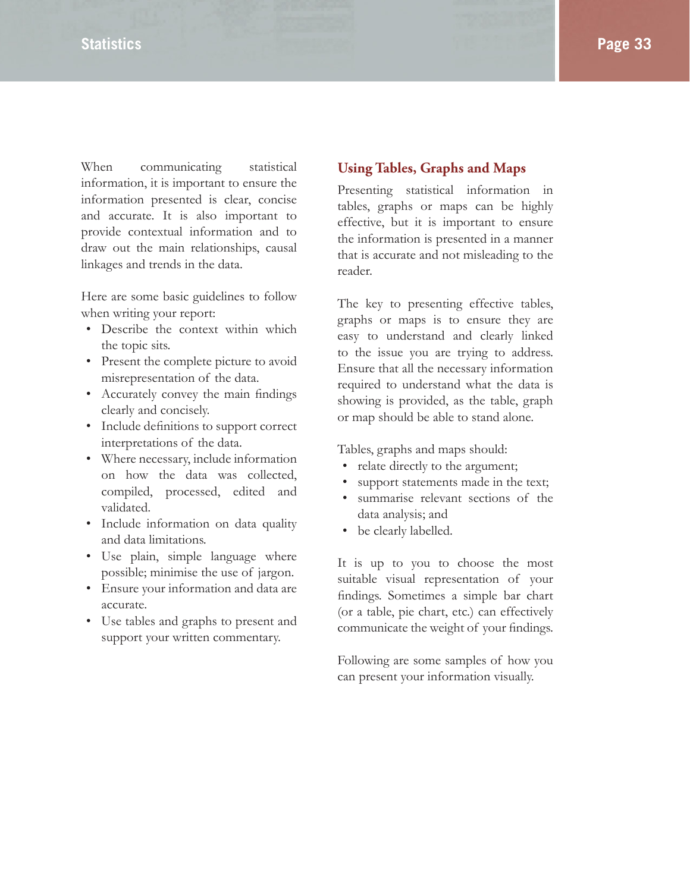When communicating statistical information, it is important to ensure the information presented is clear, concise and accurate. It is also important to provide contextual information and to draw out the main relationships, causal linkages and trends in the data.

Here are some basic guidelines to follow when writing your report:

- Describe the context within which the topic sits.
- Present the complete picture to avoid misrepresentation of the data.
- Accurately convey the main findings clearly and concisely.
- Include definitions to support correct interpretations of the data.
- Where necessary, include information on how the data was collected, compiled, processed, edited and validated.
- Include information on data quality and data limitations.
- Use plain, simple language where possible; minimise the use of jargon.
- Ensure your information and data are accurate.
- Use tables and graphs to present and support your written commentary.

## Using Tables, Graphs and Maps

Presenting statistical information in tables, graphs or maps can be highly effective, but it is important to ensure the information is presented in a manner that is accurate and not misleading to the reader.

The key to presenting effective tables, graphs or maps is to ensure they are easy to understand and clearly linked to the issue you are trying to address. Ensure that all the necessary information required to understand what the data is showing is provided, as the table, graph or map should be able to stand alone.

Tables, graphs and maps should:

- relate directly to the argument;
- support statements made in the text;
- summarise relevant sections of the data analysis; and
- be clearly labelled.

It is up to you to choose the most suitable visual representation of your findings. Sometimes a simple bar chart (or a table, pie chart, etc.) can effectively communicate the weight of your findings.

Following are some samples of how you can present your information visually.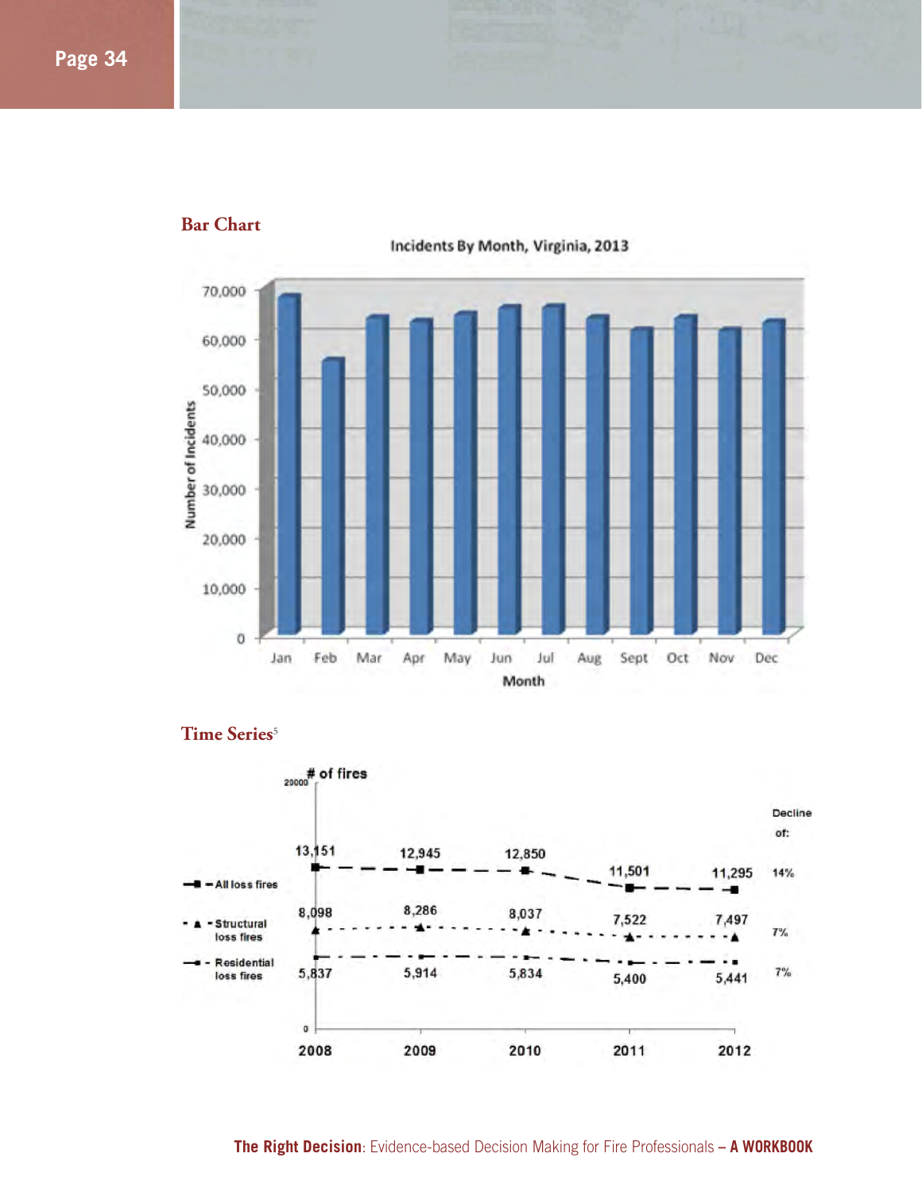## Bar Chart

Incidents By Month, Virginia, 2013

## Time Series[5]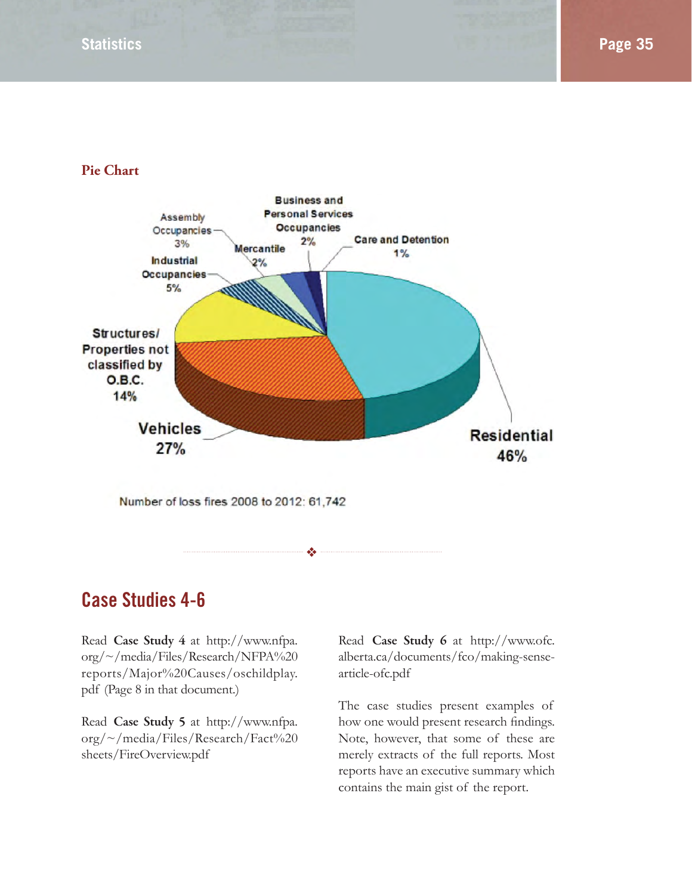### Pie Chart

Business and Personal Services Occupancies 2%

Assembly Occupancies 3%

Mercantile 2%

Care and Detention 1%

Industrial Occupancies 5%

Structures/ Properties not classified by O.B.C. 14%

Vehicles 27%

Residential 46%

Number of loss fires 2008 to 2012: 61,742

## Case Studies 4-6

Read **Case Study 4** at http://www.nfpa.org/~/media/Files/Research/NFPA%20reports/Major%20Causes/oschildplay.pdf (Page 8 in that document.)

Read **Case Study 5** at http://www.nfpa.org/~/media/Files/Research/Fact%20sheets/FireOverview.pdf

Read **Case Study 6** at http://www.ofc.alberta.ca/documents/fco/making-sense-article-ofc.pdf

The case studies present examples of how one would present research findings. Note, however, that some of these are merely extracts of the full reports. Most reports have an executive summary which contains the main gist of the report.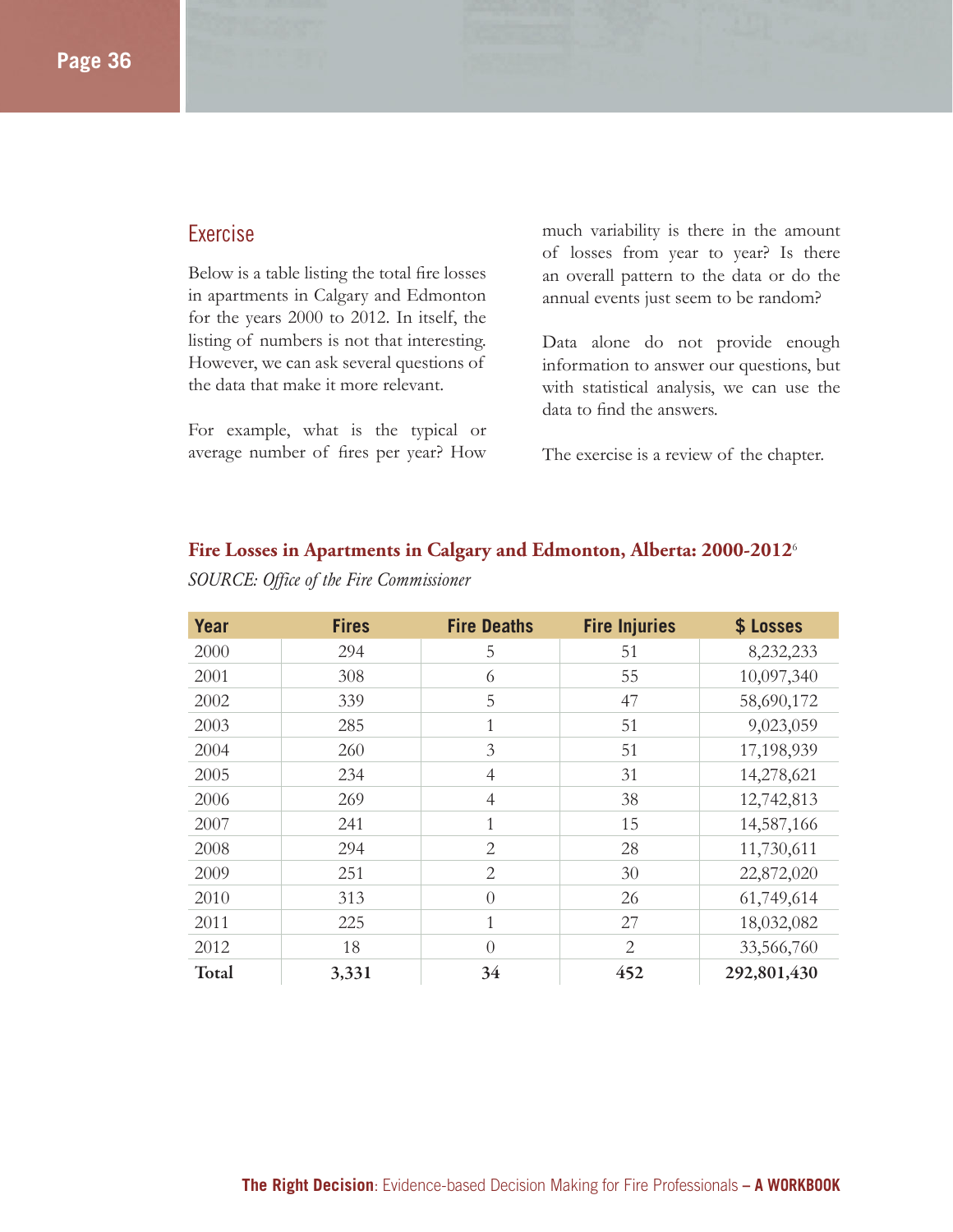## Exercise

Below is a table listing the total fire losses in apartments in Calgary and Edmonton for the years 2000 to 2012. In itself, the listing of numbers is not that interesting. However, we can ask several questions of the data that make it more relevant.

For example, what is the typical or average number of fires per year? How much variability is there in the amount of losses from year to year? Is there an overall pattern to the data or do the annual events just seem to be random?

Data alone do not provide enough information to answer our questions, but with statistical analysis, we can use the data to find the answers.

The exercise is a review of the chapter.

**Fire Losses in Apartments in Calgary and Edmonton, Alberta: 2000-2012**[6]

*SOURCE: Office of the Fire Commissioner*

| Year | Fires | Fire Deaths | Fire Injuries | $ Losses |
|---|---|---|---|---|
| 2000 | 294 | 5 | 51 | 8,232,233 |
| 2001 | 308 | 6 | 55 | 10,097,340 |
| 2002 | 339 | 5 | 47 | 58,690,172 |
| 2003 | 285 | 1 | 51 | 9,023,059 |
| 2004 | 260 | 3 | 51 | 17,198,939 |
| 2005 | 234 | 4 | 31 | 14,278,621 |
| 2006 | 269 | 4 | 38 | 12,742,813 |
| 2007 | 241 | 1 | 15 | 14,587,166 |
| 2008 | 294 | 2 | 28 | 11,730,611 |
| 2009 | 251 | 2 | 30 | 22,872,020 |
| 2010 | 313 | 0 | 26 | 61,749,614 |
| 2011 | 225 | 1 | 27 | 18,032,082 |
| 2012 | 18 | 0 | 2 | 33,566,760 |
| **Total** | **3,331** | **34** | **452** | **292,801,430** |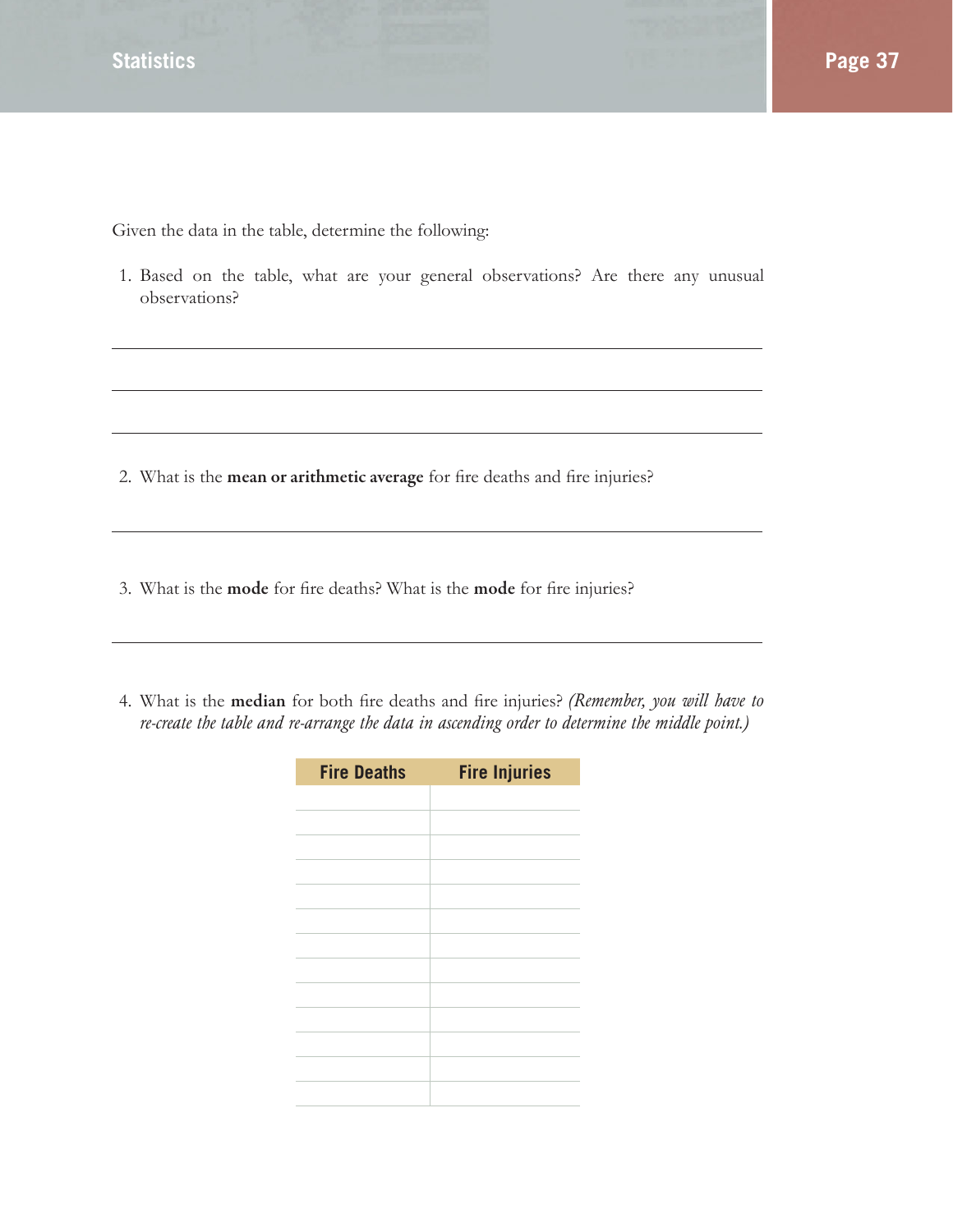Given the data in the table, determine the following:

1. Based on the table, what are your general observations? Are there any unusual observations?

___

___

___

2. What is the **mean or arithmetic average** for fire deaths and fire injuries?

___

3. What is the **mode** for fire deaths? What is the **mode** for fire injuries?

___

4. What is the **median** for both fire deaths and fire injuries? *(Remember, you will have to re-create the table and re-arrange the data in ascending order to determine the middle point.)*

| Fire Deaths | Fire Injuries |
|---|---|
| | |
| | |
| | |
| | |
| | |
| | |
| | |
| | |
| | |
| | |
| | |
| | |
| | |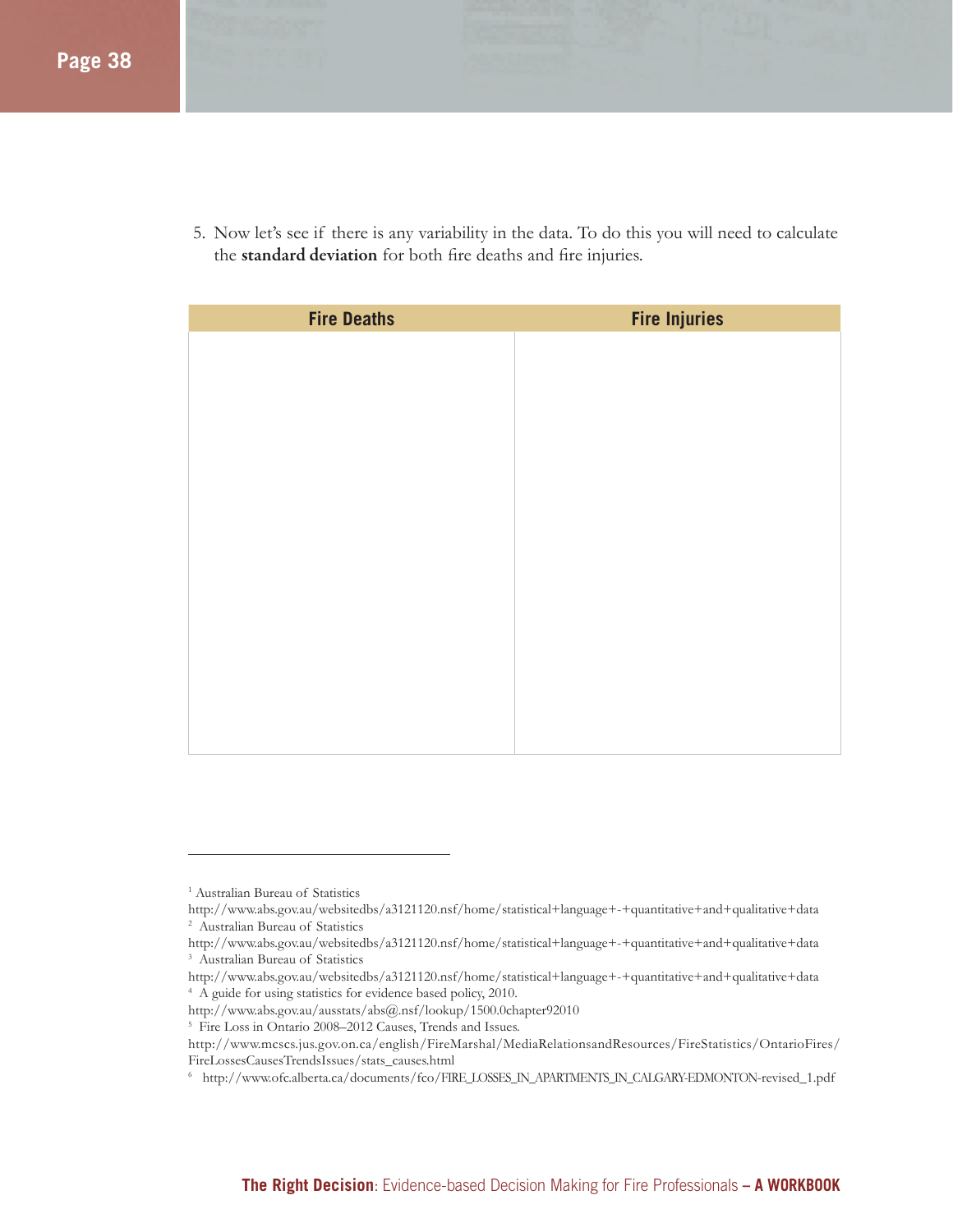5. Now let's see if there is any variability in the data. To do this you will need to calculate the **standard deviation** for both fire deaths and fire injuries.

| Fire Deaths | Fire Injuries |
| --- | --- |
| | |

---

[1] Australian Bureau of Statistics
http://www.abs.gov.au/websitedbs/a3121120.nsf/home/statistical+language+-+quantitative+and+qualitative+data

[2] Australian Bureau of Statistics
http://www.abs.gov.au/websitedbs/a3121120.nsf/home/statistical+language+-+quantitative+and+qualitative+data

[3] Australian Bureau of Statistics
http://www.abs.gov.au/websitedbs/a3121120.nsf/home/statistical+language+-+quantitative+and+qualitative+data

[4] A guide for using statistics for evidence based policy, 2010.
http://www.abs.gov.au/ausstats/abs@.nsf/lookup/1500.0chapter92010

[5] Fire Loss in Ontario 2008–2012 Causes, Trends and Issues.
http://www.mcscs.jus.gov.on.ca/english/FireMarshal/MediaRelationsandResources/FireStatistics/OntarioFires/FireLossesCausesTrendsIssues/stats_causes.html

[6] http://www.ofc.alberta.ca/documents/fco/FIRE_LOSSES_IN_APARTMENTS_IN_CALGARY-EDMONTON-revised_1.pdf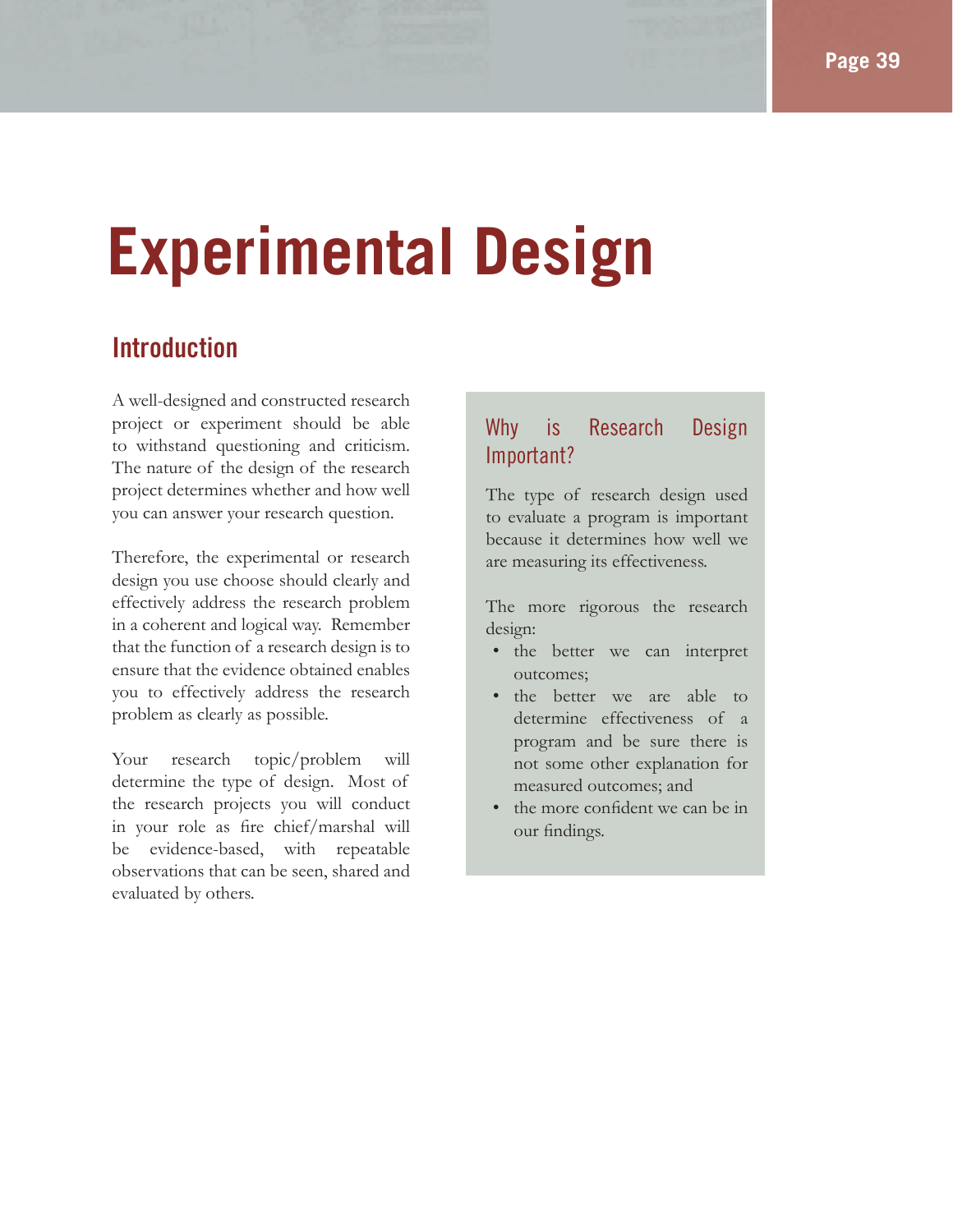# Experimental Design

## Introduction

A well-designed and constructed research project or experiment should be able to withstand questioning and criticism. The nature of the design of the research project determines whether and how well you can answer your research question.

Therefore, the experimental or research design you use choose should clearly and effectively address the research problem in a coherent and logical way. Remember that the function of a research design is to ensure that the evidence obtained enables you to effectively address the research problem as clearly as possible.

Your research topic/problem will determine the type of design. Most of the research projects you will conduct in your role as fire chief/marshal will be evidence-based, with repeatable observations that can be seen, shared and evaluated by others.

### Why is Research Design Important?

The type of research design used to evaluate a program is important because it determines how well we are measuring its effectiveness.

The more rigorous the research design:

- the better we can interpret outcomes;
- the better we are able to determine effectiveness of a program and be sure there is not some other explanation for measured outcomes; and
- the more confident we can be in our findings.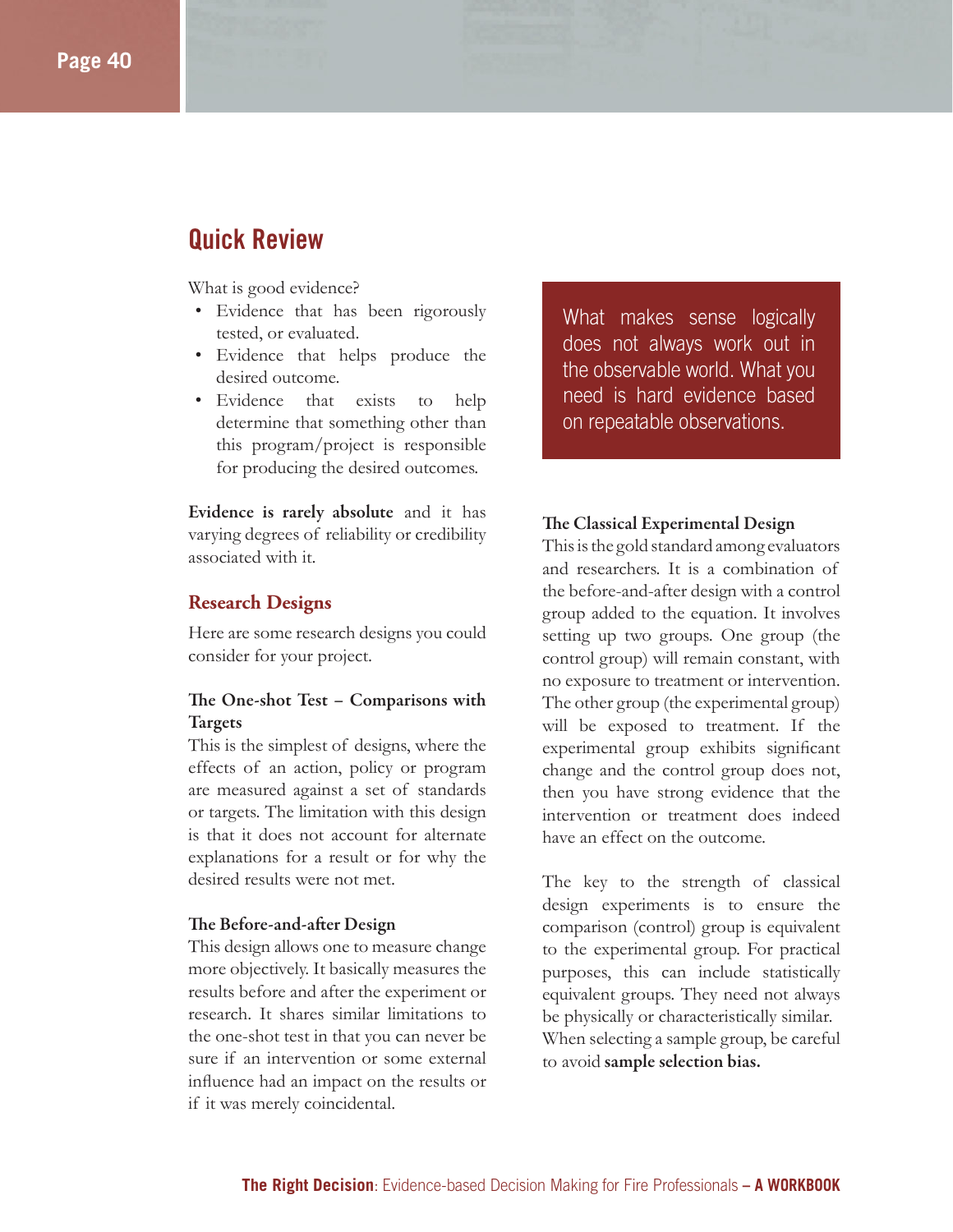## Quick Review

What is good evidence?

- Evidence that has been rigorously tested, or evaluated.
- Evidence that helps produce the desired outcome.
- Evidence that exists to help determine that something other than this program/project is responsible for producing the desired outcomes.

**Evidence is rarely absolute** and it has varying degrees of reliability or credibility associated with it.

### Research Designs

Here are some research designs you could consider for your project.

#### The One-shot Test – Comparisons with Targets

This is the simplest of designs, where the effects of an action, policy or program are measured against a set of standards or targets. The limitation with this design is that it does not account for alternate explanations for a result or for why the desired results were not met.

#### The Before-and-after Design

This design allows one to measure change more objectively. It basically measures the results before and after the experiment or research. It shares similar limitations to the one-shot test in that you can never be sure if an intervention or some external influence had an impact on the results or if it was merely coincidental.

> What makes sense logically does not always work out in the observable world. What you need is hard evidence based on repeatable observations.

#### The Classical Experimental Design

This is the gold standard among evaluators and researchers. It is a combination of the before-and-after design with a control group added to the equation. It involves setting up two groups. One group (the control group) will remain constant, with no exposure to treatment or intervention. The other group (the experimental group) will be exposed to treatment. If the experimental group exhibits significant change and the control group does not, then you have strong evidence that the intervention or treatment does indeed have an effect on the outcome.

The key to the strength of classical design experiments is to ensure the comparison (control) group is equivalent to the experimental group. For practical purposes, this can include statistically equivalent groups. They need not always be physically or characteristically similar. When selecting a sample group, be careful to avoid **sample selection bias.**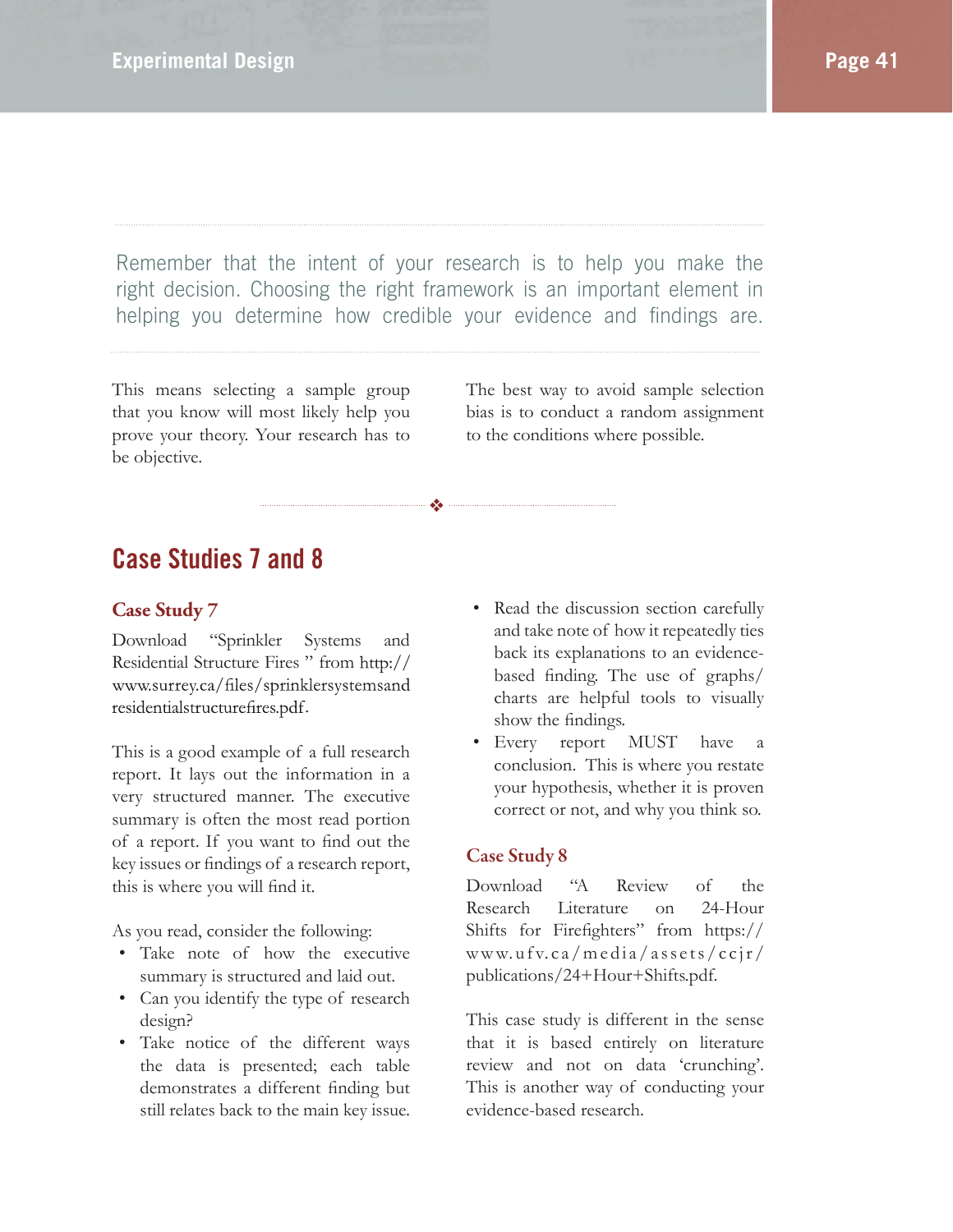Remember that the intent of your research is to help you make the right decision. Choosing the right framework is an important element in helping you determine how credible your evidence and findings are.

This means selecting a sample group that you know will most likely help you prove your theory. Your research has to be objective.

The best way to avoid sample selection bias is to conduct a random assignment to the conditions where possible.

## Case Studies 7 and 8

### Case Study 7

Download "Sprinkler Systems and Residential Structure Fires " from http://www.surrey.ca/files/sprinklersystemsandresidentialstructurefires.pdf.

This is a good example of a full research report. It lays out the information in a very structured manner. The executive summary is often the most read portion of a report. If you want to find out the key issues or findings of a research report, this is where you will find it.

As you read, consider the following:

- Take note of how the executive summary is structured and laid out.
- Can you identify the type of research design?
- Take notice of the different ways the data is presented; each table demonstrates a different finding but still relates back to the main key issue.
- Read the discussion section carefully and take note of how it repeatedly ties back its explanations to an evidence-based finding. The use of graphs/charts are helpful tools to visually show the findings.
- Every report MUST have a conclusion. This is where you restate your hypothesis, whether it is proven correct or not, and why you think so.

### Case Study 8

Download "A Review of the Research Literature on 24-Hour Shifts for Firefighters" from https://www.ufv.ca/media/assets/ccjr/publications/24+Hour+Shifts.pdf.

This case study is different in the sense that it is based entirely on literature review and not on data 'crunching'. This is another way of conducting your evidence-based research.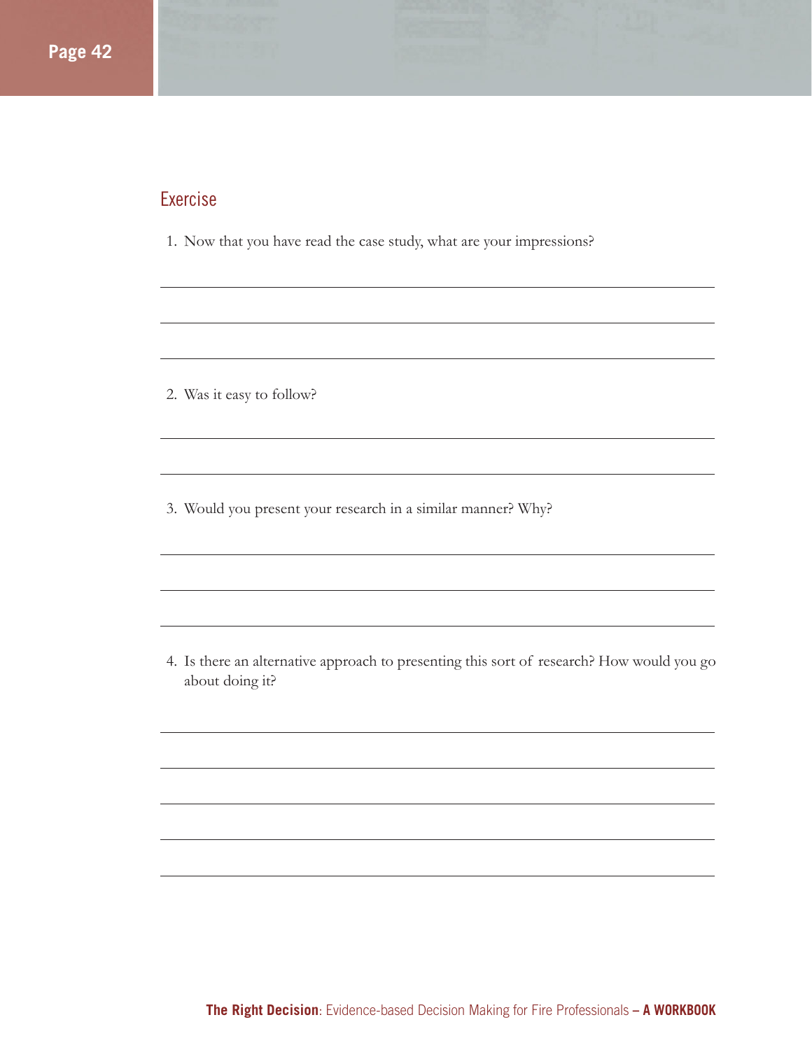## Exercise

1. Now that you have read the case study, what are your impressions?

2. Was it easy to follow?

3. Would you present your research in a similar manner? Why?

4. Is there an alternative approach to presenting this sort of research? How would you go about doing it?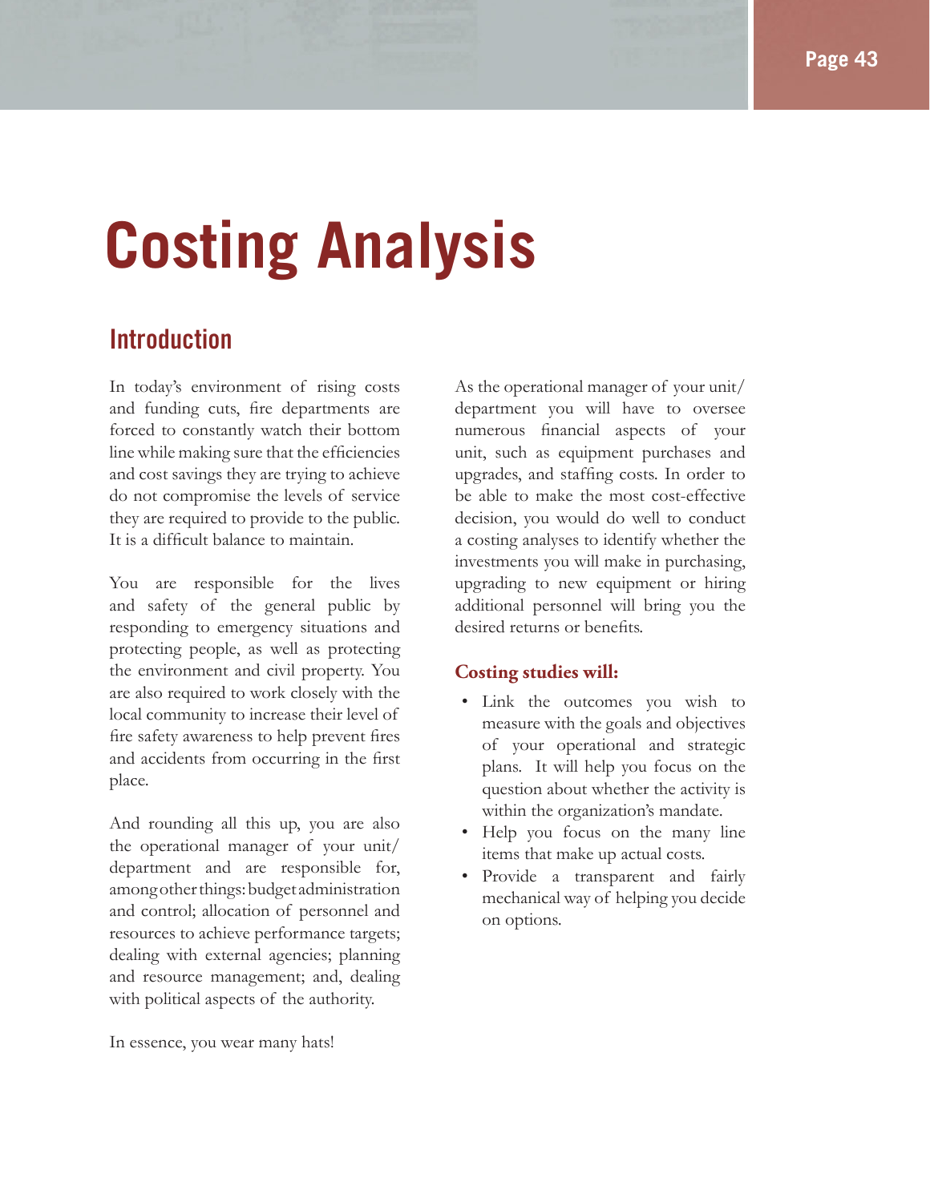# Costing Analysis

## Introduction

In today's environment of rising costs and funding cuts, fire departments are forced to constantly watch their bottom line while making sure that the efficiencies and cost savings they are trying to achieve do not compromise the levels of service they are required to provide to the public. It is a difficult balance to maintain.

You are responsible for the lives and safety of the general public by responding to emergency situations and protecting people, as well as protecting the environment and civil property. You are also required to work closely with the local community to increase their level of fire safety awareness to help prevent fires and accidents from occurring in the first place.

And rounding all this up, you are also the operational manager of your unit/department and are responsible for, among other things: budget administration and control; allocation of personnel and resources to achieve performance targets; dealing with external agencies; planning and resource management; and, dealing with political aspects of the authority.

In essence, you wear many hats!

As the operational manager of your unit/department you will have to oversee numerous financial aspects of your unit, such as equipment purchases and upgrades, and staffing costs. In order to be able to make the most cost-effective decision, you would do well to conduct a costing analyses to identify whether the investments you will make in purchasing, upgrading to new equipment or hiring additional personnel will bring you the desired returns or benefits.

**Costing studies will:**

- Link the outcomes you wish to measure with the goals and objectives of your operational and strategic plans. It will help you focus on the question about whether the activity is within the organization's mandate.
- Help you focus on the many line items that make up actual costs.
- Provide a transparent and fairly mechanical way of helping you decide on options.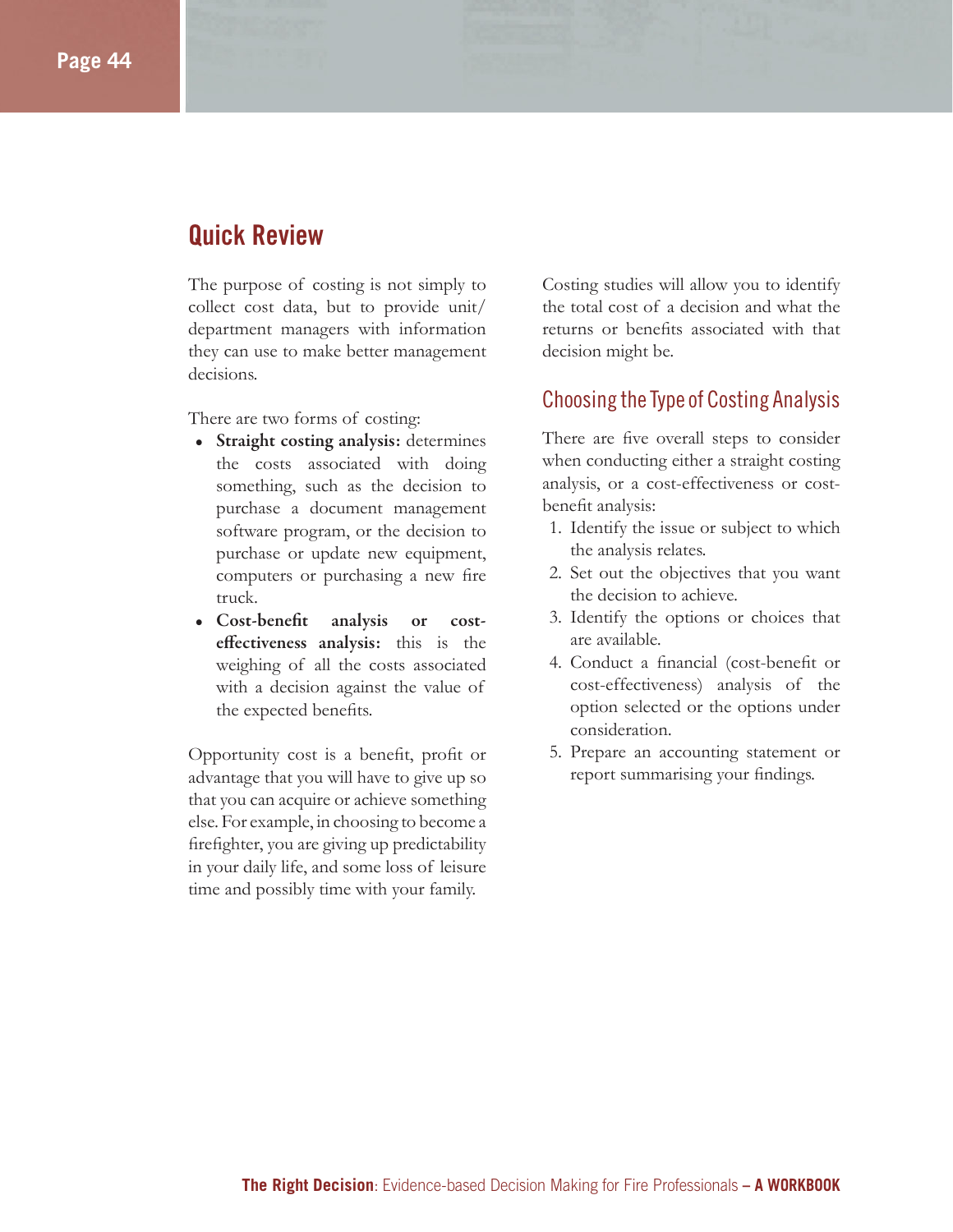## Quick Review

The purpose of costing is not simply to collect cost data, but to provide unit/department managers with information they can use to make better management decisions.

There are two forms of costing:

- **Straight costing analysis:** determines the costs associated with doing something, such as the decision to purchase a document management software program, or the decision to purchase or update new equipment, computers or purchasing a new fire truck.
- **Cost-benefit analysis or cost-effectiveness analysis:** this is the weighing of all the costs associated with a decision against the value of the expected benefits.

Opportunity cost is a benefit, profit or advantage that you will have to give up so that you can acquire or achieve something else. For example, in choosing to become a firefighter, you are giving up predictability in your daily life, and some loss of leisure time and possibly time with your family.

Costing studies will allow you to identify the total cost of a decision and what the returns or benefits associated with that decision might be.

### Choosing the Type of Costing Analysis

There are five overall steps to consider when conducting either a straight costing analysis, or a cost-effectiveness or cost-benefit analysis:

1. Identify the issue or subject to which the analysis relates.
2. Set out the objectives that you want the decision to achieve.
3. Identify the options or choices that are available.
4. Conduct a financial (cost-benefit or cost-effectiveness) analysis of the option selected or the options under consideration.
5. Prepare an accounting statement or report summarising your findings.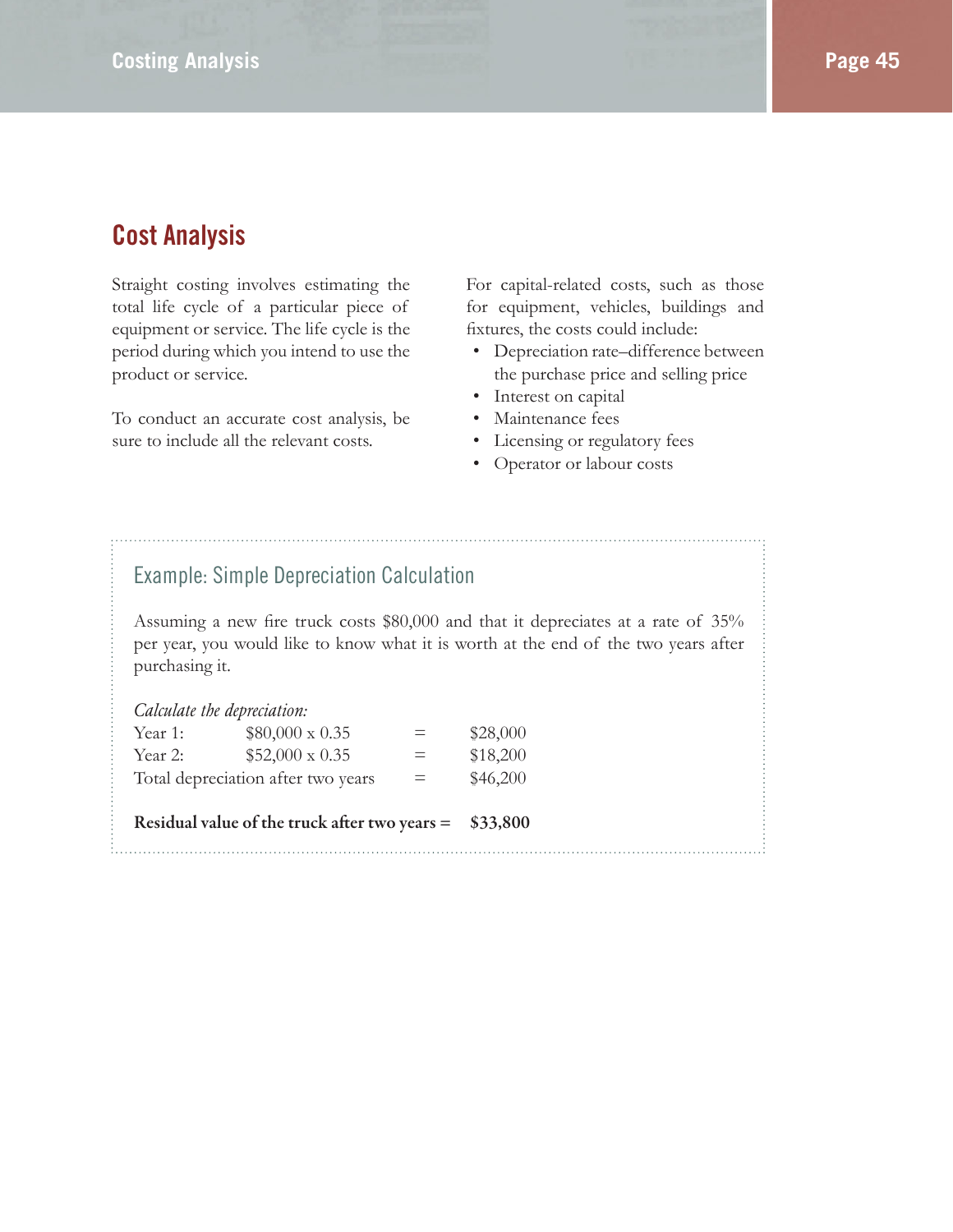## Cost Analysis

Straight costing involves estimating the total life cycle of a particular piece of equipment or service. The life cycle is the period during which you intend to use the product or service.

To conduct an accurate cost analysis, be sure to include all the relevant costs.

For capital-related costs, such as those for equipment, vehicles, buildings and fixtures, the costs could include:

- Depreciation rate–difference between the purchase price and selling price
- Interest on capital
- Maintenance fees
- Licensing or regulatory fees
- Operator or labour costs

### Example: Simple Depreciation Calculation

Assuming a new fire truck costs $80,000 and that it depreciates at a rate of 35% per year, you would like to know what it is worth at the end of the two years after purchasing it.

*Calculate the depreciation:*

| | | | |
|---|---|---|---|
| Year 1: | $80,000 x 0.35 | = | $28,000 |
| Year 2: | $52,000 x 0.35 | = | $18,200 |
| Total depreciation after two years | | = | $46,200 |

**Residual value of the truck after two years = $33,800**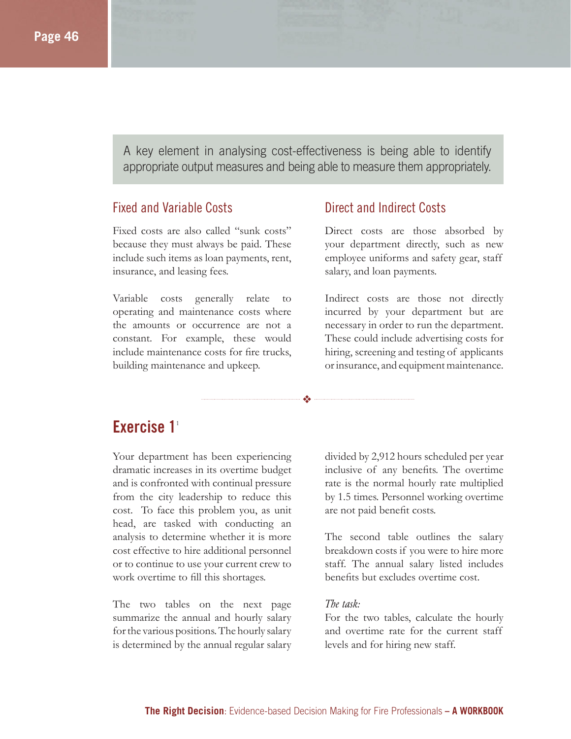A key element in analysing cost-effectiveness is being able to identify appropriate output measures and being able to measure them appropriately.

## Fixed and Variable Costs

Fixed costs are also called "sunk costs" because they must always be paid. These include such items as loan payments, rent, insurance, and leasing fees.

Variable costs generally relate to operating and maintenance costs where the amounts or occurrence are not a constant. For example, these would include maintenance costs for fire trucks, building maintenance and upkeep.

## Direct and Indirect Costs

Direct costs are those absorbed by your department directly, such as new employee uniforms and safety gear, staff salary, and loan payments.

Indirect costs are those not directly incurred by your department but are necessary in order to run the department. These could include advertising costs for hiring, screening and testing of applicants or insurance, and equipment maintenance.

# Exercise 1[1]

Your department has been experiencing dramatic increases in its overtime budget and is confronted with continual pressure from the city leadership to reduce this cost. To face this problem you, as unit head, are tasked with conducting an analysis to determine whether it is more cost effective to hire additional personnel or to continue to use your current crew to work overtime to fill this shortages.

The two tables on the next page summarize the annual and hourly salary for the various positions. The hourly salary is determined by the annual regular salary divided by 2,912 hours scheduled per year inclusive of any benefits. The overtime rate is the normal hourly rate multiplied by 1.5 times. Personnel working overtime are not paid benefit costs.

The second table outlines the salary breakdown costs if you were to hire more staff. The annual salary listed includes benefits but excludes overtime cost.

*The task:*
For the two tables, calculate the hourly and overtime rate for the current staff levels and for hiring new staff.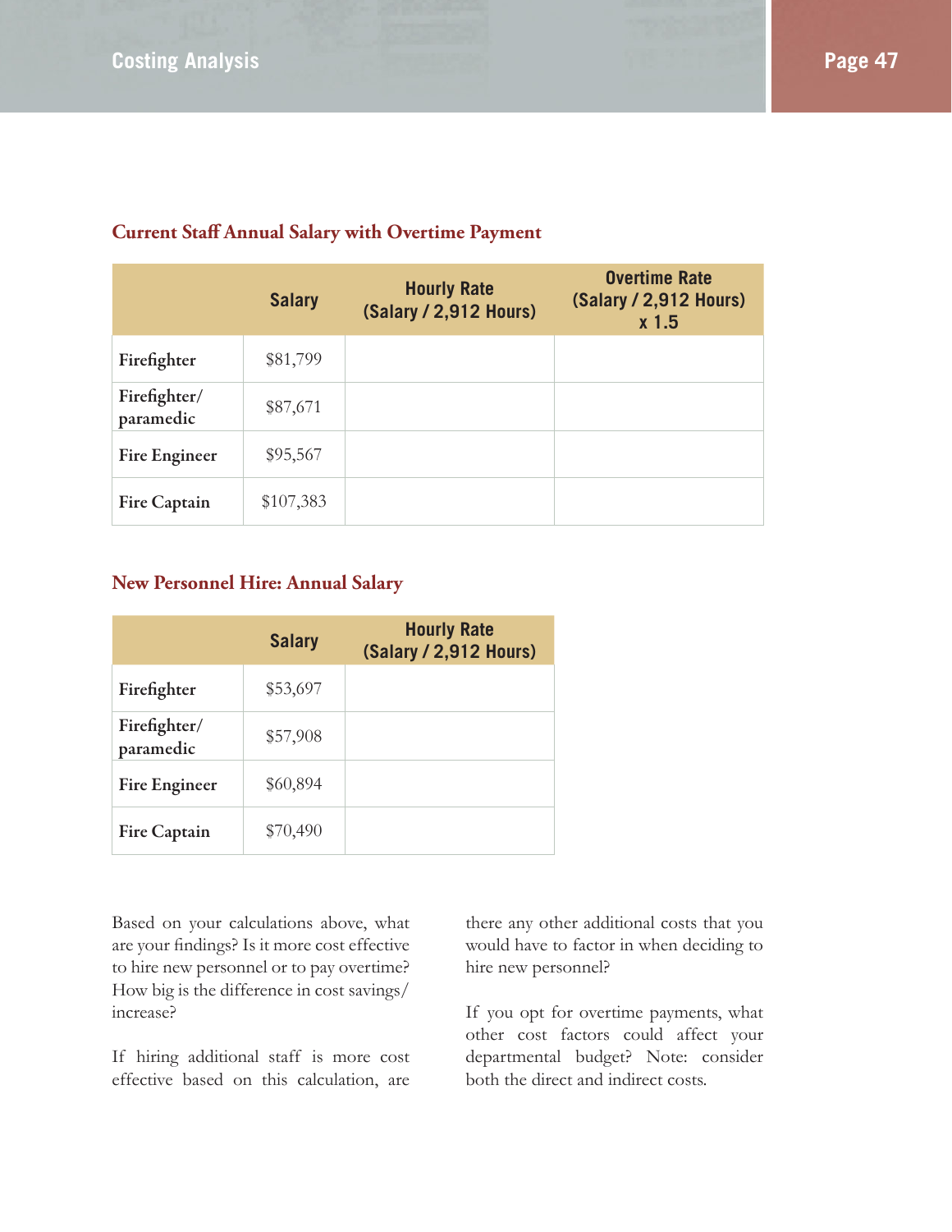### Current Staff Annual Salary with Overtime Payment

| | Salary | Hourly Rate (Salary / 2,912 Hours) | Overtime Rate (Salary / 2,912 Hours) x 1.5 |
|---|---|---|---|
| Firefighter | $81,799 | | |
| Firefighter/ paramedic | $87,671 | | |
| Fire Engineer | $95,567 | | |
| Fire Captain | $107,383 | | |

### New Personnel Hire: Annual Salary

| | Salary | Hourly Rate (Salary / 2,912 Hours) |
|---|---|---|
| Firefighter | $53,697 | |
| Firefighter/ paramedic | $57,908 | |
| Fire Engineer | $60,894 | |
| Fire Captain | $70,490 | |

Based on your calculations above, what are your findings? Is it more cost effective to hire new personnel or to pay overtime? How big is the difference in cost savings/ increase?

If hiring additional staff is more cost effective based on this calculation, are there any other additional costs that you would have to factor in when deciding to hire new personnel?

If you opt for overtime payments, what other cost factors could affect your departmental budget? Note: consider both the direct and indirect costs.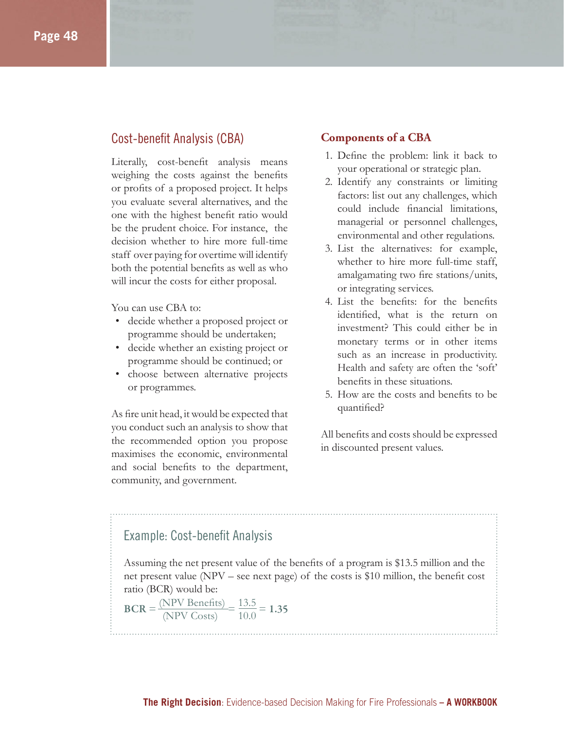## Cost-benefit Analysis (CBA)

Literally, cost-benefit analysis means weighing the costs against the benefits or profits of a proposed project. It helps you evaluate several alternatives, and the one with the highest benefit ratio would be the prudent choice. For instance, the decision whether to hire more full-time staff over paying for overtime will identify both the potential benefits as well as who will incur the costs for either proposal.

You can use CBA to:

- decide whether a proposed project or programme should be undertaken;
- decide whether an existing project or programme should be continued; or
- choose between alternative projects or programmes.

As fire unit head, it would be expected that you conduct such an analysis to show that the recommended option you propose maximises the economic, environmental and social benefits to the department, community, and government.

### Components of a CBA

1. Define the problem: link it back to your operational or strategic plan.
2. Identify any constraints or limiting factors: list out any challenges, which could include financial limitations, managerial or personnel challenges, environmental and other regulations.
3. List the alternatives: for example, whether to hire more full-time staff, amalgamating two fire stations/units, or integrating services.
4. List the benefits: for the benefits identified, what is the return on investment? This could either be in monetary terms or in other items such as an increase in productivity. Health and safety are often the 'soft' benefits in these situations.
5. How are the costs and benefits to be quantified?

All benefits and costs should be expressed in discounted present values.

### Example: Cost-benefit Analysis

Assuming the net present value of the benefits of a program is $13.5 million and the net present value (NPV – see next page) of the costs is $10 million, the benefit cost ratio (BCR) would be:

$$\textbf{BCR} = \frac{\text{(NPV Benefits)}}{\text{(NPV Costs)}} = \frac{13.5}{10.0} = \textbf{1.35}$$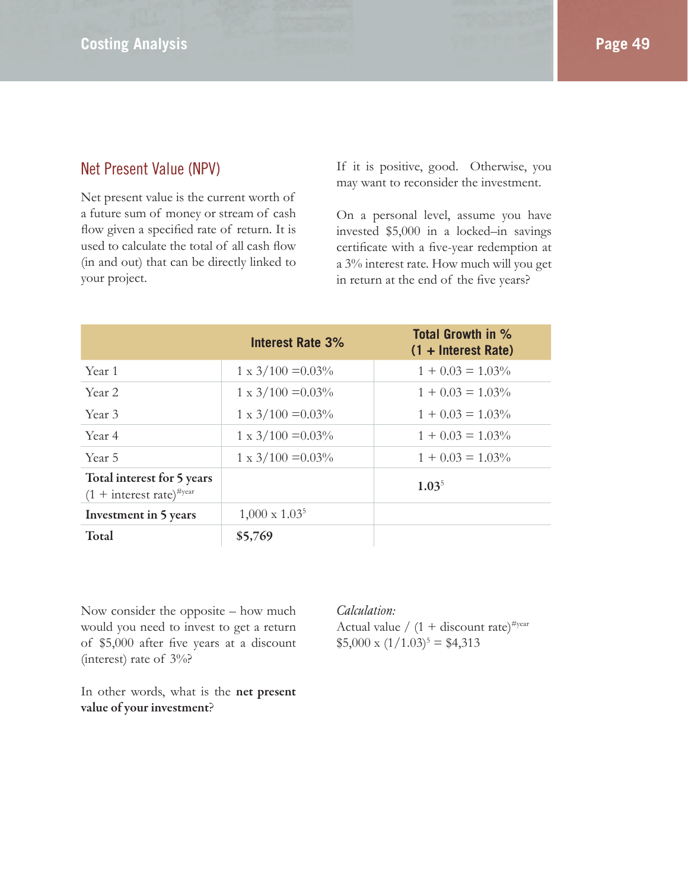## Net Present Value (NPV)

Net present value is the current worth of a future sum of money or stream of cash flow given a specified rate of return. It is used to calculate the total of all cash flow (in and out) that can be directly linked to your project.

If it is positive, good. Otherwise, you may want to reconsider the investment.

On a personal level, assume you have invested $5,000 in a locked–in savings certificate with a five-year redemption at a 3% interest rate. How much will you get in return at the end of the five years?

| | Interest Rate 3% | Total Growth in % (1 + Interest Rate) |
|---|---|---|
| Year 1 | 1 x 3/100 =0.03% | 1 + 0.03 = 1.03% |
| Year 2 | 1 x 3/100 =0.03% | 1 + 0.03 = 1.03% |
| Year 3 | 1 x 3/100 =0.03% | 1 + 0.03 = 1.03% |
| Year 4 | 1 x 3/100 =0.03% | 1 + 0.03 = 1.03% |
| Year 5 | 1 x 3/100 =0.03% | 1 + 0.03 = 1.03% |
| **Total interest for 5 years** (1 + interest rate)$^{\#year}$ | | **$1.03^5$** |
| **Investment in 5 years** | 1,000 x $1.03^5$ | |
| **Total** | **$5,769** | |

Now consider the opposite – how much would you need to invest to get a return of $5,000 after five years at a discount (interest) rate of 3%?

In other words, what is the **net present value of your investment**?

*Calculation:*

Actual value / (1 + discount rate)$^{\#year}$

$5,000 x $(1/1.03)^5$ = $4,313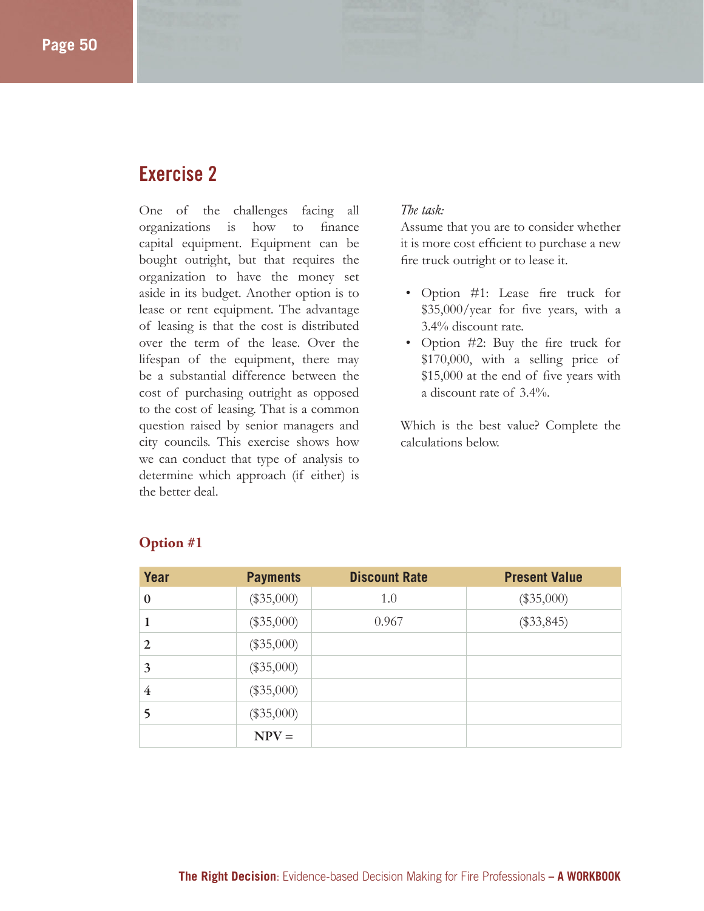## Exercise 2

One of the challenges facing all organizations is how to finance capital equipment. Equipment can be bought outright, but that requires the organization to have the money set aside in its budget. Another option is to lease or rent equipment. The advantage of leasing is that the cost is distributed over the term of the lease. Over the lifespan of the equipment, there may be a substantial difference between the cost of purchasing outright as opposed to the cost of leasing. That is a common question raised by senior managers and city councils. This exercise shows how we can conduct that type of analysis to determine which approach (if either) is the better deal.

*The task:*
Assume that you are to consider whether it is more cost efficient to purchase a new fire truck outright or to lease it.

- Option #1: Lease fire truck for $35,000/year for five years, with a 3.4% discount rate.
- Option #2: Buy the fire truck for $170,000, with a selling price of $15,000 at the end of five years with a discount rate of 3.4%.

Which is the best value? Complete the calculations below.

### Option #1

| Year | Payments | Discount Rate | Present Value |
|---|---|---|---|
| 0 | ($35,000) | 1.0 | ($35,000) |
| 1 | ($35,000) | 0.967 | ($33,845) |
| 2 | ($35,000) | | |
| 3 | ($35,000) | | |
| 4 | ($35,000) | | |
| 5 | ($35,000) | | |
| | NPV = | | |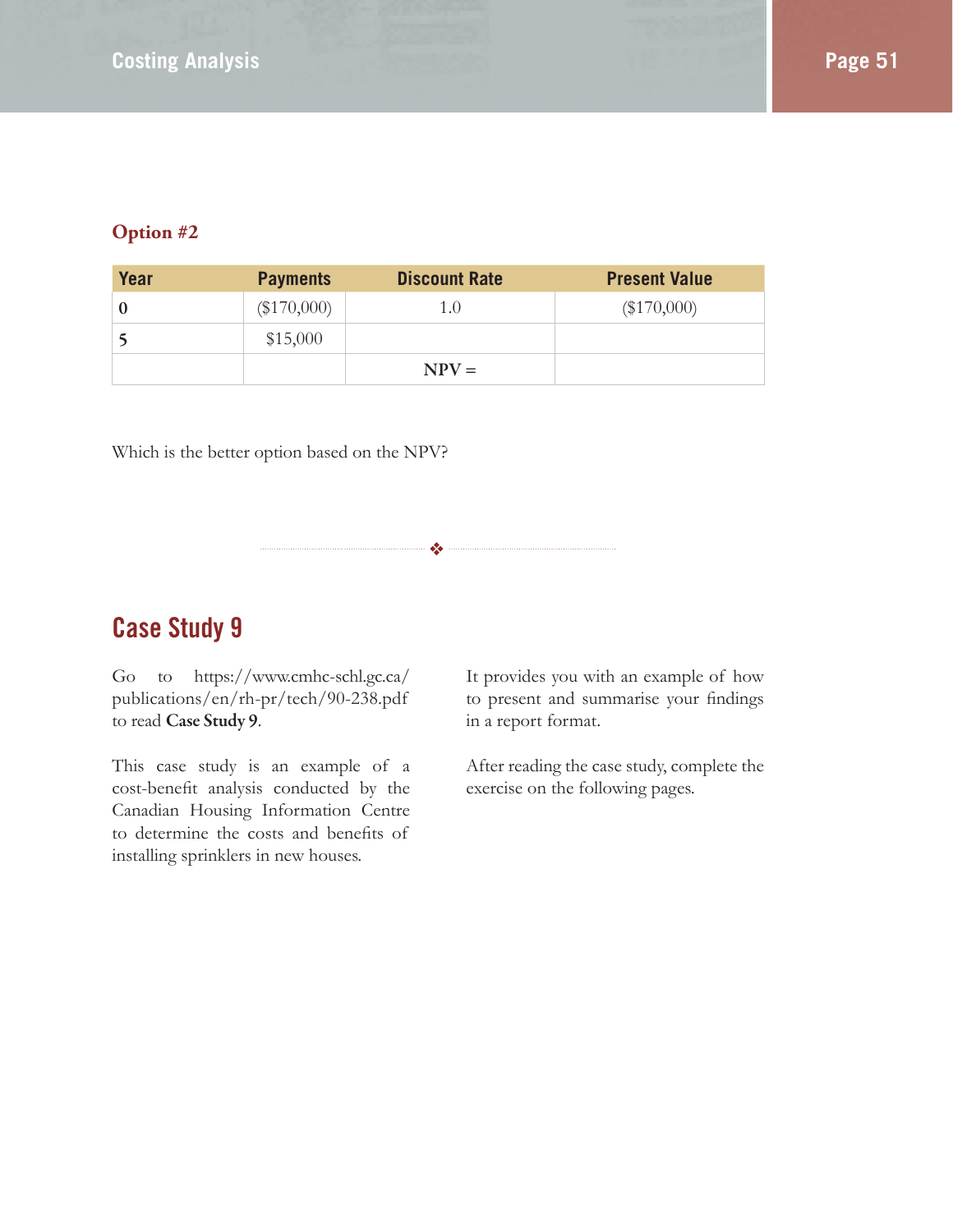### Option #2

| Year | Payments | Discount Rate | Present Value |
|---|---|---|---|
| 0 | ($170,000) | 1.0 | ($170,000) |
| 5 | $15,000 | | |
| | | NPV = | |

Which is the better option based on the NPV?

## Case Study 9

Go to https://www.cmhc-schl.gc.ca/publications/en/rh-pr/tech/90-238.pdf to read **Case Study 9**.

This case study is an example of a cost-benefit analysis conducted by the Canadian Housing Information Centre to determine the costs and benefits of installing sprinklers in new houses.

It provides you with an example of how to present and summarise your findings in a report format.

After reading the case study, complete the exercise on the following pages.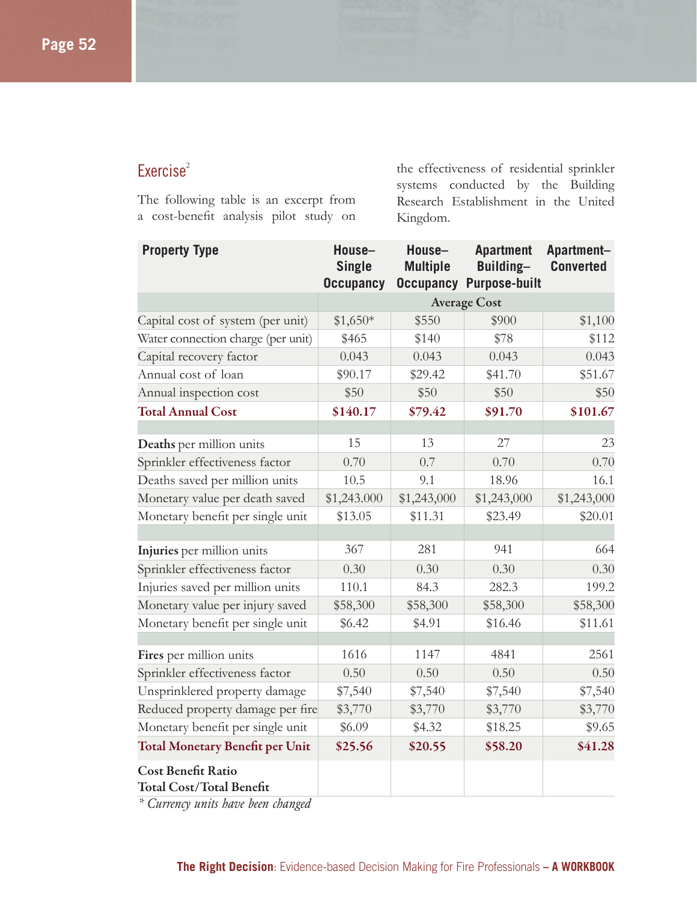## Exercise[2]

The following table is an excerpt from a cost-benefit analysis pilot study on the effectiveness of residential sprinkler systems conducted by the Building Research Establishment in the United Kingdom.

| Property Type | House–Single Occupancy | House–Multiple Occupancy | Apartment Building–Purpose-built | Apartment–Converted |
|---|---|---|---|---|
| | Average Cost | | | |
| Capital cost of system (per unit) | $1,650* | $550 | $900 | $1,100 |
| Water connection charge (per unit) | $465 | $140 | $78 | $112 |
| Capital recovery factor | 0.043 | 0.043 | 0.043 | 0.043 |
| Annual cost of loan | $90.17 | $29.42 | $41.70 | $51.67 |
| Annual inspection cost | $50 | $50 | $50 | $50 |
| **Total Annual Cost** | **$140.17** | **$79.42** | **$91.70** | **$101.67** |
| | | | | |
| **Deaths** per million units | 15 | 13 | 27 | 23 |
| Sprinkler effectiveness factor | 0.70 | 0.7 | 0.70 | 0.70 |
| Deaths saved per million units | 10.5 | 9.1 | 18.96 | 16.1 |
| Monetary value per death saved | $1,243.000 | $1,243,000 | $1,243,000 | $1,243,000 |
| Monetary benefit per single unit | $13.05 | $11.31 | $23.49 | $20.01 |
| | | | | |
| **Injuries** per million units | 367 | 281 | 941 | 664 |
| Sprinkler effectiveness factor | 0.30 | 0.30 | 0.30 | 0.30 |
| Injuries saved per million units | 110.1 | 84.3 | 282.3 | 199.2 |
| Monetary value per injury saved | $58,300 | $58,300 | $58,300 | $58,300 |
| Monetary benefit per single unit | $6.42 | $4.91 | $16.46 | $11.61 |
| | | | | |
| **Fires** per million units | 1616 | 1147 | 4841 | 2561 |
| Sprinkler effectiveness factor | 0.50 | 0.50 | 0.50 | 0.50 |
| Unsprinklered property damage | $7,540 | $7,540 | $7,540 | $7,540 |
| Reduced property damage per fire | $3,770 | $3,770 | $3,770 | $3,770 |
| Monetary benefit per single unit | $6.09 | $4.32 | $18.25 | $9.65 |
| **Total Monetary Benefit per Unit** | **$25.56** | **$20.55** | **$58.20** | **$41.28** |
| **Cost Benefit Ratio Total Cost/Total Benefit** | | | | |

*\* Currency units have been changed*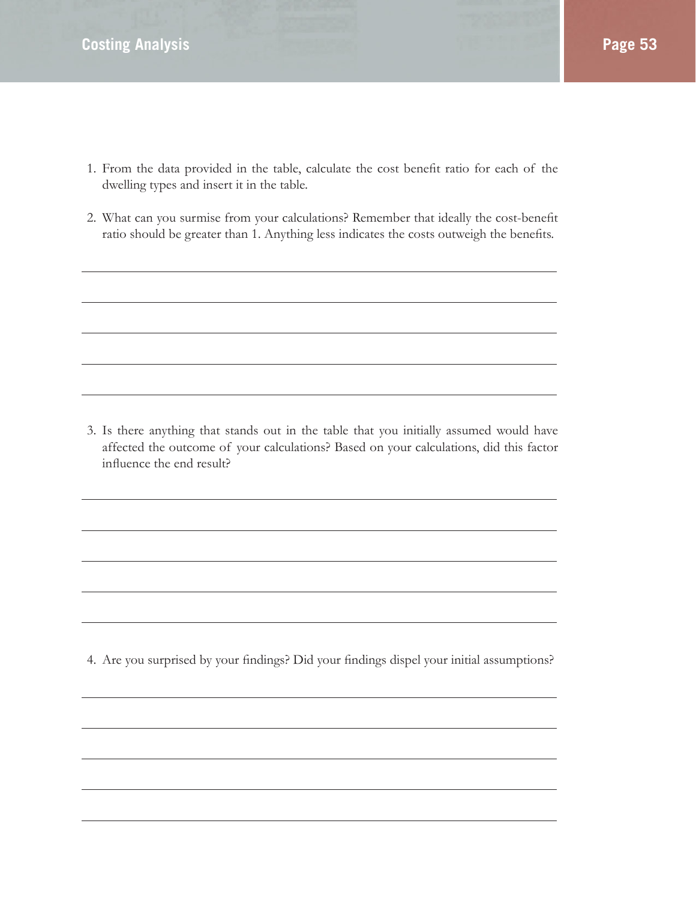1. From the data provided in the table, calculate the cost benefit ratio for each of the dwelling types and insert it in the table.

2. What can you surmise from your calculations? Remember that ideally the cost-benefit ratio should be greater than 1. Anything less indicates the costs outweigh the benefits.

3. Is there anything that stands out in the table that you initially assumed would have affected the outcome of your calculations? Based on your calculations, did this factor influence the end result?

4. Are you surprised by your findings? Did your findings dispel your initial assumptions?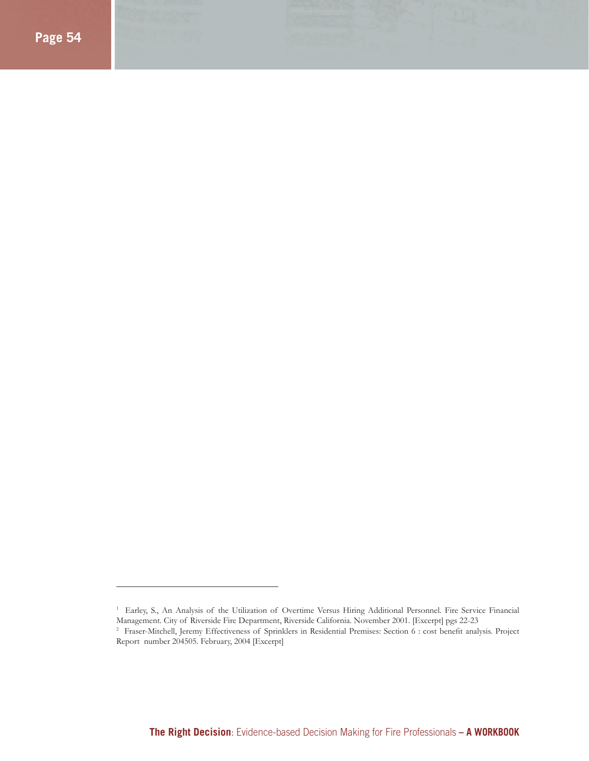[1] Earley, S., An Analysis of the Utilization of Overtime Versus Hiring Additional Personnel. Fire Service Financial Management. City of Riverside Fire Department, Riverside California. November 2001. [Excerpt] pgs 22-23

[2] Fraser-Mitchell, Jeremy Effectiveness of Sprinklers in Residential Premises: Section 6 : cost benefit analysis. Project Report number 204505. February, 2004 [Excerpt]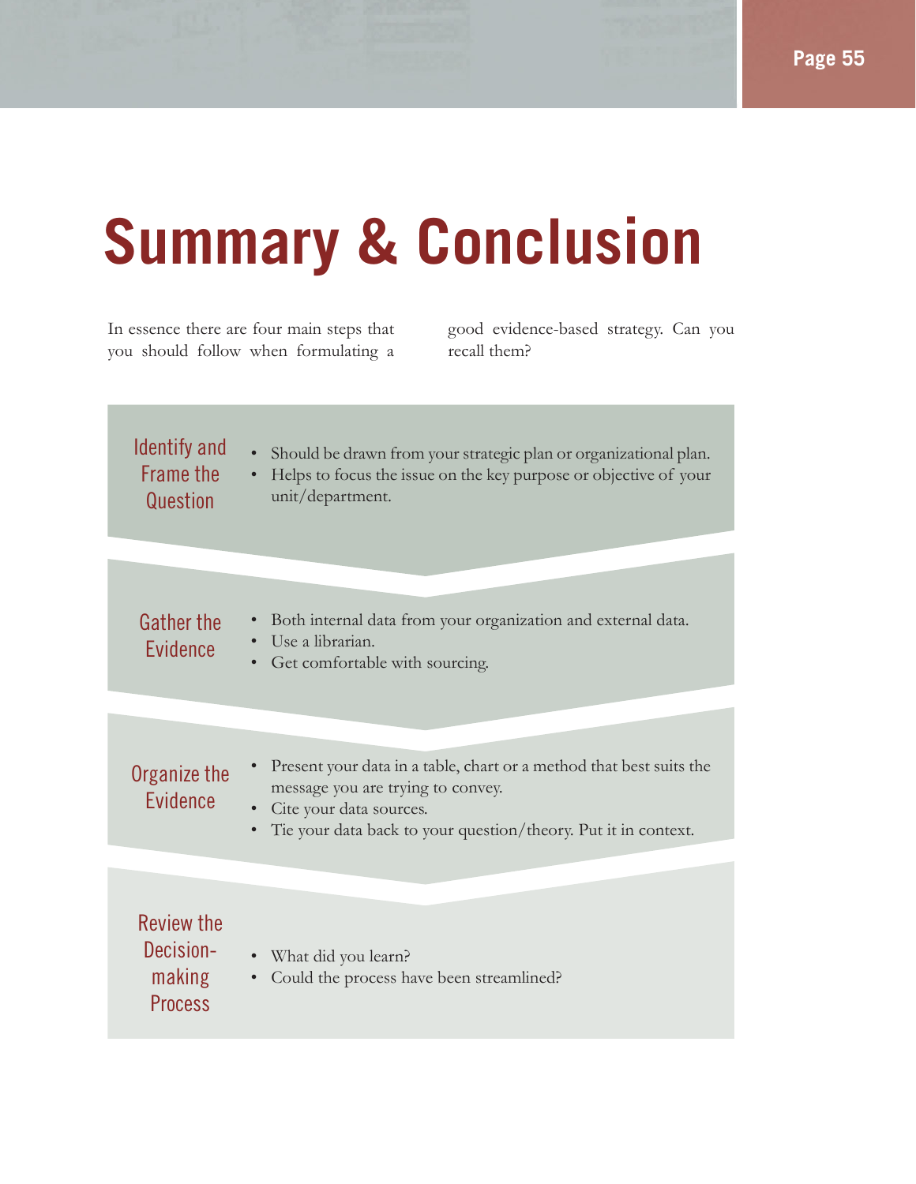# Summary & Conclusion

In essence there are four main steps that you should follow when formulating a good evidence-based strategy. Can you recall them?

## Identify and Frame the Question

- Should be drawn from your strategic plan or organizational plan.
- Helps to focus the issue on the key purpose or objective of your unit/department.

## Gather the Evidence

- Both internal data from your organization and external data.
- Use a librarian.
- Get comfortable with sourcing.

## Organize the Evidence

- Present your data in a table, chart or a method that best suits the message you are trying to convey.
- Cite your data sources.
- Tie your data back to your question/theory. Put it in context.

## Review the Decision-making Process

- What did you learn?
- Could the process have been streamlined?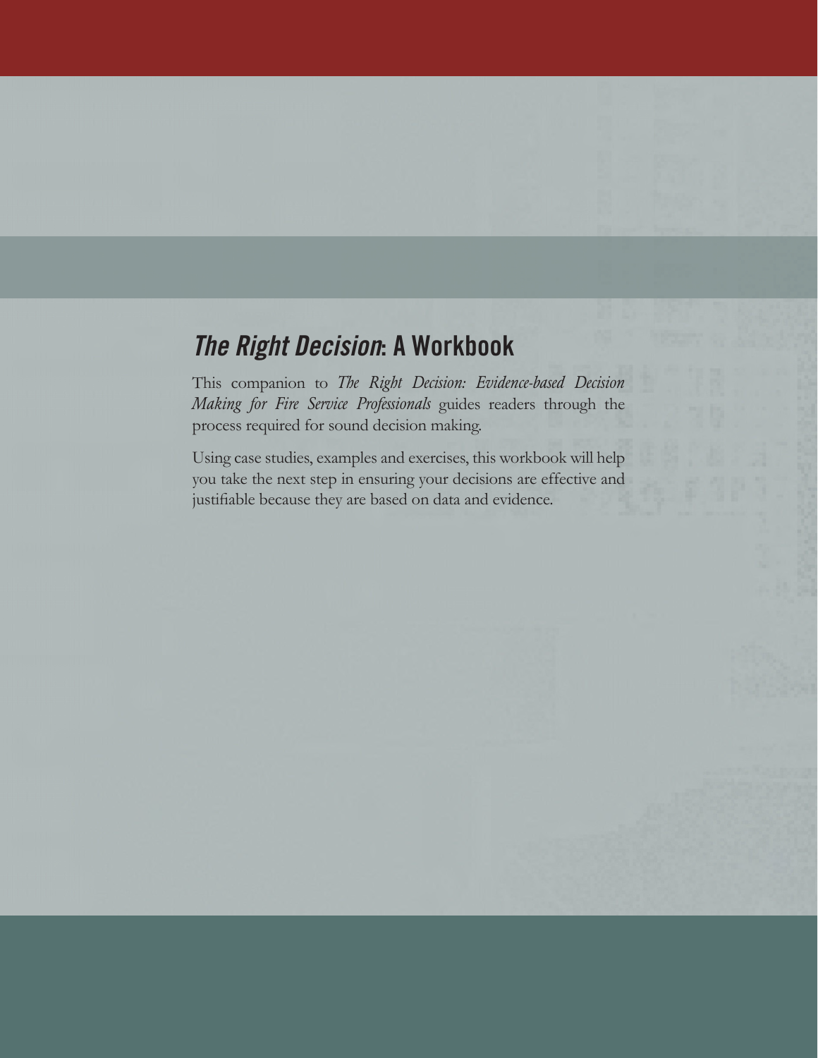## *The Right Decision*: A Workbook

This companion to *The Right Decision: Evidence-based Decision Making for Fire Service Professionals* guides readers through the process required for sound decision making.

Using case studies, examples and exercises, this workbook will help you take the next step in ensuring your decisions are effective and justifiable because they are based on data and evidence.